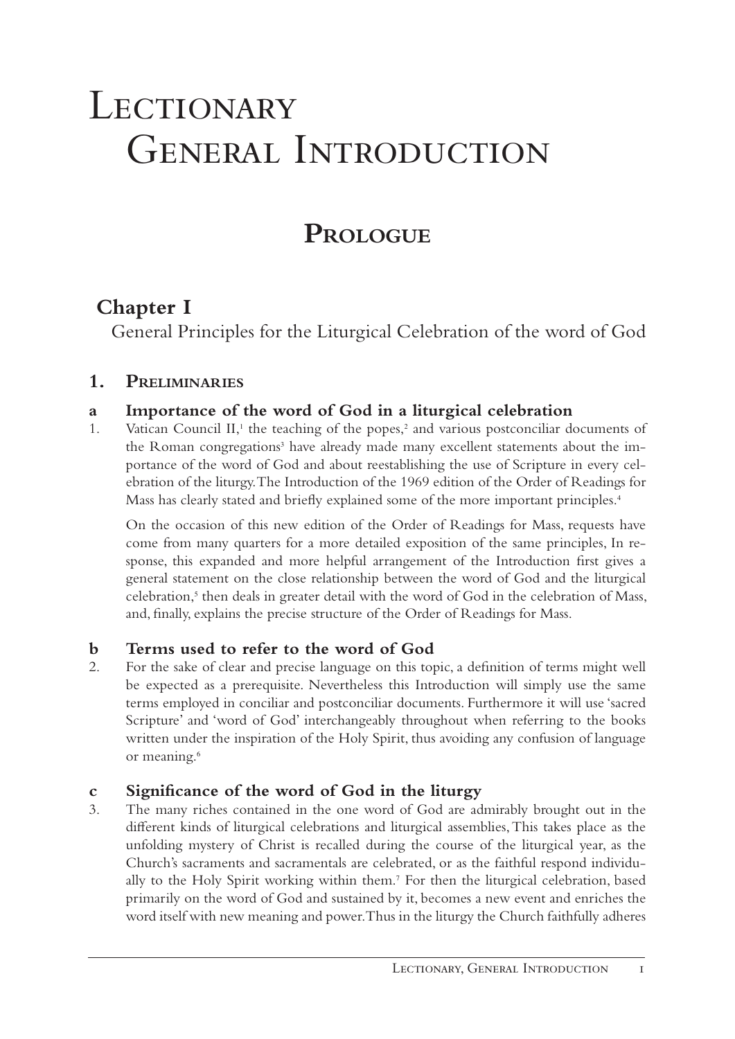# Lectionary General Introduction

## Prologue

### Chapter I

General Principles for the Liturgical Celebration of the word of God

#### 1. Preliminaries

**a Importance of the word of God in a liturgical celebration**

1. Vatican Council II,[1] the teaching of the popes,[2] and various postconciliar documents of the Roman congregations[3] have already made many excellent statements about the importance of the word of God and about reestablishing the use of Scripture in every celebration of the liturgy. The Introduction of the 1969 edition of the Order of Readings for Mass has clearly stated and briefly explained some of the more important principles.[4]

   On the occasion of this new edition of the Order of Readings for Mass, requests have come from many quarters for a more detailed exposition of the same principles, In response, this expanded and more helpful arrangement of the Introduction first gives a general statement on the close relationship between the word of God and the liturgical celebration,[5] then deals in greater detail with the word of God in the celebration of Mass, and, finally, explains the precise structure of the Order of Readings for Mass.

**b Terms used to refer to the word of God**

2. For the sake of clear and precise language on this topic, a definition of terms might well be expected as a prerequisite. Nevertheless this Introduction will simply use the same terms employed in conciliar and postconciliar documents. Furthermore it will use 'sacred Scripture' and 'word of God' interchangeably throughout when referring to the books written under the inspiration of the Holy Spirit, thus avoiding any confusion of language or meaning.[6]

**c Significance of the word of God in the liturgy**

3. The many riches contained in the one word of God are admirably brought out in the different kinds of liturgical celebrations and liturgical assemblies, This takes place as the unfolding mystery of Christ is recalled during the course of the liturgical year, as the Church's sacraments and sacramentals are celebrated, or as the faithful respond individually to the Holy Spirit working within them.[7] For then the liturgical celebration, based primarily on the word of God and sustained by it, becomes a new event and enriches the word itself with new meaning and power. Thus in the liturgy the Church faithfully adheres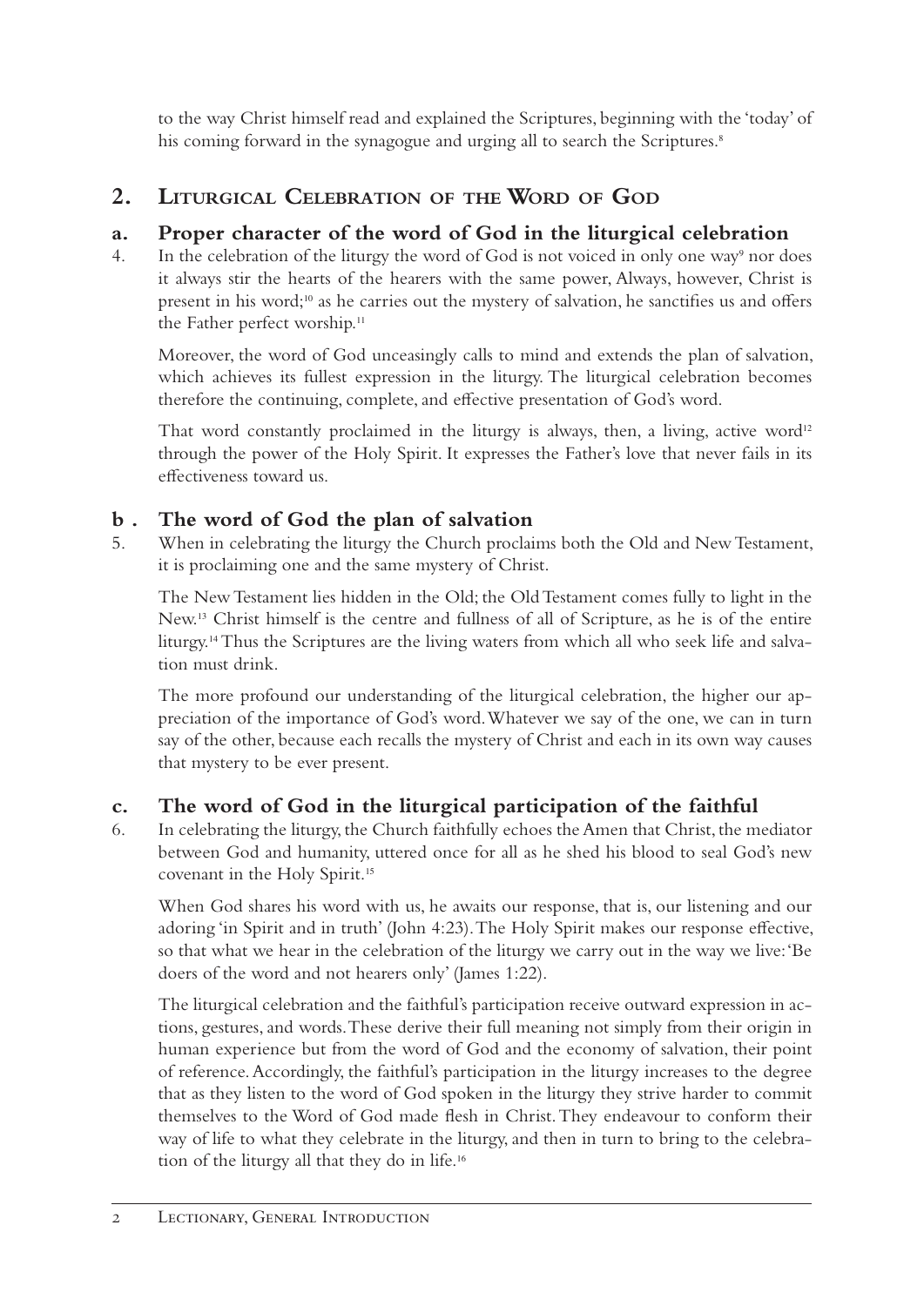to the way Christ himself read and explained the Scriptures, beginning with the 'today' of his coming forward in the synagogue and urging all to search the Scriptures.[8]

## 2. Liturgical Celebration of the Word of God

### a. Proper character of the word of God in the liturgical celebration

4. In the celebration of the liturgy the word of God is not voiced in only one way[9] nor does it always stir the hearts of the hearers with the same power, Always, however, Christ is present in his word;[10] as he carries out the mystery of salvation, he sanctifies us and offers the Father perfect worship.[11]

Moreover, the word of God unceasingly calls to mind and extends the plan of salvation, which achieves its fullest expression in the liturgy. The liturgical celebration becomes therefore the continuing, complete, and effective presentation of God's word.

That word constantly proclaimed in the liturgy is always, then, a living, active word[12] through the power of the Holy Spirit. It expresses the Father's love that never fails in its effectiveness toward us.

### b . The word of God the plan of salvation

5. When in celebrating the liturgy the Church proclaims both the Old and New Testament, it is proclaiming one and the same mystery of Christ.

The New Testament lies hidden in the Old; the Old Testament comes fully to light in the New.[13] Christ himself is the centre and fullness of all of Scripture, as he is of the entire liturgy.[14] Thus the Scriptures are the living waters from which all who seek life and salvation must drink.

The more profound our understanding of the liturgical celebration, the higher our appreciation of the importance of God's word. Whatever we say of the one, we can in turn say of the other, because each recalls the mystery of Christ and each in its own way causes that mystery to be ever present.

### c. The word of God in the liturgical participation of the faithful

6. In celebrating the liturgy, the Church faithfully echoes the Amen that Christ, the mediator between God and humanity, uttered once for all as he shed his blood to seal God's new covenant in the Holy Spirit.[15]

When God shares his word with us, he awaits our response, that is, our listening and our adoring 'in Spirit and in truth' (John 4:23). The Holy Spirit makes our response effective, so that what we hear in the celebration of the liturgy we carry out in the way we live: 'Be doers of the word and not hearers only' (James 1:22).

The liturgical celebration and the faithful's participation receive outward expression in actions, gestures, and words. These derive their full meaning not simply from their origin in human experience but from the word of God and the economy of salvation, their point of reference. Accordingly, the faithful's participation in the liturgy increases to the degree that as they listen to the word of God spoken in the liturgy they strive harder to commit themselves to the Word of God made flesh in Christ. They endeavour to conform their way of life to what they celebrate in the liturgy, and then in turn to bring to the celebration of the liturgy all that they do in life.[16]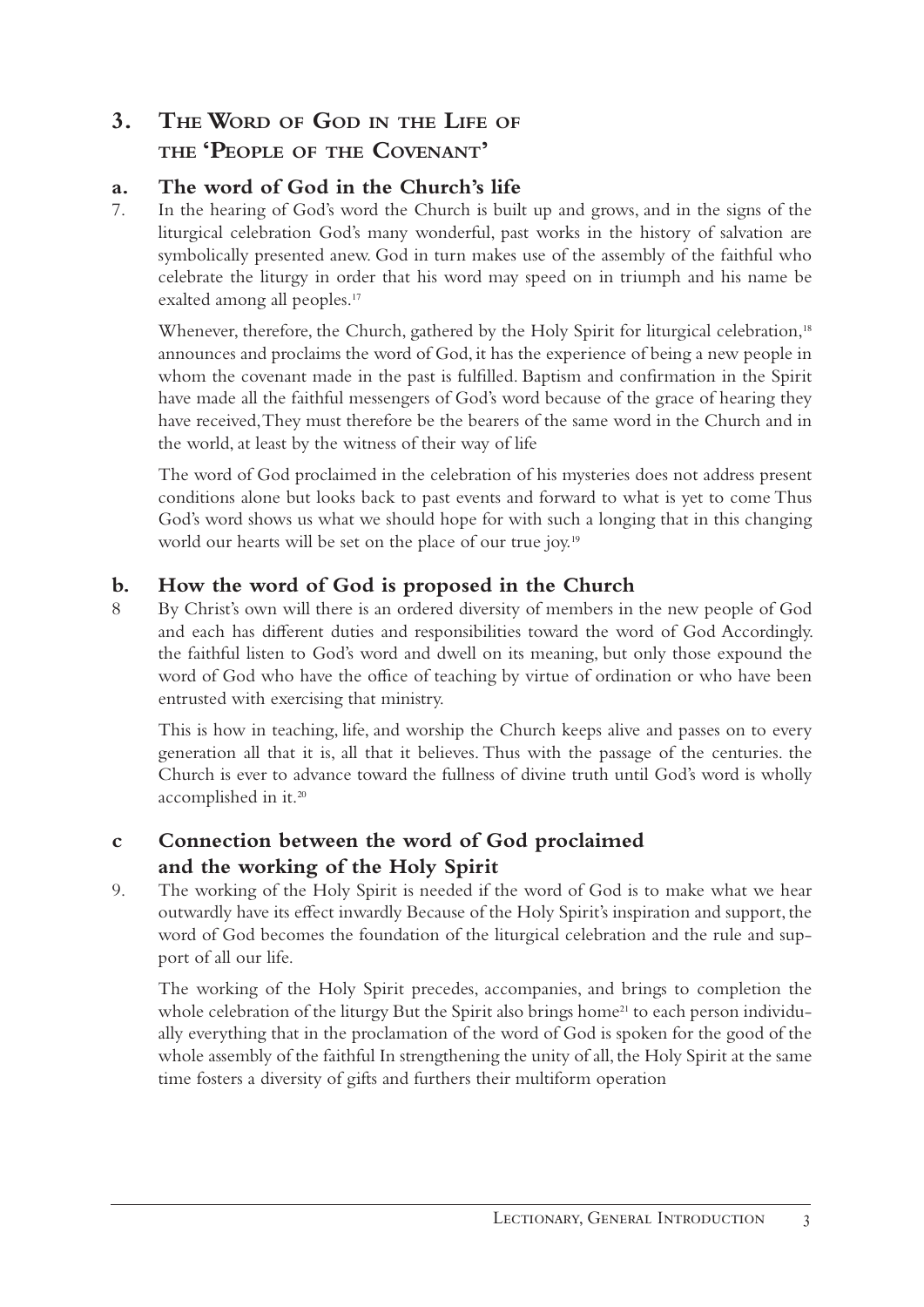## 3. The Word of God in the Life of the 'People of the Covenant'

### a. The word of God in the Church's life

7. In the hearing of God's word the Church is built up and grows, and in the signs of the liturgical celebration God's many wonderful, past works in the history of salvation are symbolically presented anew. God in turn makes use of the assembly of the faithful who celebrate the liturgy in order that his word may speed on in triumph and his name be exalted among all peoples.[17]

Whenever, therefore, the Church, gathered by the Holy Spirit for liturgical celebration,[18] announces and proclaims the word of God, it has the experience of being a new people in whom the covenant made in the past is fulfilled. Baptism and confirmation in the Spirit have made all the faithful messengers of God's word because of the grace of hearing they have received, They must therefore be the bearers of the same word in the Church and in the world, at least by the witness of their way of life

The word of God proclaimed in the celebration of his mysteries does not address present conditions alone but looks back to past events and forward to what is yet to come Thus God's word shows us what we should hope for with such a longing that in this changing world our hearts will be set on the place of our true joy.[19]

### b. How the word of God is proposed in the Church

8 By Christ's own will there is an ordered diversity of members in the new people of God and each has different duties and responsibilities toward the word of God Accordingly. the faithful listen to God's word and dwell on its meaning, but only those expound the word of God who have the office of teaching by virtue of ordination or who have been entrusted with exercising that ministry.

This is how in teaching, life, and worship the Church keeps alive and passes on to every generation all that it is, all that it believes. Thus with the passage of the centuries. the Church is ever to advance toward the fullness of divine truth until God's word is wholly accomplished in it.[20]

### c Connection between the word of God proclaimed and the working of the Holy Spirit

9. The working of the Holy Spirit is needed if the word of God is to make what we hear outwardly have its effect inwardly Because of the Holy Spirit's inspiration and support, the word of God becomes the foundation of the liturgical celebration and the rule and support of all our life.

The working of the Holy Spirit precedes, accompanies, and brings to completion the whole celebration of the liturgy But the Spirit also brings home[21] to each person individually everything that in the proclamation of the word of God is spoken for the good of the whole assembly of the faithful In strengthening the unity of all, the Holy Spirit at the same time fosters a diversity of gifts and furthers their multiform operation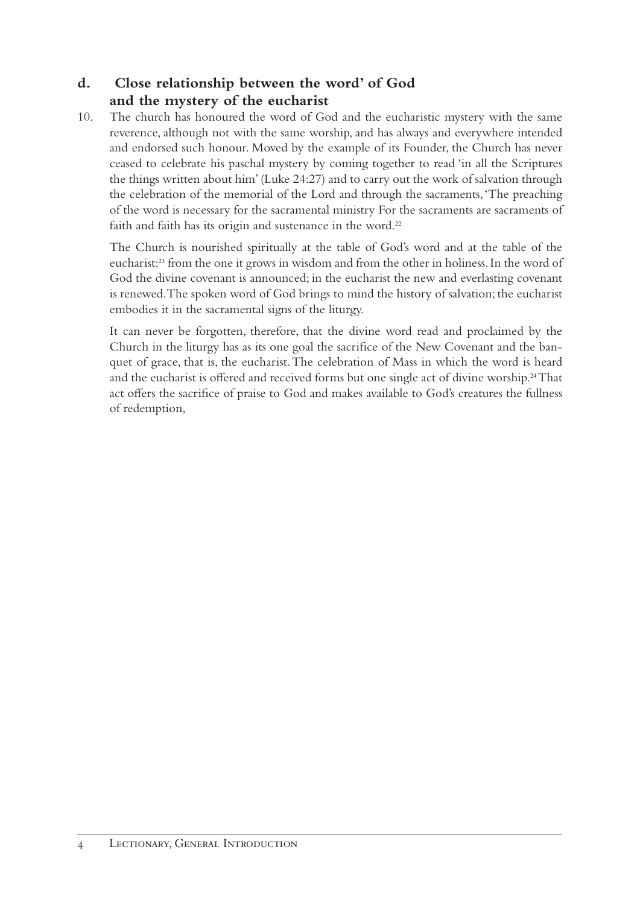## d. Close relationship between the word' of God and the mystery of the eucharist

10. The church has honoured the word of God and the eucharistic mystery with the same reverence, although not with the same worship, and has always and everywhere intended and endorsed such honour. Moved by the example of its Founder, the Church has never ceased to celebrate his paschal mystery by coming together to read 'in all the Scriptures the things written about him' (Luke 24:27) and to carry out the work of salvation through the celebration of the memorial of the Lord and through the sacraments, 'The preaching of the word is necessary for the sacramental ministry For the sacraments are sacraments of faith and faith has its origin and sustenance in the word.[22]

The Church is nourished spiritually at the table of God's word and at the table of the eucharist:[23] from the one it grows in wisdom and from the other in holiness. In the word of God the divine covenant is announced; in the eucharist the new and everlasting covenant is renewed. The spoken word of God brings to mind the history of salvation; the eucharist embodies it in the sacramental signs of the liturgy.

It can never be forgotten, therefore, that the divine word read and proclaimed by the Church in the liturgy has as its one goal the sacrifice of the New Covenant and the banquet of grace, that is, the eucharist. The celebration of Mass in which the word is heard and the eucharist is offered and received forms but one single act of divine worship.[24] That act offers the sacrifice of praise to God and makes available to God's creatures the fullness of redemption,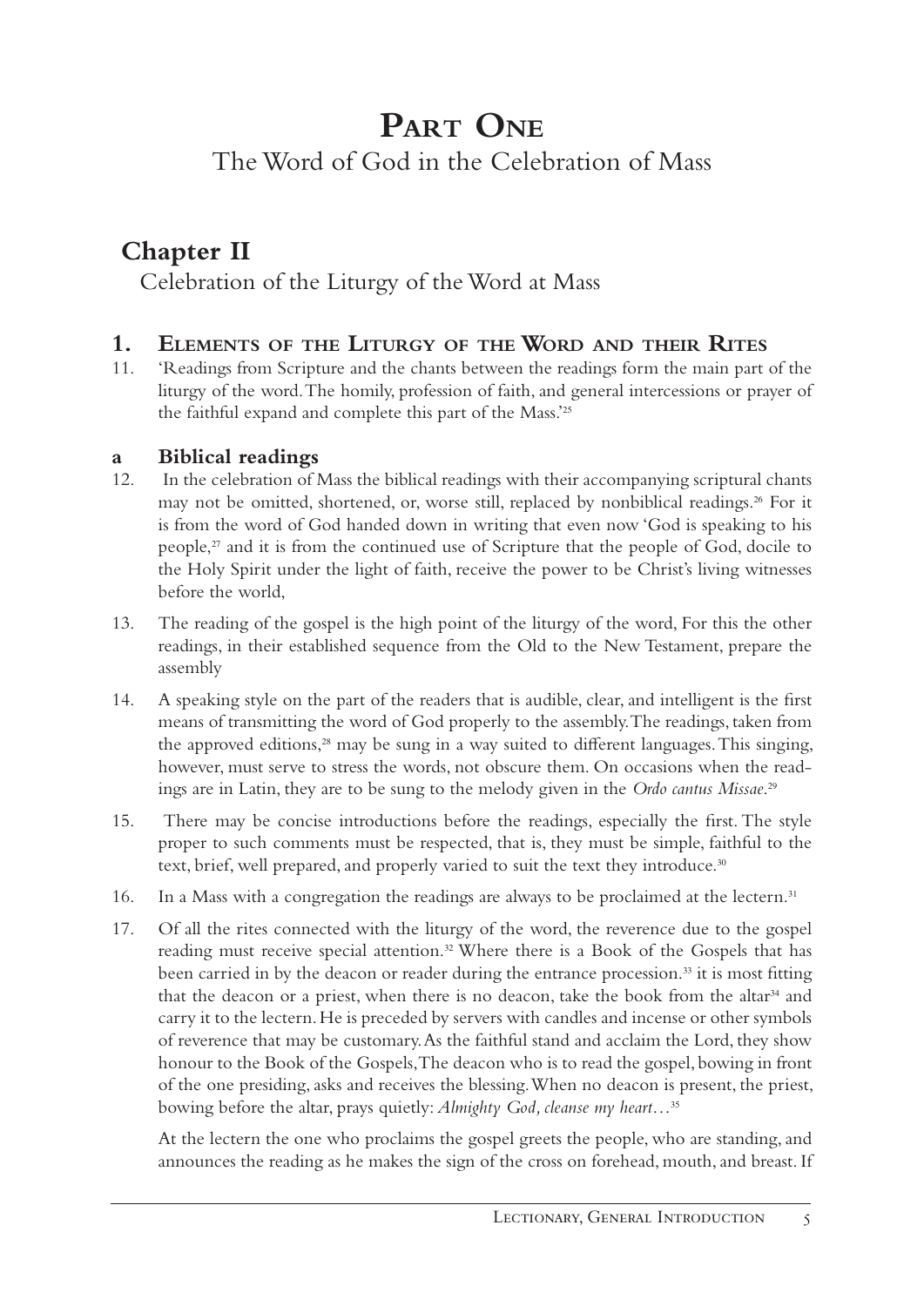# Part One

The Word of God in the Celebration of Mass

## Chapter II

Celebration of the Liturgy of the Word at Mass

### 1. Elements of the Liturgy of the Word and their Rites

11. 'Readings from Scripture and the chants between the readings form the main part of the liturgy of the word. The homily, profession of faith, and general intercessions or prayer of the faithful expand and complete this part of the Mass.'[25]

#### a Biblical readings

12. In the celebration of Mass the biblical readings with their accompanying scriptural chants may not be omitted, shortened, or, worse still, replaced by nonbiblical readings.[26] For it is from the word of God handed down in writing that even now 'God is speaking to his people,[27] and it is from the continued use of Scripture that the people of God, docile to the Holy Spirit under the light of faith, receive the power to be Christ's living witnesses before the world,

13. The reading of the gospel is the high point of the liturgy of the word, For this the other readings, in their established sequence from the Old to the New Testament, prepare the assembly

14. A speaking style on the part of the readers that is audible, clear, and intelligent is the first means of transmitting the word of God properly to the assembly. The readings, taken from the approved editions,[28] may be sung in a way suited to different languages. This singing, however, must serve to stress the words, not obscure them. On occasions when the readings are in Latin, they are to be sung to the melody given in the *Ordo cantus Missae*.[29]

15. There may be concise introductions before the readings, especially the first. The style proper to such comments must be respected, that is, they must be simple, faithful to the text, brief, well prepared, and properly varied to suit the text they introduce.[30]

16. In a Mass with a congregation the readings are always to be proclaimed at the lectern.[31]

17. Of all the rites connected with the liturgy of the word, the reverence due to the gospel reading must receive special attention.[32] Where there is a Book of the Gospels that has been carried in by the deacon or reader during the entrance procession.[33] it is most fitting that the deacon or a priest, when there is no deacon, take the book from the altar[34] and carry it to the lectern. He is preceded by servers with candles and incense or other symbols of reverence that may be customary. As the faithful stand and acclaim the Lord, they show honour to the Book of the Gospels, The deacon who is to read the gospel, bowing in front of the one presiding, asks and receives the blessing. When no deacon is present, the priest, bowing before the altar, prays quietly: *Almighty God, cleanse my heart…*[35]

At the lectern the one who proclaims the gospel greets the people, who are standing, and announces the reading as he makes the sign of the cross on forehead, mouth, and breast. If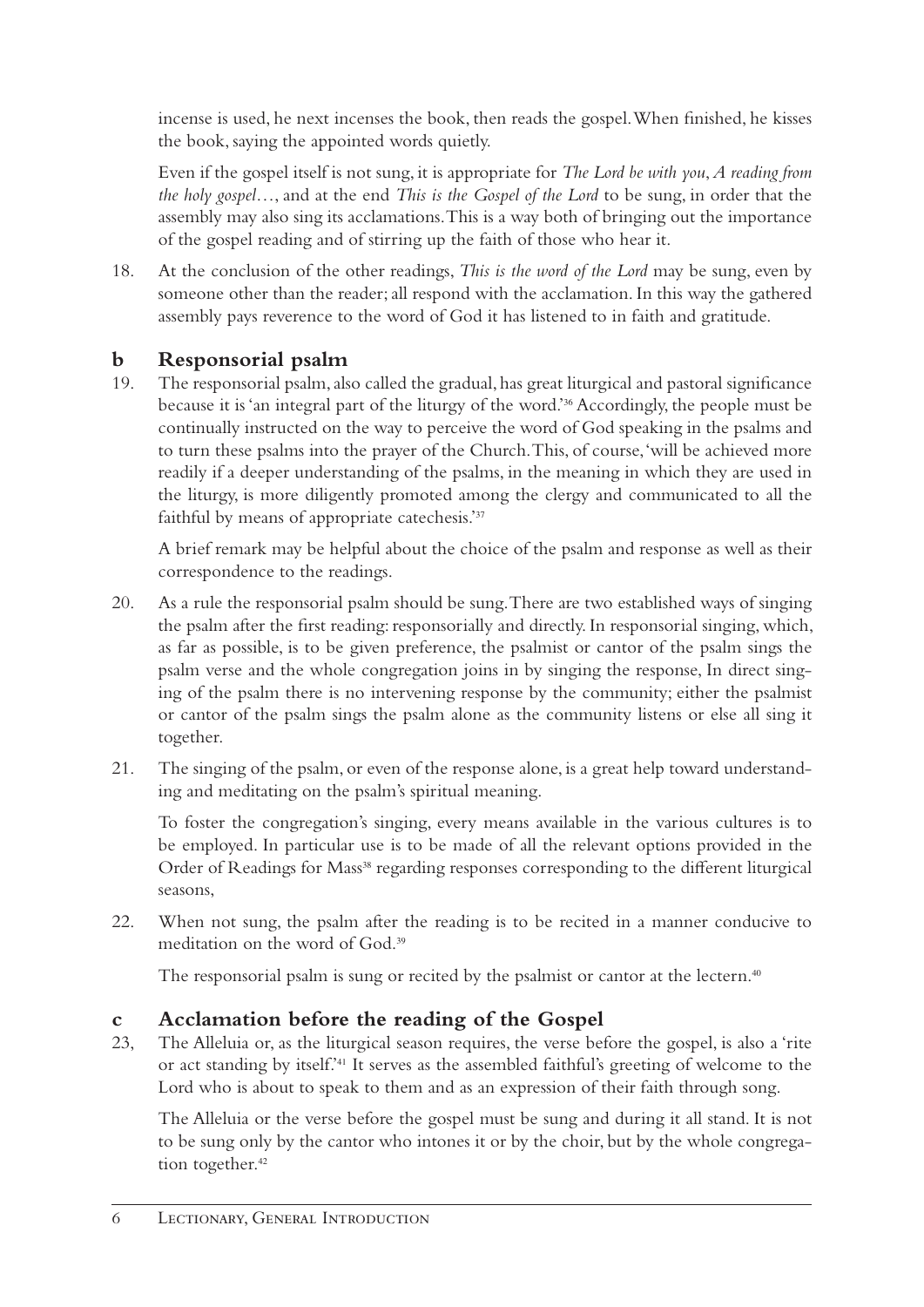incense is used, he next incenses the book, then reads the gospel. When finished, he kisses the book, saying the appointed words quietly.

Even if the gospel itself is not sung, it is appropriate for *The Lord be with you*, *A reading from the holy gospel…*, and at the end *This is the Gospel of the Lord* to be sung, in order that the assembly may also sing its acclamations. This is a way both of bringing out the importance of the gospel reading and of stirring up the faith of those who hear it.

18. At the conclusion of the other readings, *This is the word of the Lord* may be sung, even by someone other than the reader; all respond with the acclamation. In this way the gathered assembly pays reverence to the word of God it has listened to in faith and gratitude.

## b Responsorial psalm

19. The responsorial psalm, also called the gradual, has great liturgical and pastoral significance because it is 'an integral part of the liturgy of the word.'[36] Accordingly, the people must be continually instructed on the way to perceive the word of God speaking in the psalms and to turn these psalms into the prayer of the Church. This, of course, 'will be achieved more readily if a deeper understanding of the psalms, in the meaning in which they are used in the liturgy, is more diligently promoted among the clergy and communicated to all the faithful by means of appropriate catechesis.'[37]

A brief remark may be helpful about the choice of the psalm and response as well as their correspondence to the readings.

20. As a rule the responsorial psalm should be sung. There are two established ways of singing the psalm after the first reading: responsorially and directly. In responsorial singing, which, as far as possible, is to be given preference, the psalmist or cantor of the psalm sings the psalm verse and the whole congregation joins in by singing the response, In direct singing of the psalm there is no intervening response by the community; either the psalmist or cantor of the psalm sings the psalm alone as the community listens or else all sing it together.

21. The singing of the psalm, or even of the response alone, is a great help toward understanding and meditating on the psalm's spiritual meaning.

To foster the congregation's singing, every means available in the various cultures is to be employed. In particular use is to be made of all the relevant options provided in the Order of Readings for Mass[38] regarding responses corresponding to the different liturgical seasons,

22. When not sung, the psalm after the reading is to be recited in a manner conducive to meditation on the word of God.[39]

The responsorial psalm is sung or recited by the psalmist or cantor at the lectern.[40]

## c Acclamation before the reading of the Gospel

23, The Alleluia or, as the liturgical season requires, the verse before the gospel, is also a 'rite or act standing by itself.'[41] It serves as the assembled faithful's greeting of welcome to the Lord who is about to speak to them and as an expression of their faith through song.

The Alleluia or the verse before the gospel must be sung and during it all stand. It is not to be sung only by the cantor who intones it or by the choir, but by the whole congregation together.[42]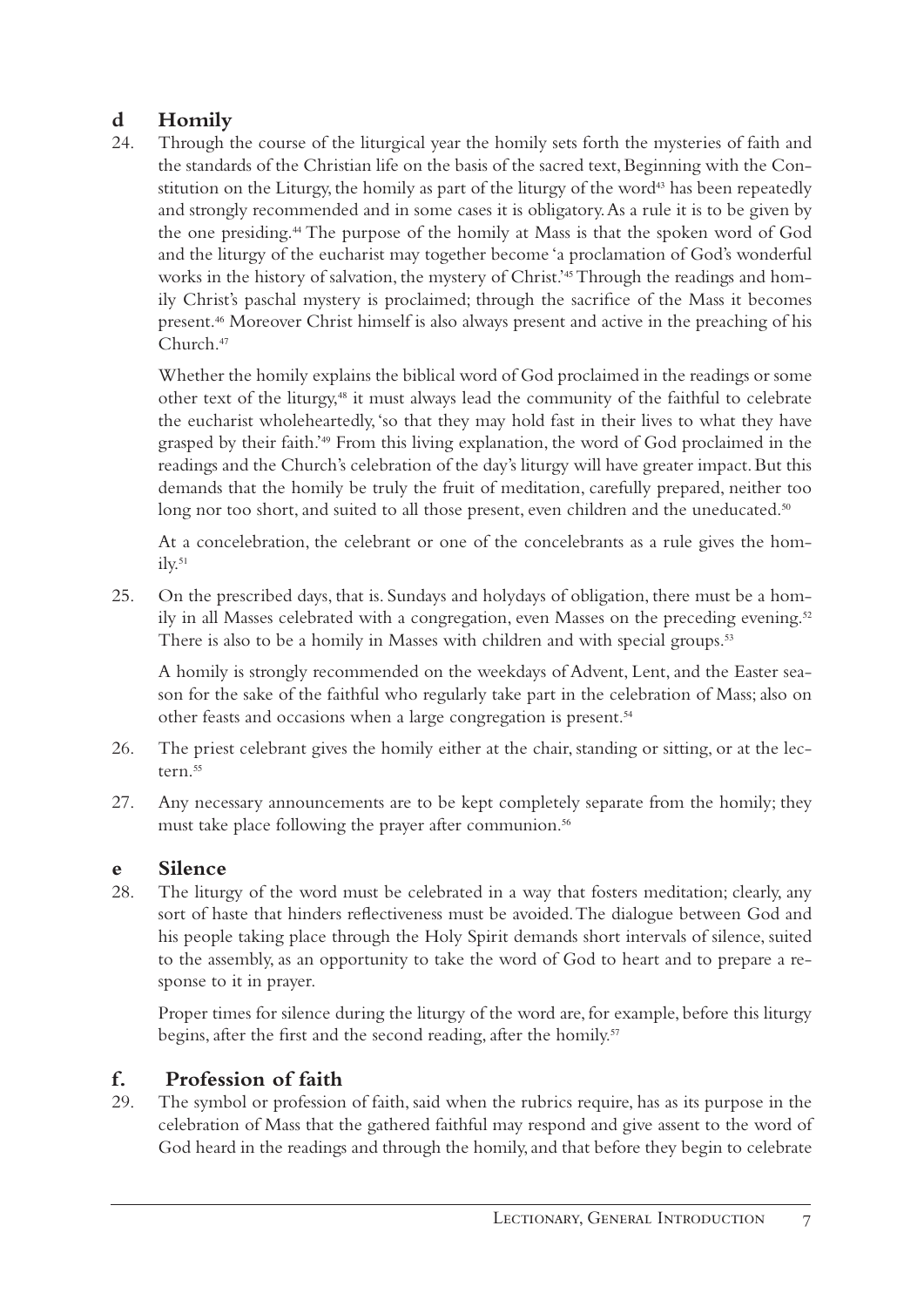## d Homily

24. Through the course of the liturgical year the homily sets forth the mysteries of faith and the standards of the Christian life on the basis of the sacred text, Beginning with the Constitution on the Liturgy, the homily as part of the liturgy of the word[43] has been repeatedly and strongly recommended and in some cases it is obligatory. As a rule it is to be given by the one presiding.[44] The purpose of the homily at Mass is that the spoken word of God and the liturgy of the eucharist may together become 'a proclamation of God's wonderful works in the history of salvation, the mystery of Christ.'[45] Through the readings and homily Christ's paschal mystery is proclaimed; through the sacrifice of the Mass it becomes present.[46] Moreover Christ himself is also always present and active in the preaching of his Church.[47]

    Whether the homily explains the biblical word of God proclaimed in the readings or some other text of the liturgy,[48] it must always lead the community of the faithful to celebrate the eucharist wholeheartedly, 'so that they may hold fast in their lives to what they have grasped by their faith.'[49] From this living explanation, the word of God proclaimed in the readings and the Church's celebration of the day's liturgy will have greater impact. But this demands that the homily be truly the fruit of meditation, carefully prepared, neither too long nor too short, and suited to all those present, even children and the uneducated.[50]

    At a concelebration, the celebrant or one of the concelebrants as a rule gives the homily.[51]

25. On the prescribed days, that is. Sundays and holydays of obligation, there must be a homily in all Masses celebrated with a congregation, even Masses on the preceding evening.[52] There is also to be a homily in Masses with children and with special groups.[53]

    A homily is strongly recommended on the weekdays of Advent, Lent, and the Easter season for the sake of the faithful who regularly take part in the celebration of Mass; also on other feasts and occasions when a large congregation is present.[54]

26. The priest celebrant gives the homily either at the chair, standing or sitting, or at the lectern.[55]

27. Any necessary announcements are to be kept completely separate from the homily; they must take place following the prayer after communion.[56]

## e Silence

28. The liturgy of the word must be celebrated in a way that fosters meditation; clearly, any sort of haste that hinders reflectiveness must be avoided. The dialogue between God and his people taking place through the Holy Spirit demands short intervals of silence, suited to the assembly, as an opportunity to take the word of God to heart and to prepare a response to it in prayer.

    Proper times for silence during the liturgy of the word are, for example, before this liturgy begins, after the first and the second reading, after the homily.[57]

## f. Profession of faith

29. The symbol or profession of faith, said when the rubrics require, has as its purpose in the celebration of Mass that the gathered faithful may respond and give assent to the word of God heard in the readings and through the homily, and that before they begin to celebrate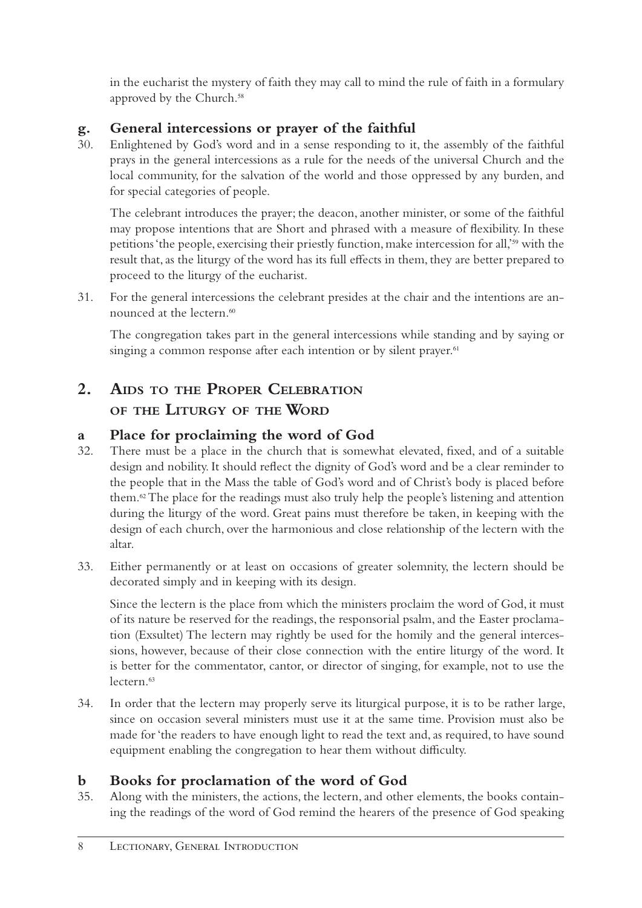in the eucharist the mystery of faith they may call to mind the rule of faith in a formulary approved by the Church.[58]

### g. General intercessions or prayer of the faithful

30. Enlightened by God's word and in a sense responding to it, the assembly of the faithful prays in the general intercessions as a rule for the needs of the universal Church and the local community, for the salvation of the world and those oppressed by any burden, and for special categories of people.

    The celebrant introduces the prayer; the deacon, another minister, or some of the faithful may propose intentions that are Short and phrased with a measure of flexibility. In these petitions 'the people, exercising their priestly function, make intercession for all,'[59] with the result that, as the liturgy of the word has its full effects in them, they are better prepared to proceed to the liturgy of the eucharist.

31. For the general intercessions the celebrant presides at the chair and the intentions are announced at the lectern.[60]

    The congregation takes part in the general intercessions while standing and by saying or singing a common response after each intention or by silent prayer.[61]

## 2. Aids to the Proper Celebration of the Liturgy of the Word

### a Place for proclaiming the word of God

32. There must be a place in the church that is somewhat elevated, fixed, and of a suitable design and nobility. It should reflect the dignity of God's word and be a clear reminder to the people that in the Mass the table of God's word and of Christ's body is placed before them.[62] The place for the readings must also truly help the people's listening and attention during the liturgy of the word. Great pains must therefore be taken, in keeping with the design of each church, over the harmonious and close relationship of the lectern with the altar.

33. Either permanently or at least on occasions of greater solemnity, the lectern should be decorated simply and in keeping with its design.

    Since the lectern is the place from which the ministers proclaim the word of God, it must of its nature be reserved for the readings, the responsorial psalm, and the Easter proclamation (Exsultet) The lectern may rightly be used for the homily and the general intercessions, however, because of their close connection with the entire liturgy of the word. It is better for the commentator, cantor, or director of singing, for example, not to use the lectern.[63]

34. In order that the lectern may properly serve its liturgical purpose, it is to be rather large, since on occasion several ministers must use it at the same time. Provision must also be made for 'the readers to have enough light to read the text and, as required, to have sound equipment enabling the congregation to hear them without difficulty.

### b Books for proclamation of the word of God

35. Along with the ministers, the actions, the lectern, and other elements, the books containing the readings of the word of God remind the hearers of the presence of God speaking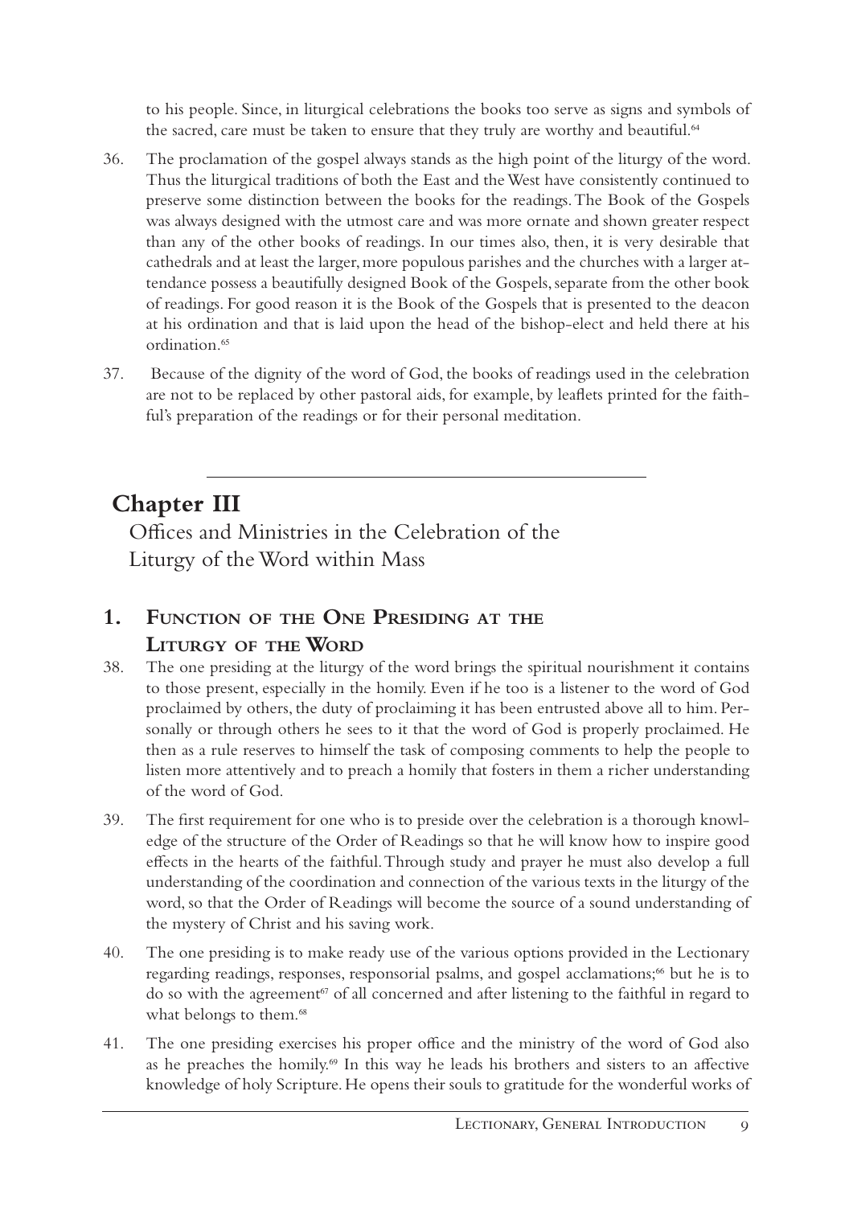to his people. Since, in liturgical celebrations the books too serve as signs and symbols of the sacred, care must be taken to ensure that they truly are worthy and beautiful.[64]

36. The proclamation of the gospel always stands as the high point of the liturgy of the word. Thus the liturgical traditions of both the East and the West have consistently continued to preserve some distinction between the books for the readings. The Book of the Gospels was always designed with the utmost care and was more ornate and shown greater respect than any of the other books of readings. In our times also, then, it is very desirable that cathedrals and at least the larger, more populous parishes and the churches with a larger attendance possess a beautifully designed Book of the Gospels, separate from the other book of readings. For good reason it is the Book of the Gospels that is presented to the deacon at his ordination and that is laid upon the head of the bishop-elect and held there at his ordination.[65]

37. Because of the dignity of the word of God, the books of readings used in the celebration are not to be replaced by other pastoral aids, for example, by leaflets printed for the faithful's preparation of the readings or for their personal meditation.

---

# Chapter III

Offices and Ministries in the Celebration of the Liturgy of the Word within Mass

## 1. Function of the One Presiding at the Liturgy of the Word

38. The one presiding at the liturgy of the word brings the spiritual nourishment it contains to those present, especially in the homily. Even if he too is a listener to the word of God proclaimed by others, the duty of proclaiming it has been entrusted above all to him. Personally or through others he sees to it that the word of God is properly proclaimed. He then as a rule reserves to himself the task of composing comments to help the people to listen more attentively and to preach a homily that fosters in them a richer understanding of the word of God.

39. The first requirement for one who is to preside over the celebration is a thorough knowledge of the structure of the Order of Readings so that he will know how to inspire good effects in the hearts of the faithful. Through study and prayer he must also develop a full understanding of the coordination and connection of the various texts in the liturgy of the word, so that the Order of Readings will become the source of a sound understanding of the mystery of Christ and his saving work.

40. The one presiding is to make ready use of the various options provided in the Lectionary regarding readings, responses, responsorial psalms, and gospel acclamations;[66] but he is to do so with the agreement[67] of all concerned and after listening to the faithful in regard to what belongs to them.[68]

41. The one presiding exercises his proper office and the ministry of the word of God also as he preaches the homily.[69] In this way he leads his brothers and sisters to an affective knowledge of holy Scripture. He opens their souls to gratitude for the wonderful works of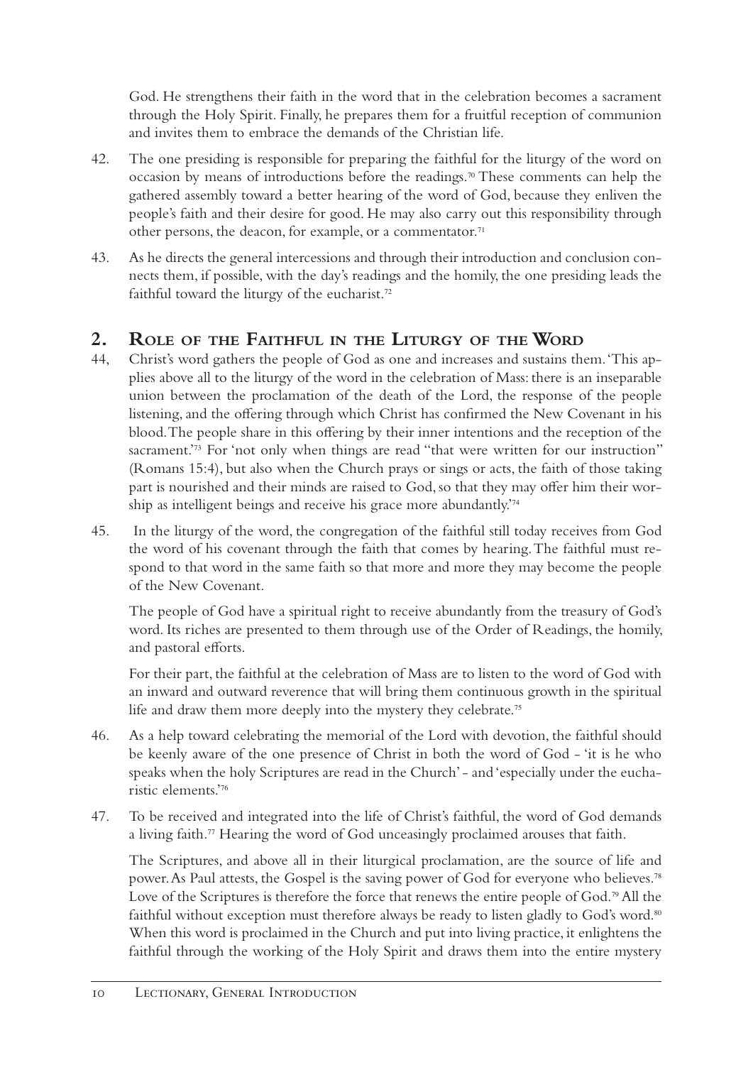God. He strengthens their faith in the word that in the celebration becomes a sacrament through the Holy Spirit. Finally, he prepares them for a fruitful reception of communion and invites them to embrace the demands of the Christian life.

42. The one presiding is responsible for preparing the faithful for the liturgy of the word on occasion by means of introductions before the readings.[70] These comments can help the gathered assembly toward a better hearing of the word of God, because they enliven the people's faith and their desire for good. He may also carry out this responsibility through other persons, the deacon, for example, or a commentator.[71]

43. As he directs the general intercessions and through their introduction and conclusion connects them, if possible, with the day's readings and the homily, the one presiding leads the faithful toward the liturgy of the eucharist.[72]

## 2. Role of the Faithful in the Liturgy of the Word

44, Christ's word gathers the people of God as one and increases and sustains them. 'This applies above all to the liturgy of the word in the celebration of Mass: there is an inseparable union between the proclamation of the death of the Lord, the response of the people listening, and the offering through which Christ has confirmed the New Covenant in his blood. The people share in this offering by their inner intentions and the reception of the sacrament.'[73] For 'not only when things are read "that were written for our instruction" (Romans 15:4), but also when the Church prays or sings or acts, the faith of those taking part is nourished and their minds are raised to God, so that they may offer him their worship as intelligent beings and receive his grace more abundantly.'[74]

45. In the liturgy of the word, the congregation of the faithful still today receives from God the word of his covenant through the faith that comes by hearing. The faithful must respond to that word in the same faith so that more and more they may become the people of the New Covenant.

The people of God have a spiritual right to receive abundantly from the treasury of God's word. Its riches are presented to them through use of the Order of Readings, the homily, and pastoral efforts.

For their part, the faithful at the celebration of Mass are to listen to the word of God with an inward and outward reverence that will bring them continuous growth in the spiritual life and draw them more deeply into the mystery they celebrate.[75]

46. As a help toward celebrating the memorial of the Lord with devotion, the faithful should be keenly aware of the one presence of Christ in both the word of God - 'it is he who speaks when the holy Scriptures are read in the Church' - and 'especially under the eucharistic elements.'[76]

47. To be received and integrated into the life of Christ's faithful, the word of God demands a living faith.[77] Hearing the word of God unceasingly proclaimed arouses that faith.

The Scriptures, and above all in their liturgical proclamation, are the source of life and power. As Paul attests, the Gospel is the saving power of God for everyone who believes.[78] Love of the Scriptures is therefore the force that renews the entire people of God.[79] All the faithful without exception must therefore always be ready to listen gladly to God's word.[80] When this word is proclaimed in the Church and put into living practice, it enlightens the faithful through the working of the Holy Spirit and draws them into the entire mystery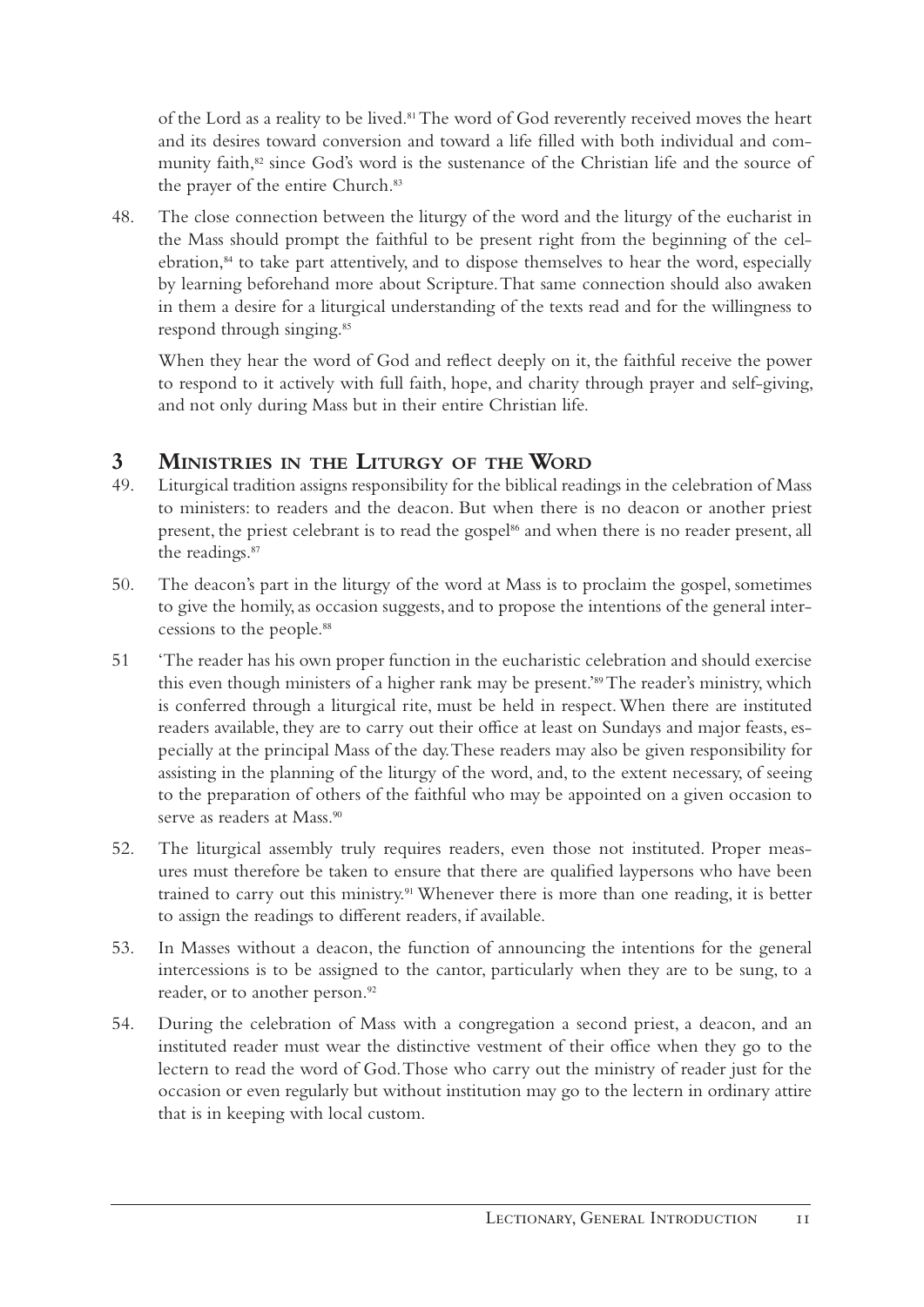of the Lord as a reality to be lived.[81] The word of God reverently received moves the heart and its desires toward conversion and toward a life filled with both individual and community faith,[82] since God's word is the sustenance of the Christian life and the source of the prayer of the entire Church.[83]

48. The close connection between the liturgy of the word and the liturgy of the eucharist in the Mass should prompt the faithful to be present right from the beginning of the celebration,[84] to take part attentively, and to dispose themselves to hear the word, especially by learning beforehand more about Scripture. That same connection should also awaken in them a desire for a liturgical understanding of the texts read and for the willingness to respond through singing.[85]

When they hear the word of God and reflect deeply on it, the faithful receive the power to respond to it actively with full faith, hope, and charity through prayer and self-giving, and not only during Mass but in their entire Christian life.

## 3 Ministries in the Liturgy of the Word

49. Liturgical tradition assigns responsibility for the biblical readings in the celebration of Mass to ministers: to readers and the deacon. But when there is no deacon or another priest present, the priest celebrant is to read the gospel[86] and when there is no reader present, all the readings.[87]

50. The deacon's part in the liturgy of the word at Mass is to proclaim the gospel, sometimes to give the homily, as occasion suggests, and to propose the intentions of the general intercessions to the people.[88]

51 'The reader has his own proper function in the eucharistic celebration and should exercise this even though ministers of a higher rank may be present.'[89] The reader's ministry, which is conferred through a liturgical rite, must be held in respect. When there are instituted readers available, they are to carry out their office at least on Sundays and major feasts, especially at the principal Mass of the day. These readers may also be given responsibility for assisting in the planning of the liturgy of the word, and, to the extent necessary, of seeing to the preparation of others of the faithful who may be appointed on a given occasion to serve as readers at Mass.[90]

52. The liturgical assembly truly requires readers, even those not instituted. Proper measures must therefore be taken to ensure that there are qualified laypersons who have been trained to carry out this ministry.[91] Whenever there is more than one reading, it is better to assign the readings to different readers, if available.

53. In Masses without a deacon, the function of announcing the intentions for the general intercessions is to be assigned to the cantor, particularly when they are to be sung, to a reader, or to another person.[92]

54. During the celebration of Mass with a congregation a second priest, a deacon, and an instituted reader must wear the distinctive vestment of their office when they go to the lectern to read the word of God. Those who carry out the ministry of reader just for the occasion or even regularly but without institution may go to the lectern in ordinary attire that is in keeping with local custom.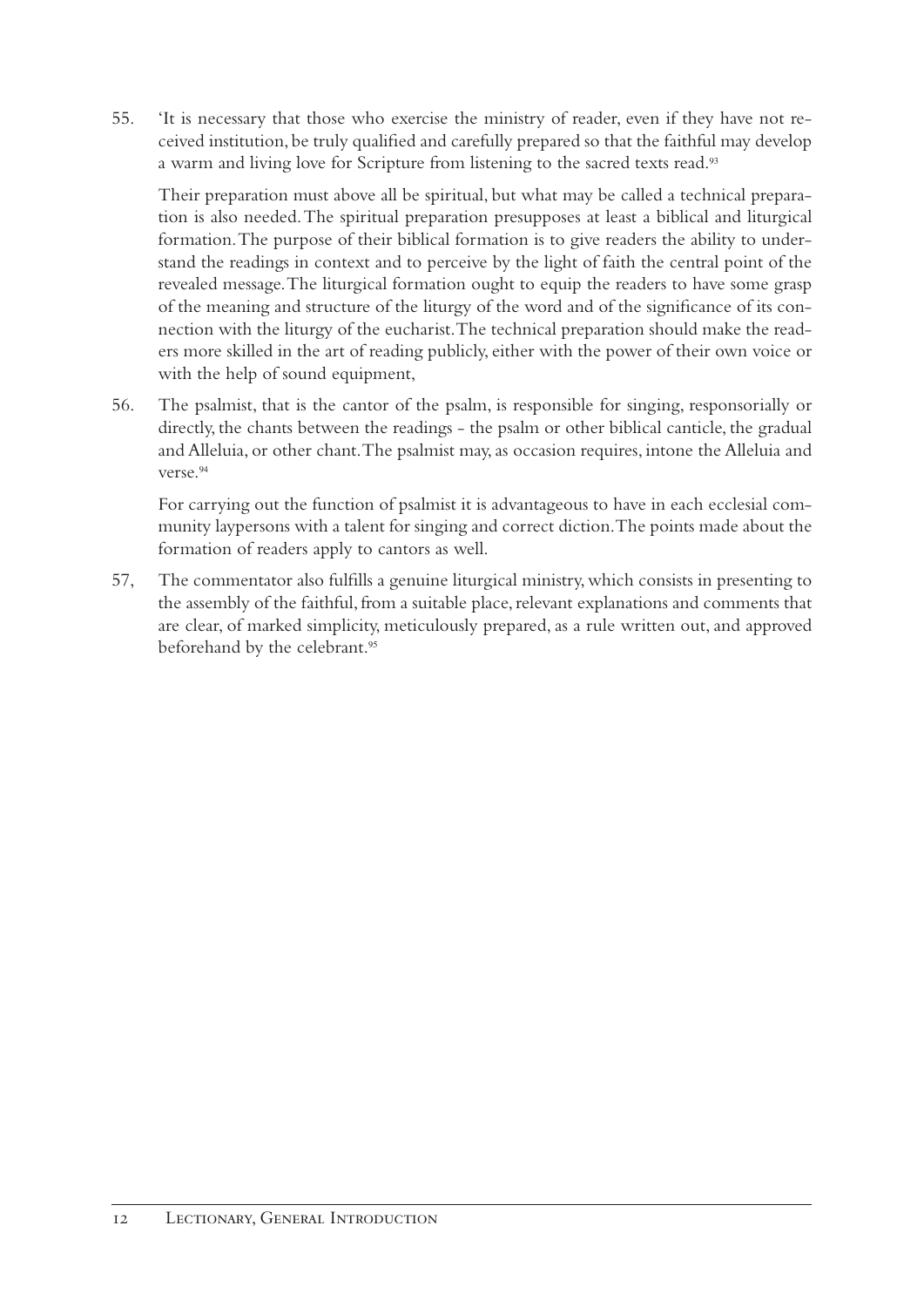55. 'It is necessary that those who exercise the ministry of reader, even if they have not received institution, be truly qualified and carefully prepared so that the faithful may develop a warm and living love for Scripture from listening to the sacred texts read.[93]

    Their preparation must above all be spiritual, but what may be called a technical preparation is also needed. The spiritual preparation presupposes at least a biblical and liturgical formation. The purpose of their biblical formation is to give readers the ability to understand the readings in context and to perceive by the light of faith the central point of the revealed message. The liturgical formation ought to equip the readers to have some grasp of the meaning and structure of the liturgy of the word and of the significance of its connection with the liturgy of the eucharist. The technical preparation should make the readers more skilled in the art of reading publicly, either with the power of their own voice or with the help of sound equipment,

56. The psalmist, that is the cantor of the psalm, is responsible for singing, responsorially or directly, the chants between the readings - the psalm or other biblical canticle, the gradual and Alleluia, or other chant. The psalmist may, as occasion requires, intone the Alleluia and verse.[94]

    For carrying out the function of psalmist it is advantageous to have in each ecclesial community laypersons with a talent for singing and correct diction. The points made about the formation of readers apply to cantors as well.

57, The commentator also fulfills a genuine liturgical ministry, which consists in presenting to the assembly of the faithful, from a suitable place, relevant explanations and comments that are clear, of marked simplicity, meticulously prepared, as a rule written out, and approved beforehand by the celebrant.[95]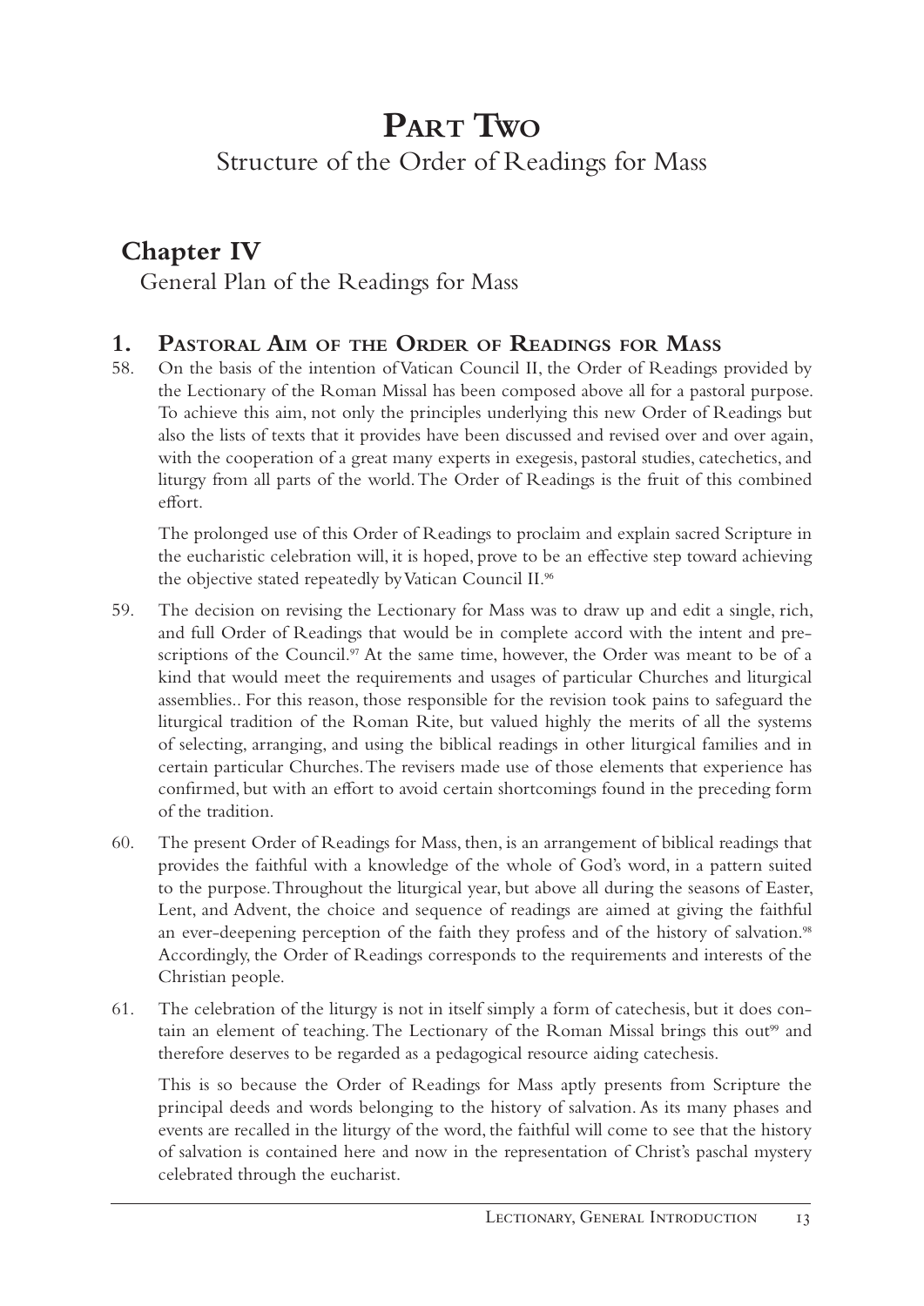# Part Two

Structure of the Order of Readings for Mass

## Chapter IV

General Plan of the Readings for Mass

### 1. Pastoral Aim of the Order of Readings for Mass

58. On the basis of the intention of Vatican Council II, the Order of Readings provided by the Lectionary of the Roman Missal has been composed above all for a pastoral purpose. To achieve this aim, not only the principles underlying this new Order of Readings but also the lists of texts that it provides have been discussed and revised over and over again, with the cooperation of a great many experts in exegesis, pastoral studies, catechetics, and liturgy from all parts of the world. The Order of Readings is the fruit of this combined effort.

    The prolonged use of this Order of Readings to proclaim and explain sacred Scripture in the eucharistic celebration will, it is hoped, prove to be an effective step toward achieving the objective stated repeatedly by Vatican Council II.[96]

59. The decision on revising the Lectionary for Mass was to draw up and edit a single, rich, and full Order of Readings that would be in complete accord with the intent and prescriptions of the Council.[97] At the same time, however, the Order was meant to be of a kind that would meet the requirements and usages of particular Churches and liturgical assemblies.. For this reason, those responsible for the revision took pains to safeguard the liturgical tradition of the Roman Rite, but valued highly the merits of all the systems of selecting, arranging, and using the biblical readings in other liturgical families and in certain particular Churches. The revisers made use of those elements that experience has confirmed, but with an effort to avoid certain shortcomings found in the preceding form of the tradition.

60. The present Order of Readings for Mass, then, is an arrangement of biblical readings that provides the faithful with a knowledge of the whole of God's word, in a pattern suited to the purpose. Throughout the liturgical year, but above all during the seasons of Easter, Lent, and Advent, the choice and sequence of readings are aimed at giving the faithful an ever-deepening perception of the faith they profess and of the history of salvation.[98] Accordingly, the Order of Readings corresponds to the requirements and interests of the Christian people.

61. The celebration of the liturgy is not in itself simply a form of catechesis, but it does contain an element of teaching. The Lectionary of the Roman Missal brings this out[99] and therefore deserves to be regarded as a pedagogical resource aiding catechesis.

    This is so because the Order of Readings for Mass aptly presents from Scripture the principal deeds and words belonging to the history of salvation. As its many phases and events are recalled in the liturgy of the word, the faithful will come to see that the history of salvation is contained here and now in the representation of Christ's paschal mystery celebrated through the eucharist.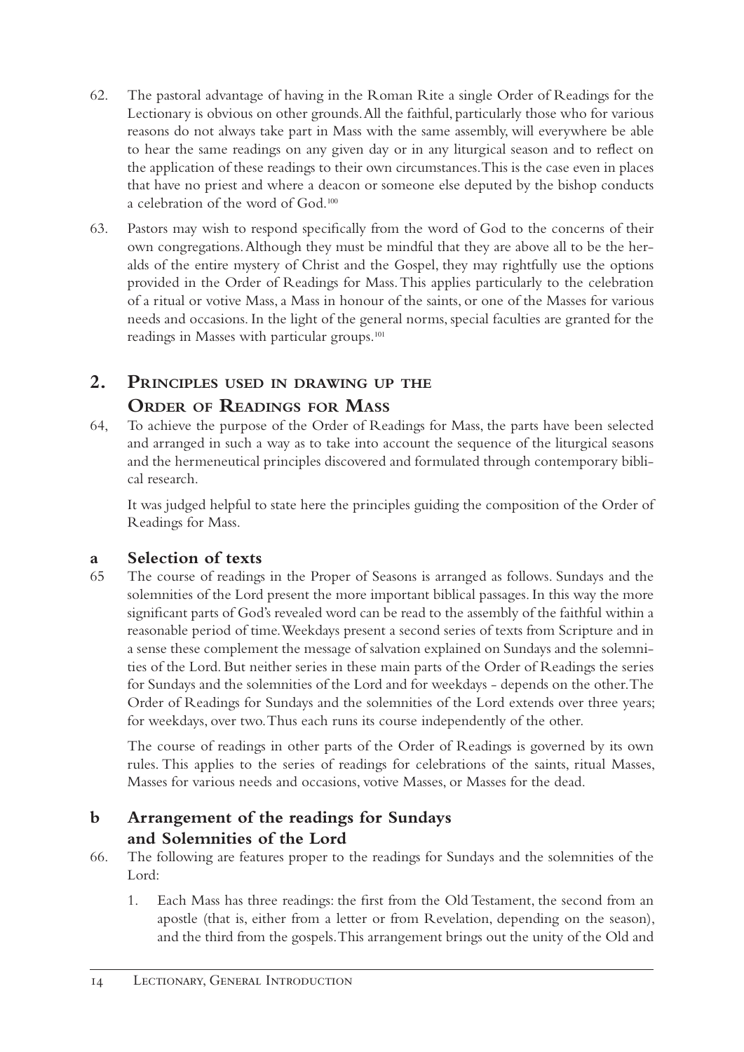62. The pastoral advantage of having in the Roman Rite a single Order of Readings for the Lectionary is obvious on other grounds. All the faithful, particularly those who for various reasons do not always take part in Mass with the same assembly, will everywhere be able to hear the same readings on any given day or in any liturgical season and to reflect on the application of these readings to their own circumstances. This is the case even in places that have no priest and where a deacon or someone else deputed by the bishop conducts a celebration of the word of God.[100]

63. Pastors may wish to respond specifically from the word of God to the concerns of their own congregations. Although they must be mindful that they are above all to be the heralds of the entire mystery of Christ and the Gospel, they may rightfully use the options provided in the Order of Readings for Mass. This applies particularly to the celebration of a ritual or votive Mass, a Mass in honour of the saints, or one of the Masses for various needs and occasions. In the light of the general norms, special faculties are granted for the readings in Masses with particular groups.[101]

## 2. Principles used in drawing up the Order of Readings for Mass

64, To achieve the purpose of the Order of Readings for Mass, the parts have been selected and arranged in such a way as to take into account the sequence of the liturgical seasons and the hermeneutical principles discovered and formulated through contemporary biblical research.

It was judged helpful to state here the principles guiding the composition of the Order of Readings for Mass.

### a Selection of texts

65 The course of readings in the Proper of Seasons is arranged as follows. Sundays and the solemnities of the Lord present the more important biblical passages. In this way the more significant parts of God's revealed word can be read to the assembly of the faithful within a reasonable period of time. Weekdays present a second series of texts from Scripture and in a sense these complement the message of salvation explained on Sundays and the solemnities of the Lord. But neither series in these main parts of the Order of Readings the series for Sundays and the solemnities of the Lord and for weekdays - depends on the other. The Order of Readings for Sundays and the solemnities of the Lord extends over three years; for weekdays, over two. Thus each runs its course independently of the other.

The course of readings in other parts of the Order of Readings is governed by its own rules. This applies to the series of readings for celebrations of the saints, ritual Masses, Masses for various needs and occasions, votive Masses, or Masses for the dead.

### b Arrangement of the readings for Sundays and Solemnities of the Lord

66. The following are features proper to the readings for Sundays and the solemnities of the Lord:

1. Each Mass has three readings: the first from the Old Testament, the second from an apostle (that is, either from a letter or from Revelation, depending on the season), and the third from the gospels. This arrangement brings out the unity of the Old and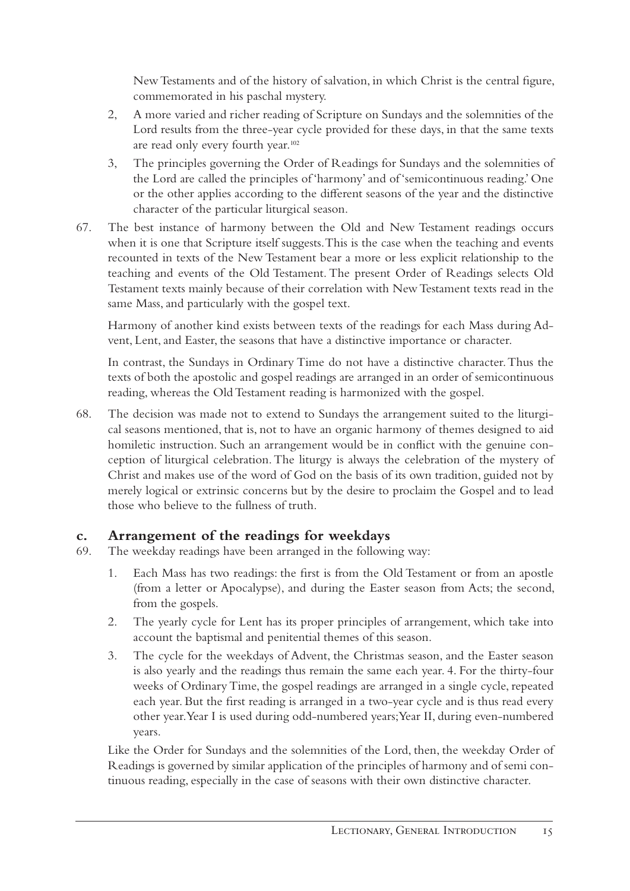New Testaments and of the history of salvation, in which Christ is the central figure, commemorated in his paschal mystery.

2, A more varied and richer reading of Scripture on Sundays and the solemnities of the Lord results from the three-year cycle provided for these days, in that the same texts are read only every fourth year.[102]

3, The principles governing the Order of Readings for Sundays and the solemnities of the Lord are called the principles of 'harmony' and of 'semicontinuous reading.' One or the other applies according to the different seasons of the year and the distinctive character of the particular liturgical season.

67. The best instance of harmony between the Old and New Testament readings occurs when it is one that Scripture itself suggests. This is the case when the teaching and events recounted in texts of the New Testament bear a more or less explicit relationship to the teaching and events of the Old Testament. The present Order of Readings selects Old Testament texts mainly because of their correlation with New Testament texts read in the same Mass, and particularly with the gospel text.

Harmony of another kind exists between texts of the readings for each Mass during Advent, Lent, and Easter, the seasons that have a distinctive importance or character.

In contrast, the Sundays in Ordinary Time do not have a distinctive character. Thus the texts of both the apostolic and gospel readings are arranged in an order of semicontinuous reading, whereas the Old Testament reading is harmonized with the gospel.

68. The decision was made not to extend to Sundays the arrangement suited to the liturgical seasons mentioned, that is, not to have an organic harmony of themes designed to aid homiletic instruction. Such an arrangement would be in conflict with the genuine conception of liturgical celebration. The liturgy is always the celebration of the mystery of Christ and makes use of the word of God on the basis of its own tradition, guided not by merely logical or extrinsic concerns but by the desire to proclaim the Gospel and to lead those who believe to the fullness of truth.

## c. Arrangement of the readings for weekdays

69. The weekday readings have been arranged in the following way:

1. Each Mass has two readings: the first is from the Old Testament or from an apostle (from a letter or Apocalypse), and during the Easter season from Acts; the second, from the gospels.
2. The yearly cycle for Lent has its proper principles of arrangement, which take into account the baptismal and penitential themes of this season.
3. The cycle for the weekdays of Advent, the Christmas season, and the Easter season is also yearly and the readings thus remain the same each year. 4. For the thirty-four weeks of Ordinary Time, the gospel readings are arranged in a single cycle, repeated each year. But the first reading is arranged in a two-year cycle and is thus read every other year. Year I is used during odd-numbered years; Year II, during even-numbered years.

Like the Order for Sundays and the solemnities of the Lord, then, the weekday Order of Readings is governed by similar application of the principles of harmony and of semi continuous reading, especially in the case of seasons with their own distinctive character.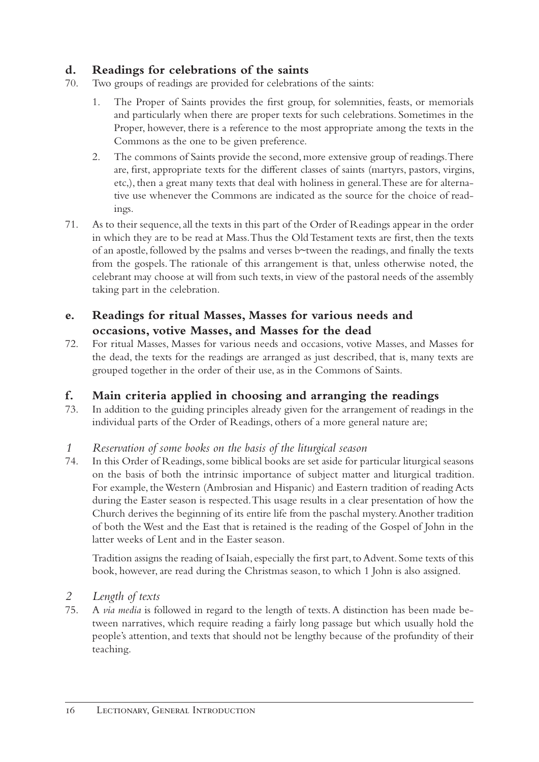## d. Readings for celebrations of the saints

70. Two groups of readings are provided for celebrations of the saints:

    1. The Proper of Saints provides the first group, for solemnities, feasts, or memorials and particularly when there are proper texts for such celebrations. Sometimes in the Proper, however, there is a reference to the most appropriate among the texts in the Commons as the one to be given preference.

    2. The commons of Saints provide the second, more extensive group of readings. There are, first, appropriate texts for the different classes of saints (martyrs, pastors, virgins, etc,), then a great many texts that deal with holiness in general. These are for alternative use whenever the Commons are indicated as the source for the choice of readings.

71. As to their sequence, all the texts in this part of the Order of Readings appear in the order in which they are to be read at Mass. Thus the Old Testament texts are first, then the texts of an apostle, followed by the psalms and verses b~tween the readings, and finally the texts from the gospels. The rationale of this arrangement is that, unless otherwise noted, the celebrant may choose at will from such texts, in view of the pastoral needs of the assembly taking part in the celebration.

## e. Readings for ritual Masses, Masses for various needs and occasions, votive Masses, and Masses for the dead

72. For ritual Masses, Masses for various needs and occasions, votive Masses, and Masses for the dead, the texts for the readings are arranged as just described, that is, many texts are grouped together in the order of their use, as in the Commons of Saints.

## f. Main criteria applied in choosing and arranging the readings

73. In addition to the guiding principles already given for the arrangement of readings in the individual parts of the Order of Readings, others of a more general nature are;

### *1 Reservation of some books on the basis of the liturgical season*

74. In this Order of Readings, some biblical books are set aside for particular liturgical seasons on the basis of both the intrinsic importance of subject matter and liturgical tradition. For example, the Western (Ambrosian and Hispanic) and Eastern tradition of reading Acts during the Easter season is respected. This usage results in a clear presentation of how the Church derives the beginning of its entire life from the paschal mystery. Another tradition of both the West and the East that is retained is the reading of the Gospel of John in the latter weeks of Lent and in the Easter season.

    Tradition assigns the reading of Isaiah, especially the first part, to Advent. Some texts of this book, however, are read during the Christmas season, to which 1 John is also assigned.

### *2 Length of texts*

75. A *via media* is followed in regard to the length of texts. A distinction has been made between narratives, which require reading a fairly long passage but which usually hold the people's attention, and texts that should not be lengthy because of the profundity of their teaching.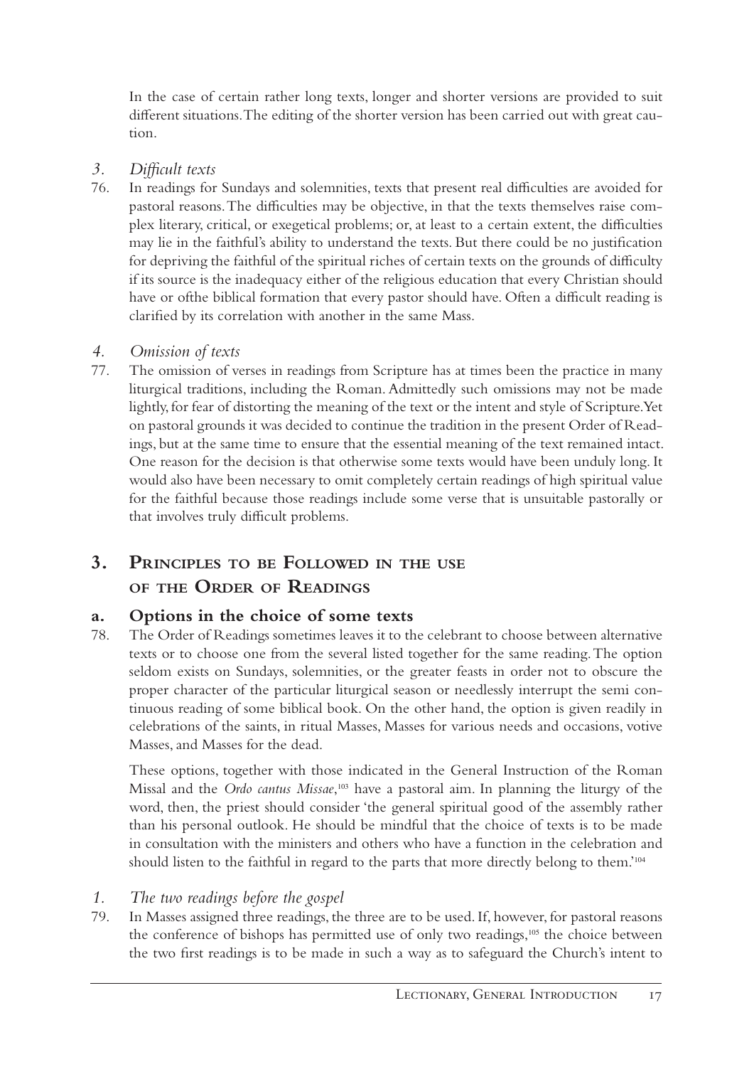In the case of certain rather long texts, longer and shorter versions are provided to suit different situations. The editing of the shorter version has been carried out with great caution.

*3. Difficult texts*

76. In readings for Sundays and solemnities, texts that present real difficulties are avoided for pastoral reasons. The difficulties may be objective, in that the texts themselves raise complex literary, critical, or exegetical problems; or, at least to a certain extent, the difficulties may lie in the faithful's ability to understand the texts. But there could be no justification for depriving the faithful of the spiritual riches of certain texts on the grounds of difficulty if its source is the inadequacy either of the religious education that every Christian should have or ofthe biblical formation that every pastor should have. Often a difficult reading is clarified by its correlation with another in the same Mass.

*4. Omission of texts*

77. The omission of verses in readings from Scripture has at times been the practice in many liturgical traditions, including the Roman. Admittedly such omissions may not be made lightly, for fear of distorting the meaning of the text or the intent and style of Scripture. Yet on pastoral grounds it was decided to continue the tradition in the present Order of Readings, but at the same time to ensure that the essential meaning of the text remained intact. One reason for the decision is that otherwise some texts would have been unduly long. It would also have been necessary to omit completely certain readings of high spiritual value for the faithful because those readings include some verse that is unsuitable pastorally or that involves truly difficult problems.

## 3. Principles to be Followed in the use of the Order of Readings

### a. Options in the choice of some texts

78. The Order of Readings sometimes leaves it to the celebrant to choose between alternative texts or to choose one from the several listed together for the same reading. The option seldom exists on Sundays, solemnities, or the greater feasts in order not to obscure the proper character of the particular liturgical season or needlessly interrupt the semi continuous reading of some biblical book. On the other hand, the option is given readily in celebrations of the saints, in ritual Masses, Masses for various needs and occasions, votive Masses, and Masses for the dead.

These options, together with those indicated in the General Instruction of the Roman Missal and the *Ordo cantus Missae*,[103] have a pastoral aim. In planning the liturgy of the word, then, the priest should consider 'the general spiritual good of the assembly rather than his personal outlook. He should be mindful that the choice of texts is to be made in consultation with the ministers and others who have a function in the celebration and should listen to the faithful in regard to the parts that more directly belong to them.'[104]

*1. The two readings before the gospel*

79. In Masses assigned three readings, the three are to be used. If, however, for pastoral reasons the conference of bishops has permitted use of only two readings,[105] the choice between the two first readings is to be made in such a way as to safeguard the Church's intent to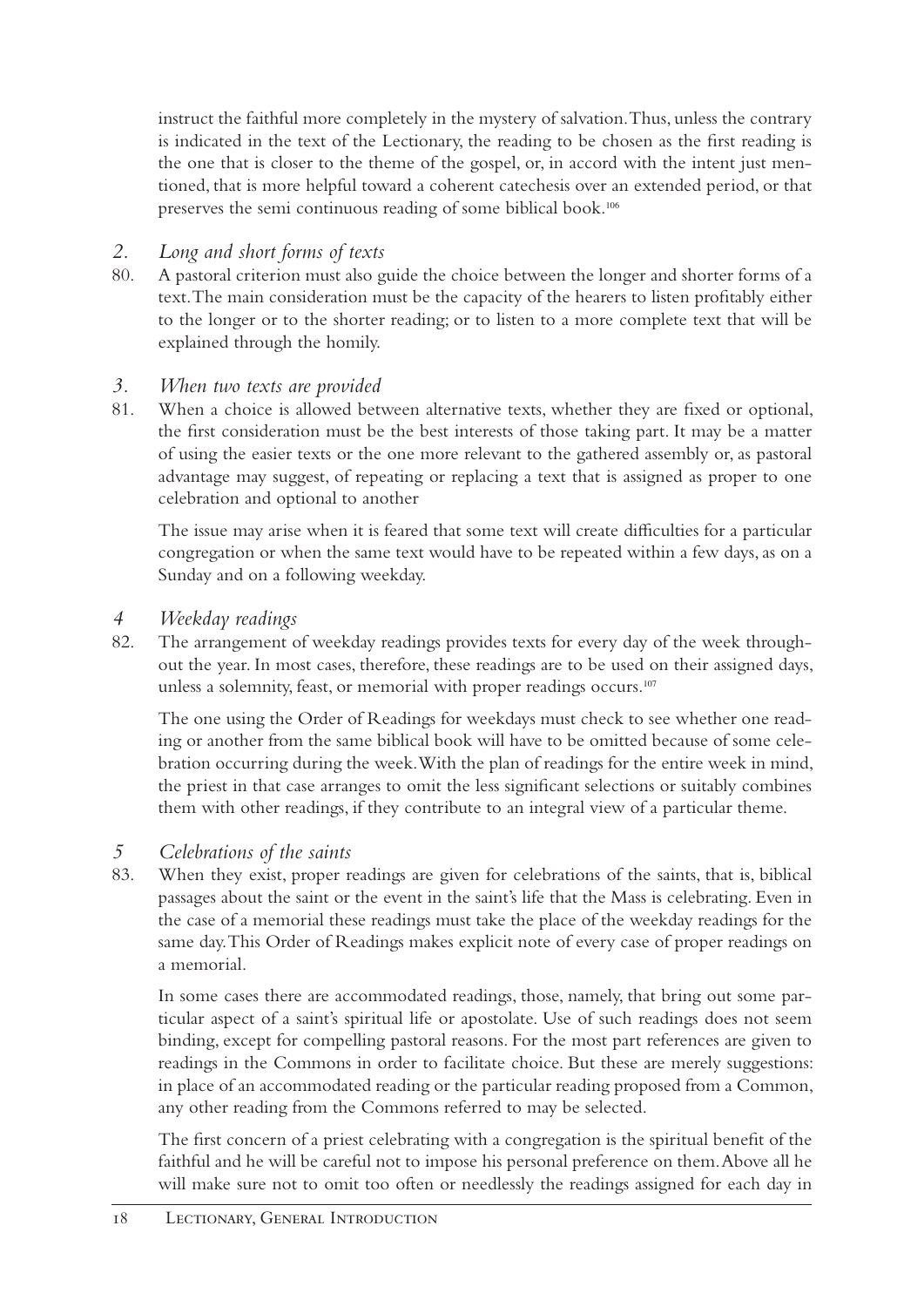instruct the faithful more completely in the mystery of salvation. Thus, unless the contrary is indicated in the text of the Lectionary, the reading to be chosen as the first reading is the one that is closer to the theme of the gospel, or, in accord with the intent just mentioned, that is more helpful toward a coherent catechesis over an extended period, or that preserves the semi continuous reading of some biblical book.[106]

### *2. Long and short forms of texts*

80. A pastoral criterion must also guide the choice between the longer and shorter forms of a text. The main consideration must be the capacity of the hearers to listen profitably either to the longer or to the shorter reading; or to listen to a more complete text that will be explained through the homily.

### *3. When two texts are provided*

81. When a choice is allowed between alternative texts, whether they are fixed or optional, the first consideration must be the best interests of those taking part. It may be a matter of using the easier texts or the one more relevant to the gathered assembly or, as pastoral advantage may suggest, of repeating or replacing a text that is assigned as proper to one celebration and optional to another

The issue may arise when it is feared that some text will create difficulties for a particular congregation or when the same text would have to be repeated within a few days, as on a Sunday and on a following weekday.

### *4 Weekday readings*

82. The arrangement of weekday readings provides texts for every day of the week throughout the year. In most cases, therefore, these readings are to be used on their assigned days, unless a solemnity, feast, or memorial with proper readings occurs.[107]

The one using the Order of Readings for weekdays must check to see whether one reading or another from the same biblical book will have to be omitted because of some celebration occurring during the week. With the plan of readings for the entire week in mind, the priest in that case arranges to omit the less significant selections or suitably combines them with other readings, if they contribute to an integral view of a particular theme.

### *5 Celebrations of the saints*

83. When they exist, proper readings are given for celebrations of the saints, that is, biblical passages about the saint or the event in the saint's life that the Mass is celebrating. Even in the case of a memorial these readings must take the place of the weekday readings for the same day. This Order of Readings makes explicit note of every case of proper readings on a memorial.

In some cases there are accommodated readings, those, namely, that bring out some particular aspect of a saint's spiritual life or apostolate. Use of such readings does not seem binding, except for compelling pastoral reasons. For the most part references are given to readings in the Commons in order to facilitate choice. But these are merely suggestions: in place of an accommodated reading or the particular reading proposed from a Common, any other reading from the Commons referred to may be selected.

The first concern of a priest celebrating with a congregation is the spiritual benefit of the faithful and he will be careful not to impose his personal preference on them. Above all he will make sure not to omit too often or needlessly the readings assigned for each day in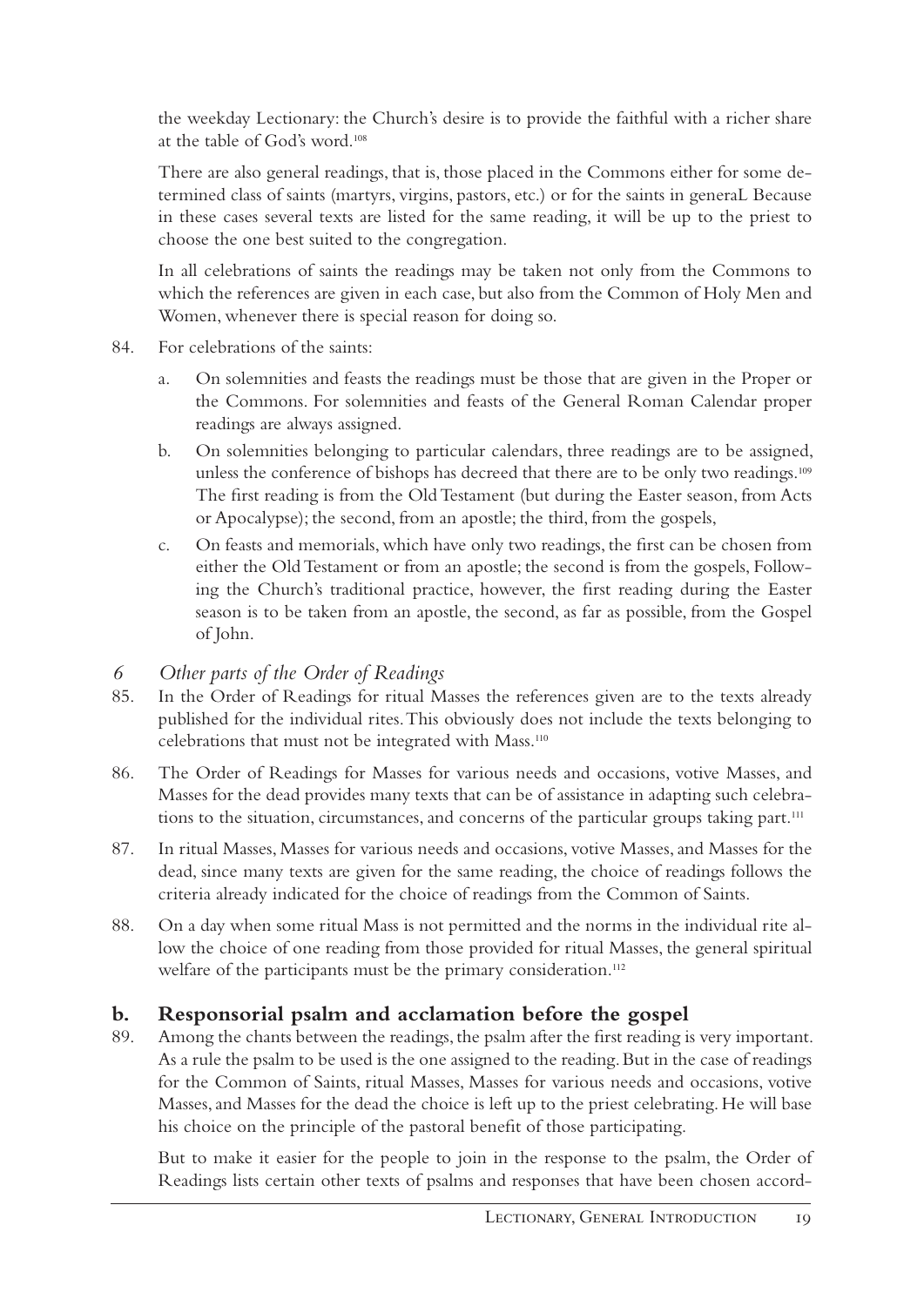the weekday Lectionary: the Church's desire is to provide the faithful with a richer share at the table of God's word.[108]

There are also general readings, that is, those placed in the Commons either for some determined class of saints (martyrs, virgins, pastors, etc.) or for the saints in generaL Because in these cases several texts are listed for the same reading, it will be up to the priest to choose the one best suited to the congregation.

In all celebrations of saints the readings may be taken not only from the Commons to which the references are given in each case, but also from the Common of Holy Men and Women, whenever there is special reason for doing so.

84. For celebrations of the saints:

   a. On solemnities and feasts the readings must be those that are given in the Proper or the Commons. For solemnities and feasts of the General Roman Calendar proper readings are always assigned.

   b. On solemnities belonging to particular calendars, three readings are to be assigned, unless the conference of bishops has decreed that there are to be only two readings.[109] The first reading is from the Old Testament (but during the Easter season, from Acts or Apocalypse); the second, from an apostle; the third, from the gospels,

   c. On feasts and memorials, which have only two readings, the first can be chosen from either the Old Testament or from an apostle; the second is from the gospels, Following the Church's traditional practice, however, the first reading during the Easter season is to be taken from an apostle, the second, as far as possible, from the Gospel of John.

### *6 Other parts of the Order of Readings*

85. In the Order of Readings for ritual Masses the references given are to the texts already published for the individual rites. This obviously does not include the texts belonging to celebrations that must not be integrated with Mass.[110]

86. The Order of Readings for Masses for various needs and occasions, votive Masses, and Masses for the dead provides many texts that can be of assistance in adapting such celebrations to the situation, circumstances, and concerns of the particular groups taking part.[111]

87. In ritual Masses, Masses for various needs and occasions, votive Masses, and Masses for the dead, since many texts are given for the same reading, the choice of readings follows the criteria already indicated for the choice of readings from the Common of Saints.

88. On a day when some ritual Mass is not permitted and the norms in the individual rite allow the choice of one reading from those provided for ritual Masses, the general spiritual welfare of the participants must be the primary consideration.[112]

## b. Responsorial psalm and acclamation before the gospel

89. Among the chants between the readings, the psalm after the first reading is very important. As a rule the psalm to be used is the one assigned to the reading. But in the case of readings for the Common of Saints, ritual Masses, Masses for various needs and occasions, votive Masses, and Masses for the dead the choice is left up to the priest celebrating. He will base his choice on the principle of the pastoral benefit of those participating.

But to make it easier for the people to join in the response to the psalm, the Order of Readings lists certain other texts of psalms and responses that have been chosen accord-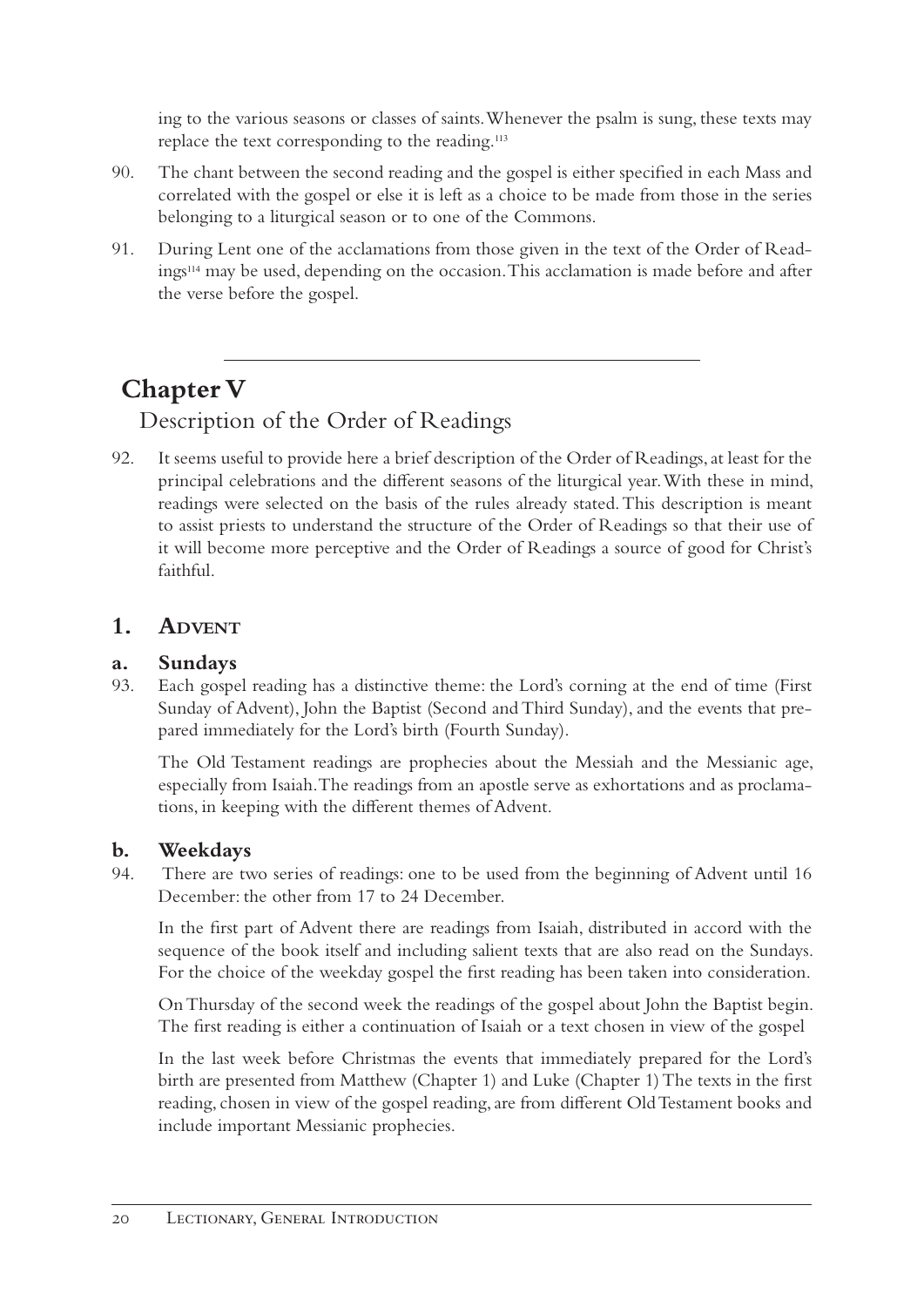ing to the various seasons or classes of saints. Whenever the psalm is sung, these texts may replace the text corresponding to the reading.[113]

90. The chant between the second reading and the gospel is either specified in each Mass and correlated with the gospel or else it is left as a choice to be made from those in the series belonging to a liturgical season or to one of the Commons.

91. During Lent one of the acclamations from those given in the text of the Order of Readings[114] may be used, depending on the occasion. This acclamation is made before and after the verse before the gospel.

---

# Chapter V

## Description of the Order of Readings

92. It seems useful to provide here a brief description of the Order of Readings, at least for the principal celebrations and the different seasons of the liturgical year. With these in mind, readings were selected on the basis of the rules already stated. This description is meant to assist priests to understand the structure of the Order of Readings so that their use of it will become more perceptive and the Order of Readings a source of good for Christ's faithful.

## 1. Advent

### a. Sundays

93. Each gospel reading has a distinctive theme: the Lord's corning at the end of time (First Sunday of Advent), John the Baptist (Second and Third Sunday), and the events that prepared immediately for the Lord's birth (Fourth Sunday).

The Old Testament readings are prophecies about the Messiah and the Messianic age, especially from Isaiah. The readings from an apostle serve as exhortations and as proclamations, in keeping with the different themes of Advent.

### b. Weekdays

94. There are two series of readings: one to be used from the beginning of Advent until 16 December: the other from 17 to 24 December.

In the first part of Advent there are readings from Isaiah, distributed in accord with the sequence of the book itself and including salient texts that are also read on the Sundays. For the choice of the weekday gospel the first reading has been taken into consideration.

On Thursday of the second week the readings of the gospel about John the Baptist begin. The first reading is either a continuation of Isaiah or a text chosen in view of the gospel

In the last week before Christmas the events that immediately prepared for the Lord's birth are presented from Matthew (Chapter 1) and Luke (Chapter 1) The texts in the first reading, chosen in view of the gospel reading, are from different Old Testament books and include important Messianic prophecies.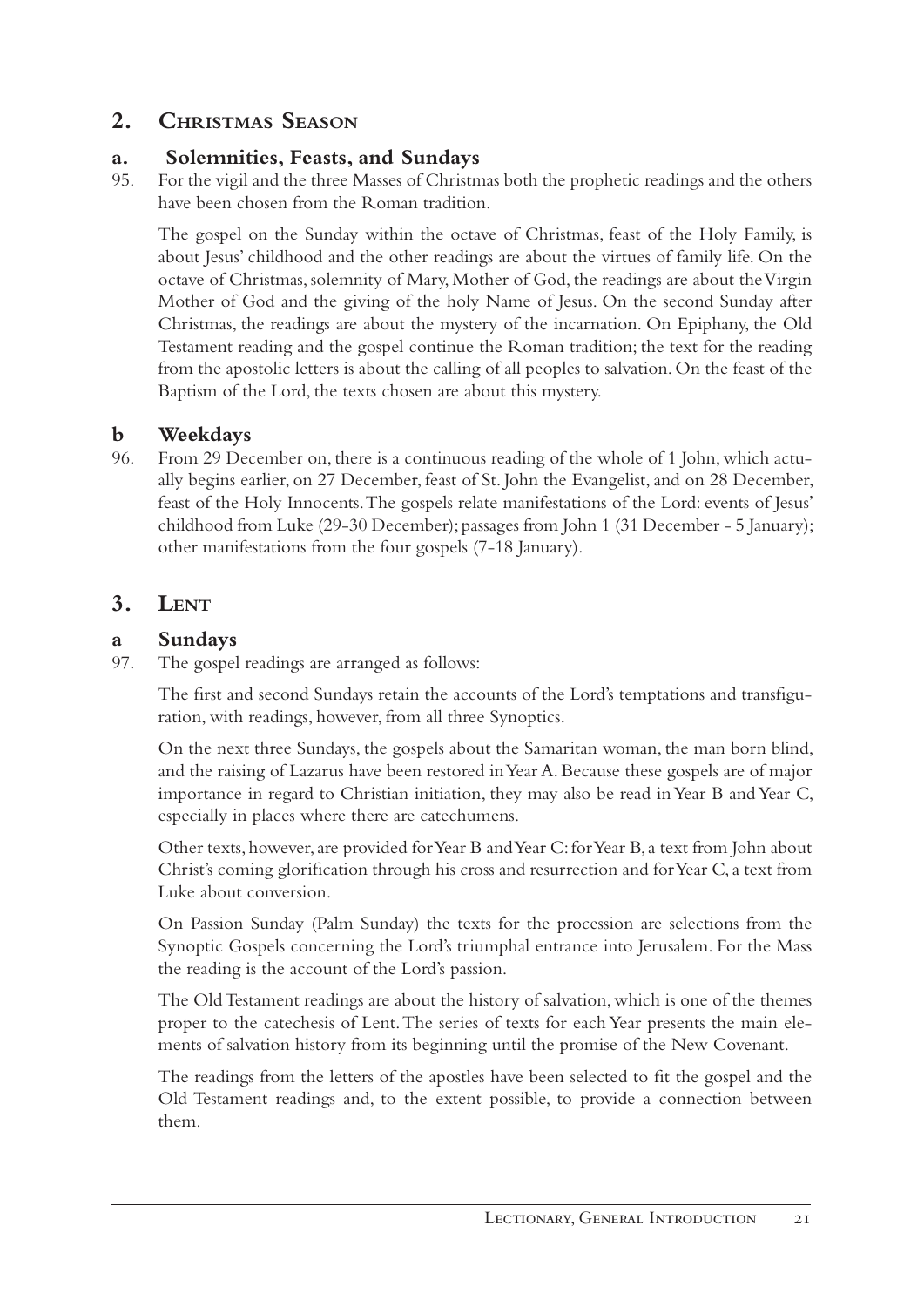## 2. Christmas Season

### a. Solemnities, Feasts, and Sundays

95. For the vigil and the three Masses of Christmas both the prophetic readings and the others have been chosen from the Roman tradition.

The gospel on the Sunday within the octave of Christmas, feast of the Holy Family, is about Jesus' childhood and the other readings are about the virtues of family life. On the octave of Christmas, solemnity of Mary, Mother of God, the readings are about the Virgin Mother of God and the giving of the holy Name of Jesus. On the second Sunday after Christmas, the readings are about the mystery of the incarnation. On Epiphany, the Old Testament reading and the gospel continue the Roman tradition; the text for the reading from the apostolic letters is about the calling of all peoples to salvation. On the feast of the Baptism of the Lord, the texts chosen are about this mystery.

### b Weekdays

96. From 29 December on, there is a continuous reading of the whole of 1 John, which actually begins earlier, on 27 December, feast of St. John the Evangelist, and on 28 December, feast of the Holy Innocents. The gospels relate manifestations of the Lord: events of Jesus' childhood from Luke (29-30 December); passages from John 1 (31 December - 5 January); other manifestations from the four gospels (7-18 January).

## 3. Lent

### a Sundays

97. The gospel readings are arranged as follows:

The first and second Sundays retain the accounts of the Lord's temptations and transfiguration, with readings, however, from all three Synoptics.

On the next three Sundays, the gospels about the Samaritan woman, the man born blind, and the raising of Lazarus have been restored in Year A. Because these gospels are of major importance in regard to Christian initiation, they may also be read in Year B and Year C, especially in places where there are catechumens.

Other texts, however, are provided for Year B and Year C: for Year B, a text from John about Christ's coming glorification through his cross and resurrection and for Year C, a text from Luke about conversion.

On Passion Sunday (Palm Sunday) the texts for the procession are selections from the Synoptic Gospels concerning the Lord's triumphal entrance into Jerusalem. For the Mass the reading is the account of the Lord's passion.

The Old Testament readings are about the history of salvation, which is one of the themes proper to the catechesis of Lent. The series of texts for each Year presents the main elements of salvation history from its beginning until the promise of the New Covenant.

The readings from the letters of the apostles have been selected to fit the gospel and the Old Testament readings and, to the extent possible, to provide a connection between them.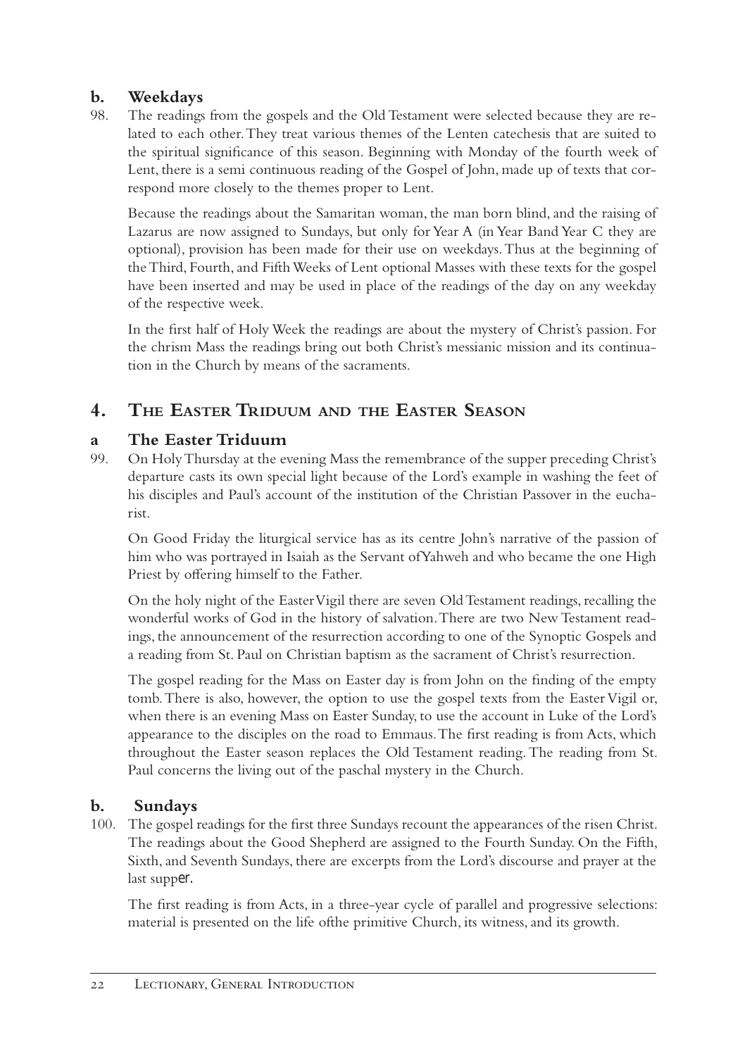### b. Weekdays

98. The readings from the gospels and the Old Testament were selected because they are related to each other. They treat various themes of the Lenten catechesis that are suited to the spiritual significance of this season. Beginning with Monday of the fourth week of Lent, there is a semi continuous reading of the Gospel of John, made up of texts that correspond more closely to the themes proper to Lent.

    Because the readings about the Samaritan woman, the man born blind, and the raising of Lazarus are now assigned to Sundays, but only for Year A (in Year Band Year C they are optional), provision has been made for their use on weekdays. Thus at the beginning of the Third, Fourth, and Fifth Weeks of Lent optional Masses with these texts for the gospel have been inserted and may be used in place of the readings of the day on any weekday of the respective week.

    In the first half of Holy Week the readings are about the mystery of Christ's passion. For the chrism Mass the readings bring out both Christ's messianic mission and its continuation in the Church by means of the sacraments.

## 4. The Easter Triduum and the Easter Season

### a The Easter Triduum

99. On Holy Thursday at the evening Mass the remembrance of the supper preceding Christ's departure casts its own special light because of the Lord's example in washing the feet of his disciples and Paul's account of the institution of the Christian Passover in the eucharist.

    On Good Friday the liturgical service has as its centre John's narrative of the passion of him who was portrayed in Isaiah as the Servant of Yahweh and who became the one High Priest by offering himself to the Father.

    On the holy night of the Easter Vigil there are seven Old Testament readings, recalling the wonderful works of God in the history of salvation. There are two New Testament readings, the announcement of the resurrection according to one of the Synoptic Gospels and a reading from St. Paul on Christian baptism as the sacrament of Christ's resurrection.

    The gospel reading for the Mass on Easter day is from John on the finding of the empty tomb. There is also, however, the option to use the gospel texts from the Easter Vigil or, when there is an evening Mass on Easter Sunday, to use the account in Luke of the Lord's appearance to the disciples on the road to Emmaus. The first reading is from Acts, which throughout the Easter season replaces the Old Testament reading. The reading from St. Paul concerns the living out of the paschal mystery in the Church.

### b. Sundays

100. The gospel readings for the first three Sundays recount the appearances of the risen Christ. The readings about the Good Shepherd are assigned to the Fourth Sunday. On the Fifth, Sixth, and Seventh Sundays, there are excerpts from the Lord's discourse and prayer at the last supper.

     The first reading is from Acts, in a three-year cycle of parallel and progressive selections: material is presented on the life ofthe primitive Church, its witness, and its growth.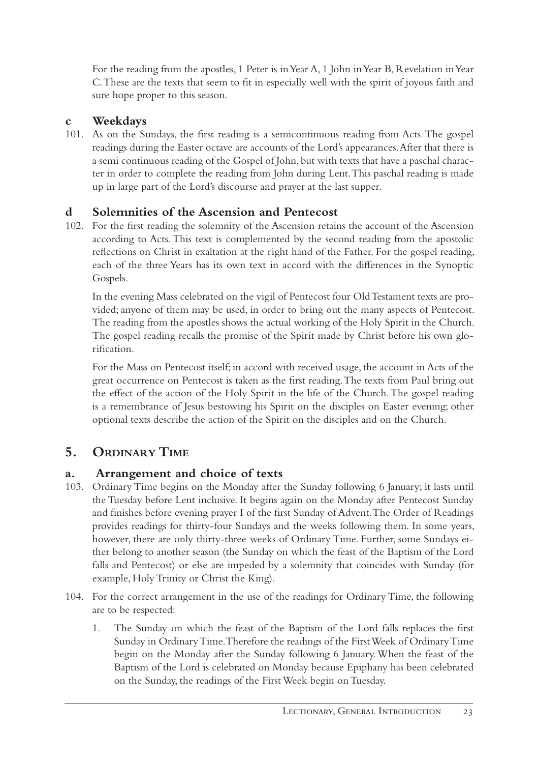For the reading from the apostles, 1 Peter is in Year A, 1 John in Year B, Revelation in Year C. These are the texts that seem to fit in especially well with the spirit of joyous faith and sure hope proper to this season.

### c Weekdays

101. As on the Sundays, the first reading is a semicontinuous reading from Acts. The gospel readings during the Easter octave are accounts of the Lord's appearances. After that there is a semi continuous reading of the Gospel of John, but with texts that have a paschal character in order to complete the reading from John during Lent. This paschal reading is made up in large part of the Lord's discourse and prayer at the last supper.

### d Solemnities of the Ascension and Pentecost

102. For the first reading the solemnity of the Ascension retains the account of the Ascension according to Acts. This text is complemented by the second reading from the apostolic reflections on Christ in exaltation at the right hand of the Father. For the gospel reading, each of the three Years has its own text in accord with the differences in the Synoptic Gospels.

In the evening Mass celebrated on the vigil of Pentecost four Old Testament texts are provided; anyone of them may be used, in order to bring out the many aspects of Pentecost. The reading from the apostles shows the actual working of the Holy Spirit in the Church. The gospel reading recalls the promise of the Spirit made by Christ before his own glorification.

For the Mass on Pentecost itself; in accord with received usage, the account in Acts of the great occurrence on Pentecost is taken as the first reading. The texts from Paul bring out the effect of the action of the Holy Spirit in the life of the Church. The gospel reading is a remembrance of Jesus bestowing his Spirit on the disciples on Easter evening; other optional texts describe the action of the Spirit on the disciples and on the Church.

## 5. Ordinary Time

### a. Arrangement and choice of texts

103. Ordinary Time begins on the Monday after the Sunday following 6 January; it lasts until the Tuesday before Lent inclusive. It begins again on the Monday after Pentecost Sunday and finishes before evening prayer I of the first Sunday of Advent. The Order of Readings provides readings for thirty-four Sundays and the weeks following them. In some years, however, there are only thirty-three weeks of Ordinary Time. Further, some Sundays either belong to another season (the Sunday on which the feast of the Baptism of the Lord falls and Pentecost) or else are impeded by a solemnity that coincides with Sunday (for example, Holy Trinity or Christ the King).

104. For the correct arrangement in the use of the readings for Ordinary Time, the following are to be respected:

    1. The Sunday on which the feast of the Baptism of the Lord falls replaces the first Sunday in Ordinary Time. Therefore the readings of the First Week of Ordinary Time begin on the Monday after the Sunday following 6 January. When the feast of the Baptism of the Lord is celebrated on Monday because Epiphany has been celebrated on the Sunday, the readings of the First Week begin on Tuesday.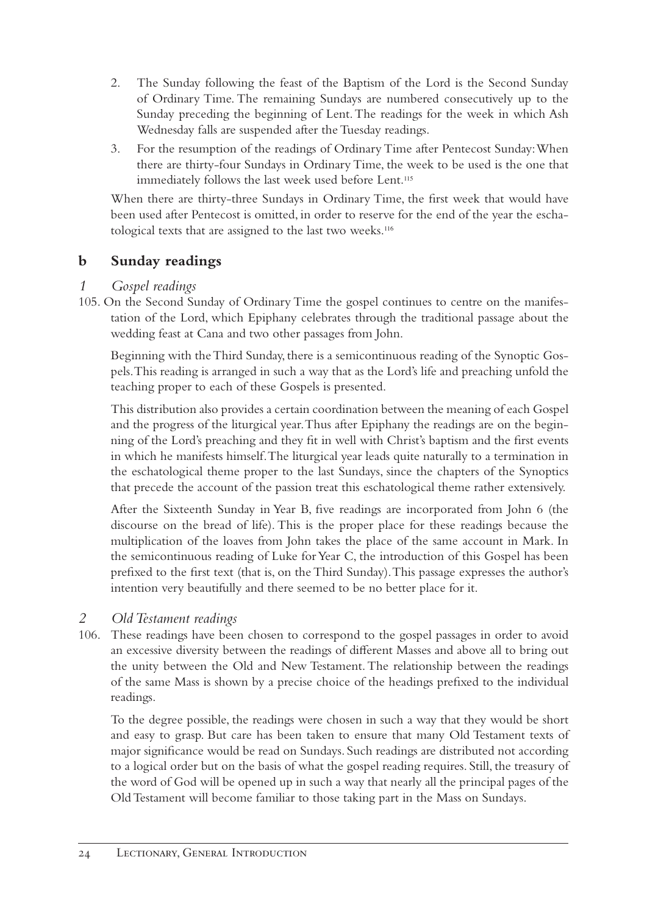2. The Sunday following the feast of the Baptism of the Lord is the Second Sunday of Ordinary Time. The remaining Sundays are numbered consecutively up to the Sunday preceding the beginning of Lent. The readings for the week in which Ash Wednesday falls are suspended after the Tuesday readings.
3. For the resumption of the readings of Ordinary Time after Pentecost Sunday: When there are thirty-four Sundays in Ordinary Time, the week to be used is the one that immediately follows the last week used before Lent.[115]

When there are thirty-three Sundays in Ordinary Time, the first week that would have been used after Pentecost is omitted, in order to reserve for the end of the year the eschatological texts that are assigned to the last two weeks.[116]

## b Sunday readings

### *1 Gospel readings*

105. On the Second Sunday of Ordinary Time the gospel continues to centre on the manifestation of the Lord, which Epiphany celebrates through the traditional passage about the wedding feast at Cana and two other passages from John.

Beginning with the Third Sunday, there is a semicontinuous reading of the Synoptic Gospels. This reading is arranged in such a way that as the Lord's life and preaching unfold the teaching proper to each of these Gospels is presented.

This distribution also provides a certain coordination between the meaning of each Gospel and the progress of the liturgical year. Thus after Epiphany the readings are on the beginning of the Lord's preaching and they fit in well with Christ's baptism and the first events in which he manifests himself. The liturgical year leads quite naturally to a termination in the eschatological theme proper to the last Sundays, since the chapters of the Synoptics that precede the account of the passion treat this eschatological theme rather extensively.

After the Sixteenth Sunday in Year B, five readings are incorporated from John 6 (the discourse on the bread of life). This is the proper place for these readings because the multiplication of the loaves from John takes the place of the same account in Mark. In the semicontinuous reading of Luke for Year C, the introduction of this Gospel has been prefixed to the first text (that is, on the Third Sunday). This passage expresses the author's intention very beautifully and there seemed to be no better place for it.

### *2 Old Testament readings*

106. These readings have been chosen to correspond to the gospel passages in order to avoid an excessive diversity between the readings of different Masses and above all to bring out the unity between the Old and New Testament. The relationship between the readings of the same Mass is shown by a precise choice of the headings prefixed to the individual readings.

To the degree possible, the readings were chosen in such a way that they would be short and easy to grasp. But care has been taken to ensure that many Old Testament texts of major significance would be read on Sundays. Such readings are distributed not according to a logical order but on the basis of what the gospel reading requires. Still, the treasury of the word of God will be opened up in such a way that nearly all the principal pages of the Old Testament will become familiar to those taking part in the Mass on Sundays.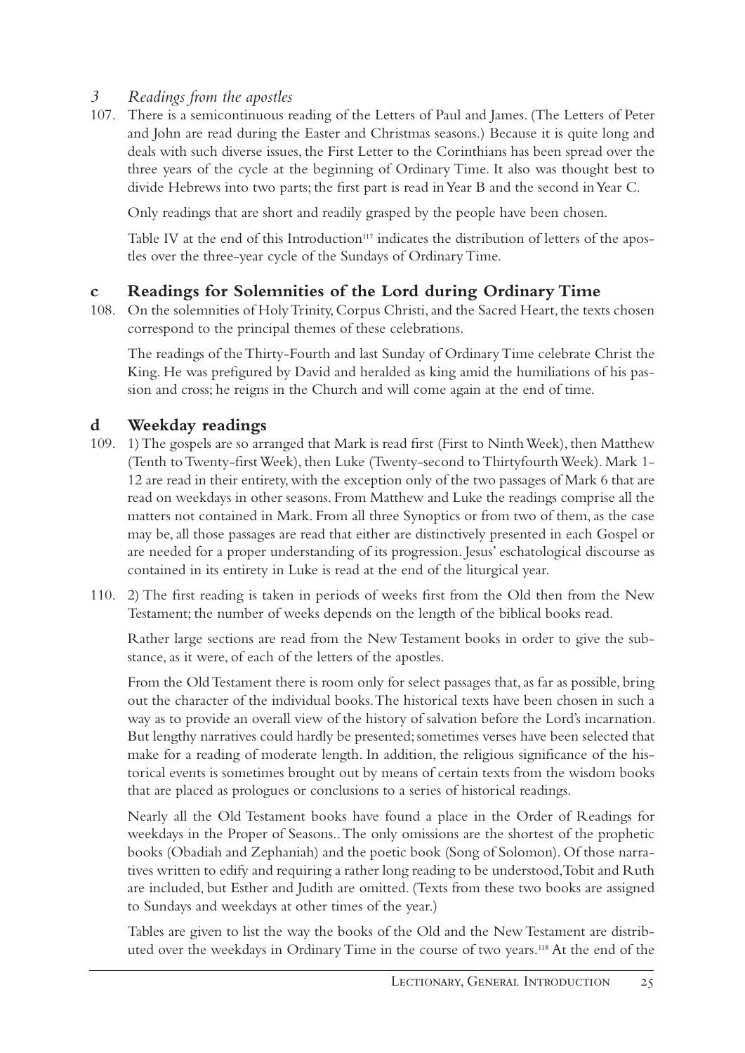### *3 Readings from the apostles*

107. There is a semicontinuous reading of the Letters of Paul and James. (The Letters of Peter and John are read during the Easter and Christmas seasons.) Because it is quite long and deals with such diverse issues, the First Letter to the Corinthians has been spread over the three years of the cycle at the beginning of Ordinary Time. It also was thought best to divide Hebrews into two parts; the first part is read in Year B and the second in Year C.

Only readings that are short and readily grasped by the people have been chosen.

Table IV at the end of this Introduction[117] indicates the distribution of letters of the apostles over the three-year cycle of the Sundays of Ordinary Time.

## c Readings for Solemnities of the Lord during Ordinary Time

108. On the solemnities of Holy Trinity, Corpus Christi, and the Sacred Heart, the texts chosen correspond to the principal themes of these celebrations.

The readings of the Thirty-Fourth and last Sunday of Ordinary Time celebrate Christ the King. He was prefigured by David and heralded as king amid the humiliations of his passion and cross; he reigns in the Church and will come again at the end of time.

## d Weekday readings

109. 1) The gospels are so arranged that Mark is read first (First to Ninth Week), then Matthew (Tenth to Twenty-first Week), then Luke (Twenty-second to Thirtyfourth Week). Mark 1-12 are read in their entirety, with the exception only of the two passages of Mark 6 that are read on weekdays in other seasons. From Matthew and Luke the readings comprise all the matters not contained in Mark. From all three Synoptics or from two of them, as the case may be, all those passages are read that either are distinctively presented in each Gospel or are needed for a proper understanding of its progression. Jesus' eschatological discourse as contained in its entirety in Luke is read at the end of the liturgical year.

110. 2) The first reading is taken in periods of weeks first from the Old then from the New Testament; the number of weeks depends on the length of the biblical books read.

Rather large sections are read from the New Testament books in order to give the substance, as it were, of each of the letters of the apostles.

From the Old Testament there is room only for select passages that, as far as possible, bring out the character of the individual books. The historical texts have been chosen in such a way as to provide an overall view of the history of salvation before the Lord's incarnation. But lengthy narratives could hardly be presented; sometimes verses have been selected that make for a reading of moderate length. In addition, the religious significance of the historical events is sometimes brought out by means of certain texts from the wisdom books that are placed as prologues or conclusions to a series of historical readings.

Nearly all the Old Testament books have found a place in the Order of Readings for weekdays in the Proper of Seasons.. The only omissions are the shortest of the prophetic books (Obadiah and Zephaniah) and the poetic book (Song of Solomon). Of those narratives written to edify and requiring a rather long reading to be understood, Tobit and Ruth are included, but Esther and Judith are omitted. (Texts from these two books are assigned to Sundays and weekdays at other times of the year.)

Tables are given to list the way the books of the Old and the New Testament are distributed over the weekdays in Ordinary Time in the course of two years.[118] At the end of the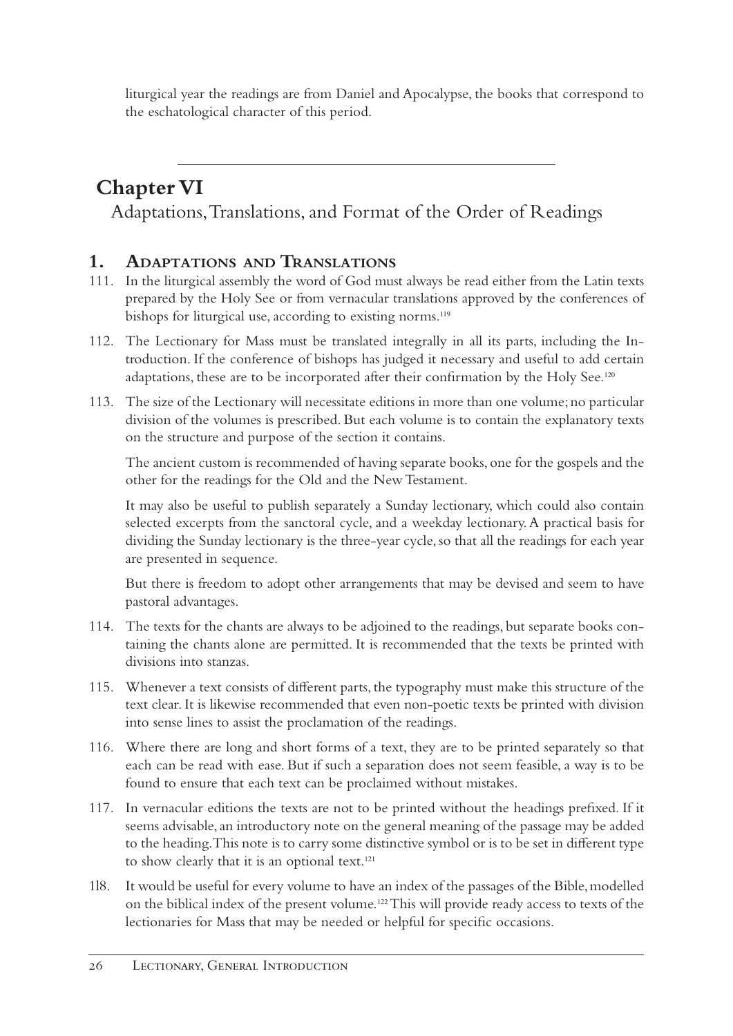liturgical year the readings are from Daniel and Apocalypse, the books that correspond to the eschatological character of this period.

---

# Chapter VI

## Adaptations, Translations, and Format of the Order of Readings

### 1. Adaptations and Translations

111. In the liturgical assembly the word of God must always be read either from the Latin texts prepared by the Holy See or from vernacular translations approved by the conferences of bishops for liturgical use, according to existing norms.[119]

112. The Lectionary for Mass must be translated integrally in all its parts, including the Introduction. If the conference of bishops has judged it necessary and useful to add certain adaptations, these are to be incorporated after their confirmation by the Holy See.[120]

113. The size of the Lectionary will necessitate editions in more than one volume; no particular division of the volumes is prescribed. But each volume is to contain the explanatory texts on the structure and purpose of the section it contains.

    The ancient custom is recommended of having separate books, one for the gospels and the other for the readings for the Old and the New Testament.

    It may also be useful to publish separately a Sunday lectionary, which could also contain selected excerpts from the sanctoral cycle, and a weekday lectionary. A practical basis for dividing the Sunday lectionary is the three-year cycle, so that all the readings for each year are presented in sequence.

    But there is freedom to adopt other arrangements that may be devised and seem to have pastoral advantages.

114. The texts for the chants are always to be adjoined to the readings, but separate books containing the chants alone are permitted. It is recommended that the texts be printed with divisions into stanzas.

115. Whenever a text consists of different parts, the typography must make this structure of the text clear. It is likewise recommended that even non-poetic texts be printed with division into sense lines to assist the proclamation of the readings.

116. Where there are long and short forms of a text, they are to be printed separately so that each can be read with ease. But if such a separation does not seem feasible, a way is to be found to ensure that each text can be proclaimed without mistakes.

117. In vernacular editions the texts are not to be printed without the headings prefixed. If it seems advisable, an introductory note on the general meaning of the passage may be added to the heading. This note is to carry some distinctive symbol or is to be set in different type to show clearly that it is an optional text.[121]

118. It would be useful for every volume to have an index of the passages of the Bible, modelled on the biblical index of the present volume.[122] This will provide ready access to texts of the lectionaries for Mass that may be needed or helpful for specific occasions.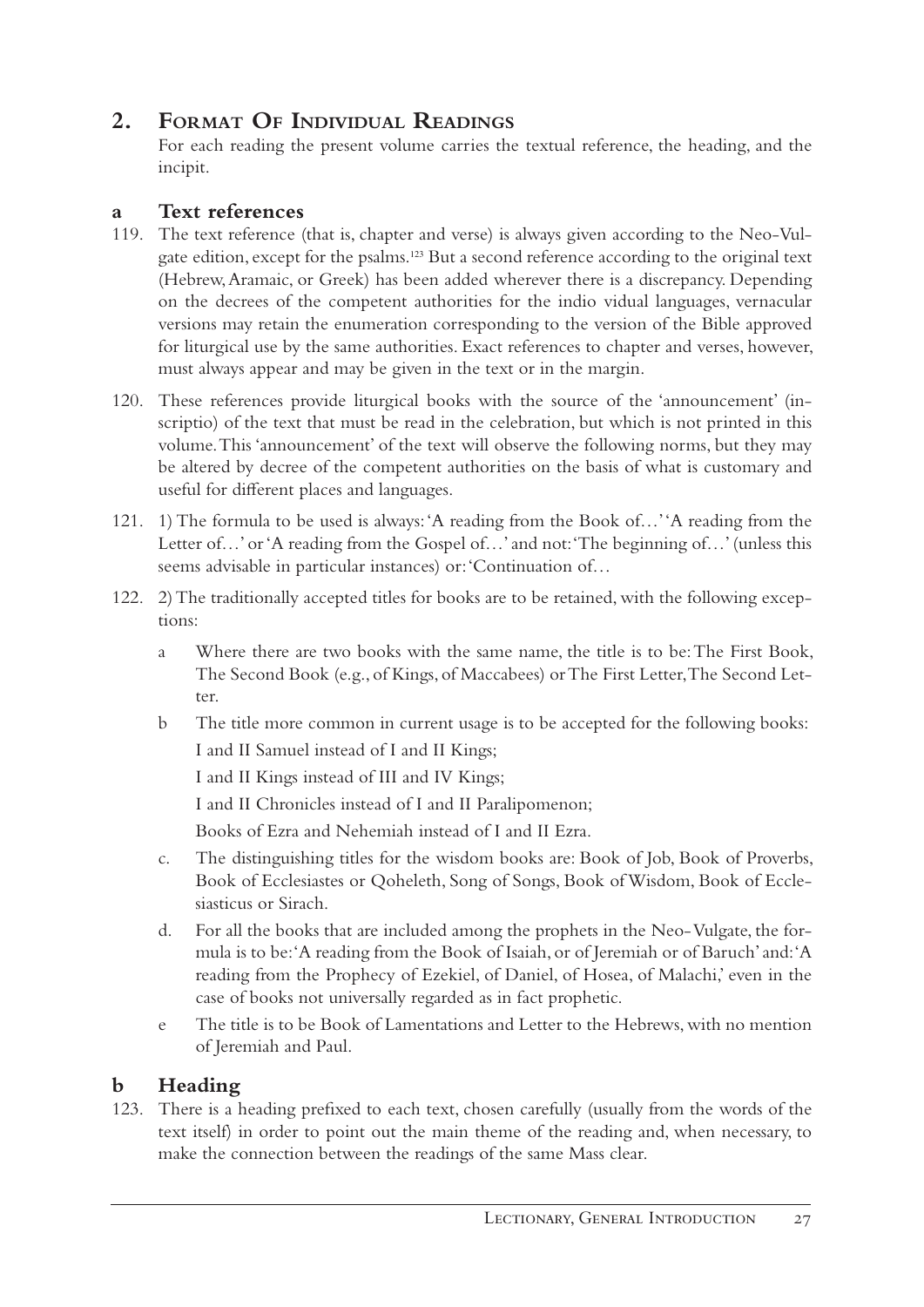## 2. Format Of Individual Readings

For each reading the present volume carries the textual reference, the heading, and the incipit.

### a Text references

119. The text reference (that is, chapter and verse) is always given according to the Neo-Vulgate edition, except for the psalms.[123] But a second reference according to the original text (Hebrew, Aramaic, or Greek) has been added wherever there is a discrepancy. Depending on the decrees of the competent authorities for the indio vidual languages, vernacular versions may retain the enumeration corresponding to the version of the Bible approved for liturgical use by the same authorities. Exact references to chapter and verses, however, must always appear and may be given in the text or in the margin.

120. These references provide liturgical books with the source of the 'announcement' (inscriptio) of the text that must be read in the celebration, but which is not printed in this volume. This 'announcement' of the text will observe the following norms, but they may be altered by decree of the competent authorities on the basis of what is customary and useful for different places and languages.

121. 1) The formula to be used is always: 'A reading from the Book of…' 'A reading from the Letter of…' or 'A reading from the Gospel of…' and not: 'The beginning of…' (unless this seems advisable in particular instances) or: 'Continuation of…

122. 2) The traditionally accepted titles for books are to be retained, with the following exceptions:

    a Where there are two books with the same name, the title is to be: The First Book, The Second Book (e.g., of Kings, of Maccabees) or The First Letter, The Second Letter.

    b The title more common in current usage is to be accepted for the following books:

    I and II Samuel instead of I and II Kings;

    I and II Kings instead of III and IV Kings;

    I and II Chronicles instead of I and II Paralipomenon;

    Books of Ezra and Nehemiah instead of I and II Ezra.

    c. The distinguishing titles for the wisdom books are: Book of Job, Book of Proverbs, Book of Ecclesiastes or Qoheleth, Song of Songs, Book of Wisdom, Book of Ecclesiasticus or Sirach.

    d. For all the books that are included among the prophets in the Neo-Vulgate, the formula is to be: 'A reading from the Book of Isaiah, or of Jeremiah or of Baruch' and: 'A reading from the Prophecy of Ezekiel, of Daniel, of Hosea, of Malachi,' even in the case of books not universally regarded as in fact prophetic.

    e The title is to be Book of Lamentations and Letter to the Hebrews, with no mention of Jeremiah and Paul.

### b Heading

123. There is a heading prefixed to each text, chosen carefully (usually from the words of the text itself) in order to point out the main theme of the reading and, when necessary, to make the connection between the readings of the same Mass clear.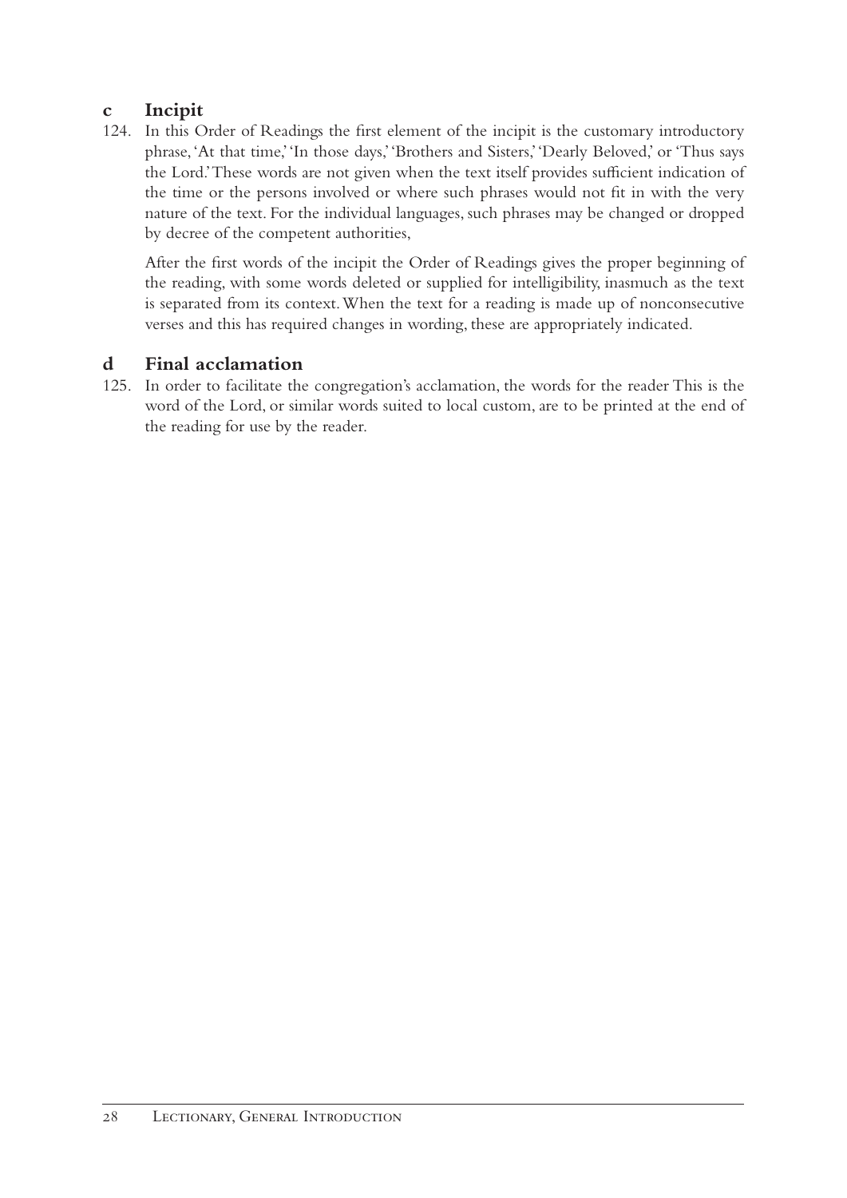### c Incipit

124. In this Order of Readings the first element of the incipit is the customary introductory phrase, 'At that time,' 'In those days,' 'Brothers and Sisters,' 'Dearly Beloved,' or 'Thus says the Lord.' These words are not given when the text itself provides sufficient indication of the time or the persons involved or where such phrases would not fit in with the very nature of the text. For the individual languages, such phrases may be changed or dropped by decree of the competent authorities,

    After the first words of the incipit the Order of Readings gives the proper beginning of the reading, with some words deleted or supplied for intelligibility, inasmuch as the text is separated from its context. When the text for a reading is made up of nonconsecutive verses and this has required changes in wording, these are appropriately indicated.

### d Final acclamation

125. In order to facilitate the congregation's acclamation, the words for the reader This is the word of the Lord, or similar words suited to local custom, are to be printed at the end of the reading for use by the reader.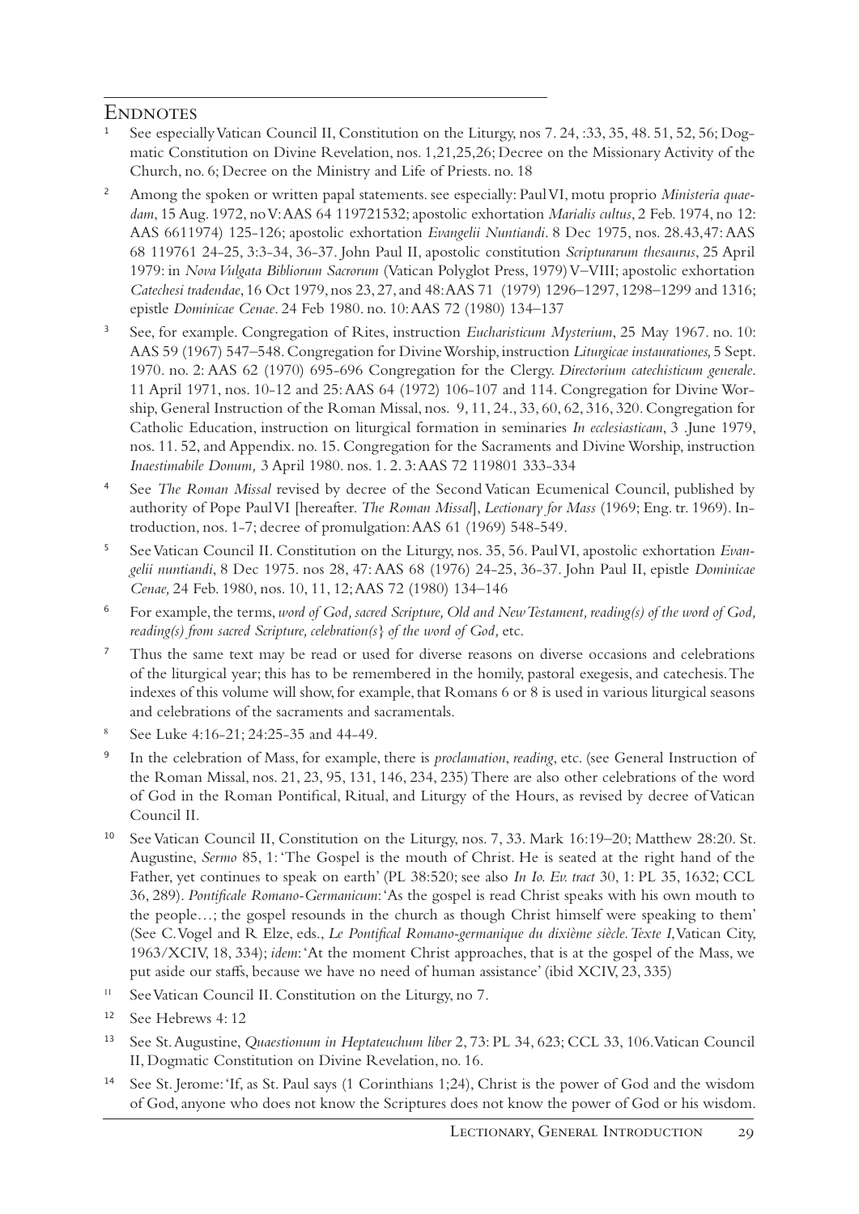## Endnotes

1. See especially Vatican Council II, Constitution on the Liturgy, nos 7. 24, :33, 35, 48. 51, 52, 56; Dogmatic Constitution on Divine Revelation, nos. 1,21,25,26; Decree on the Missionary Activity of the Church, no. 6; Decree on the Ministry and Life of Priests. no. 18

2. Among the spoken or written papal statements. see especially: Paul VI, motu proprio *Ministeria quaedam*, 15 Aug. 1972, no V: AAS 64 119721532; apostolic exhortation *Marialis cultus*, 2 Feb. 1974, no 12: AAS 6611974) 125-126; apostolic exhortation *Evangelii Nuntiandi*. 8 Dec 1975, nos. 28.43,47: AAS 68 119761 24-25, 3:3-34, 36-37. John Paul II, apostolic constitution *Scripturarum thesaurus*, 25 April 1979: in *Nova Vulgata Bibliorum Sacrorum* (Vatican Polyglot Press, 1979) V–VIII; apostolic exhortation *Catechesi tradendae*, 16 Oct 1979, nos 23, 27, and 48: AAS 71 (1979) 1296–1297, 1298–1299 and 1316; epistle *Dominicae Cenae*. 24 Feb 1980. no. 10: AAS 72 (1980) 134–137

3. See, for example. Congregation of Rites, instruction *Eucharisticum Mysterium*, 25 May 1967. no. 10: AAS 59 (1967) 547–548. Congregation for Divine Worship, instruction *Liturgicae instaurationes,* 5 Sept. 1970. no. 2: AAS 62 (1970) 695-696 Congregation for the Clergy. *Directorium catechisticum generale*. 11 April 1971, nos. 10-12 and 25: AAS 64 (1972) 106-107 and 114. Congregation for Divine Worship, General Instruction of the Roman Missal, nos. 9, 11, 24., 33, 60, 62, 316, 320. Congregation for Catholic Education, instruction on liturgical formation in seminaries *In ecclesiasticam*, 3 .June 1979, nos. 11. 52, and Appendix. no. 15. Congregation for the Sacraments and Divine Worship, instruction *Inaestimabile Donum,* 3 April 1980. nos. 1. 2. 3: AAS 72 119801 333-334

4. See *The Roman Missal* revised by decree of the Second Vatican Ecumenical Council, published by authority of Pope Paul VI [hereafter. *The Roman Missal*], *Lectionary for Mass* (1969; Eng. tr. 1969). Introduction, nos. 1-7; decree of promulgation: AAS 61 (1969) 548-549.

5. See Vatican Council II. Constitution on the Liturgy, nos. 35, 56. Paul VI, apostolic exhortation *Evangelii nuntiandi*, 8 Dec 1975. nos 28, 47: AAS 68 (1976) 24-25, 36-37. John Paul II, epistle *Dominicae Cenae,* 24 Feb. 1980, nos. 10, 11, 12; AAS 72 (1980) 134–146

6. For example, the terms, *word of God, sacred Scripture, Old and New Testament, reading(s) of the word of God, reading(s) from sacred Scripture, celebration(s} of the word of God,* etc.

7. Thus the same text may be read or used for diverse reasons on diverse occasions and celebrations of the liturgical year; this has to be remembered in the homily, pastoral exegesis, and catechesis. The indexes of this volume will show, for example, that Romans 6 or 8 is used in various liturgical seasons and celebrations of the sacraments and sacramentals.

8. See Luke 4:16-21; 24:25-35 and 44-49.

9. In the celebration of Mass, for example, there is *proclamation*, *reading*, etc. (see General Instruction of the Roman Missal, nos. 21, 23, 95, 131, 146, 234, 235) There are also other celebrations of the word of God in the Roman Pontifical, Ritual, and Liturgy of the Hours, as revised by decree of Vatican Council II.

10. See Vatican Council II, Constitution on the Liturgy, nos. 7, 33. Mark 16:19–20; Matthew 28:20. St. Augustine, *Sermo* 85, 1: 'The Gospel is the mouth of Christ. He is seated at the right hand of the Father, yet continues to speak on earth' (PL 38:520; see also *In Io. Ev. tract* 30, 1: PL 35, 1632; CCL 36, 289). *Pontificale Romano-Germanicum*: 'As the gospel is read Christ speaks with his own mouth to the people…; the gospel resounds in the church as though Christ himself were speaking to them' (See C. Vogel and R Elze, eds., *Le Pontifical Romano-germanique du dixième siècle. Texte I*, Vatican City, 1963/XCIV, 18, 334); *idem*: 'At the moment Christ approaches, that is at the gospel of the Mass, we put aside our staffs, because we have no need of human assistance' (ibid XCIV, 23, 335)

11. See Vatican Council II. Constitution on the Liturgy, no 7.

12. See Hebrews 4: 12

13. See St. Augustine, *Quaestionum in Heptateuchum liber* 2, 73: PL 34, 623; CCL 33, 106. Vatican Council II, Dogmatic Constitution on Divine Revelation, no. 16.

14. See St. Jerome: 'If, as St. Paul says (1 Corinthians 1;24), Christ is the power of God and the wisdom of God, anyone who does not know the Scriptures does not know the power of God or his wisdom.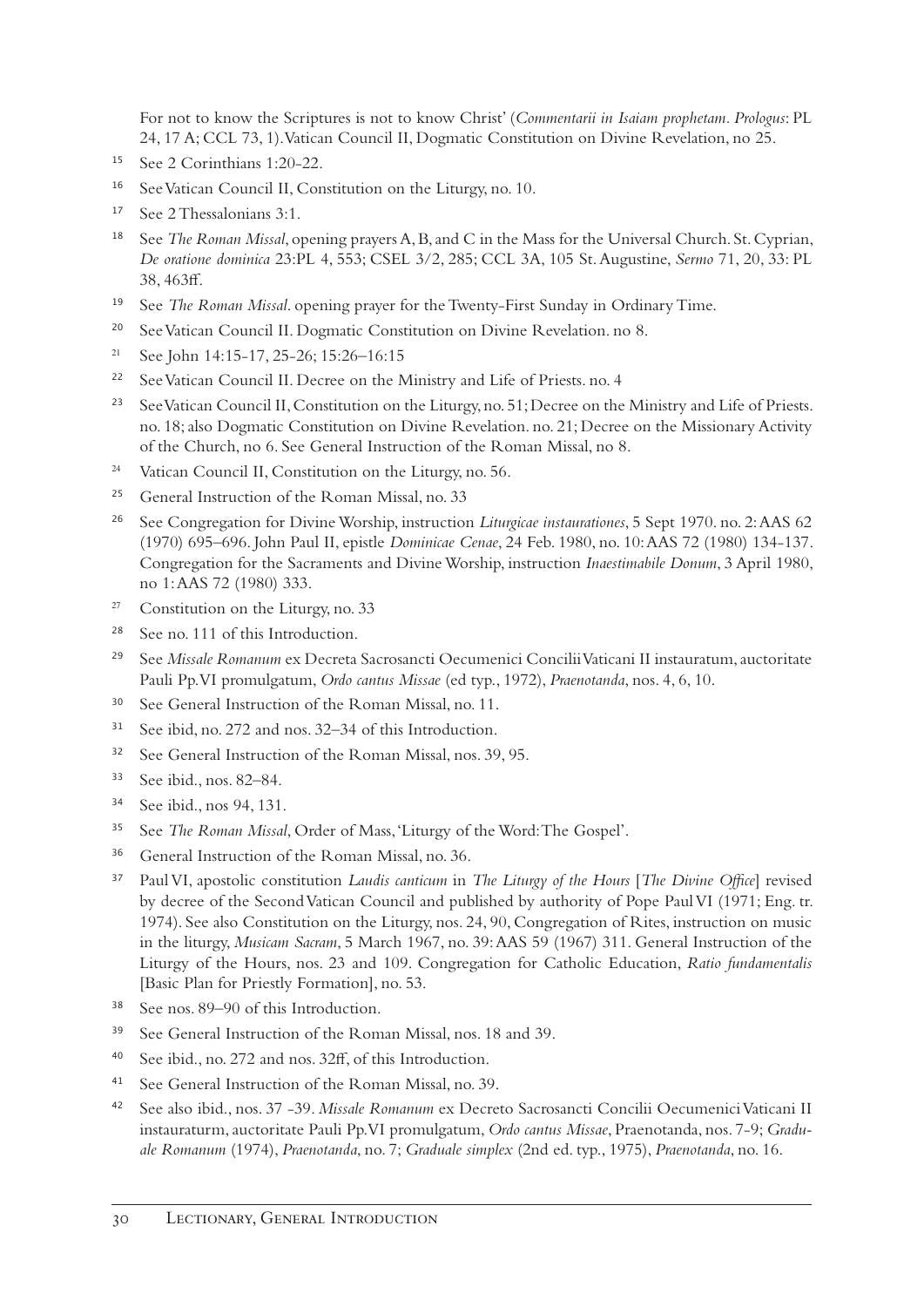For not to know the Scriptures is not to know Christ' (*Commentarii in Isaiam prophetam. Prologus*: PL 24, 17 A; CCL 73, 1). Vatican Council II, Dogmatic Constitution on Divine Revelation, no 25.

15 See 2 Corinthians 1:20-22.

16 See Vatican Council II, Constitution on the Liturgy, no. 10.

17 See 2 Thessalonians 3:1.

18 See *The Roman Missal*, opening prayers A, B, and C in the Mass for the Universal Church. St. Cyprian, *De oratione dominica* 23:PL 4, 553; CSEL 3/2, 285; CCL 3A, 105 St. Augustine, *Sermo* 71, 20, 33: PL 38, 463ff.

19 See *The Roman Missal*. opening prayer for the Twenty-First Sunday in Ordinary Time.

20 See Vatican Council II. Dogmatic Constitution on Divine Revelation. no 8.

21 See John 14:15-17, 25-26; 15:26–16:15

22 See Vatican Council II. Decree on the Ministry and Life of Priests. no. 4

23 See Vatican Council II, Constitution on the Liturgy, no. 51; Decree on the Ministry and Life of Priests. no. 18; also Dogmatic Constitution on Divine Revelation. no. 21; Decree on the Missionary Activity of the Church, no 6. See General Instruction of the Roman Missal, no 8.

24 Vatican Council II, Constitution on the Liturgy, no. 56.

25 General Instruction of the Roman Missal, no. 33

26 See Congregation for Divine Worship, instruction *Liturgicae instaurationes*, 5 Sept 1970. no. 2: AAS 62 (1970) 695–696. John Paul II, epistle *Dominicae Cenae*, 24 Feb. 1980, no. 10: AAS 72 (1980) 134-137. Congregation for the Sacraments and Divine Worship, instruction *Inaestimabile Donum*, 3 April 1980, no 1: AAS 72 (1980) 333.

27 Constitution on the Liturgy, no. 33

28 See no. 111 of this Introduction.

29 See *Missale Romanum* ex Decreta Sacrosancti Oecumenici Concilii Vaticani II instauratum, auctoritate Pauli Pp.VI promulgatum, *Ordo cantus Missae* (ed typ., 1972), *Praenotanda*, nos. 4, 6, 10.

30 See General Instruction of the Roman Missal, no. 11.

31 See ibid, no. 272 and nos. 32–34 of this Introduction.

32 See General Instruction of the Roman Missal, nos. 39, 95.

33 See ibid., nos. 82–84.

34 See ibid., nos 94, 131.

35 See *The Roman Missal*, Order of Mass, 'Liturgy of the Word: The Gospel'.

36 General Instruction of the Roman Missal, no. 36.

37 Paul VI, apostolic constitution *Laudis canticum* in *The Liturgy of the Hours* [*The Divine Office*] revised by decree of the Second Vatican Council and published by authority of Pope Paul VI (1971; Eng. tr. 1974). See also Constitution on the Liturgy, nos. 24, 90, Congregation of Rites, instruction on music in the liturgy, *Musicam Sacram*, 5 March 1967, no. 39: AAS 59 (1967) 311. General Instruction of the Liturgy of the Hours, nos. 23 and 109. Congregation for Catholic Education, *Ratio fundamentalis* [Basic Plan for Priestly Formation], no. 53.

38 See nos. 89–90 of this Introduction.

39 See General Instruction of the Roman Missal, nos. 18 and 39.

40 See ibid., no. 272 and nos. 32ff, of this Introduction.

41 See General Instruction of the Roman Missal, no. 39.

42 See also ibid., nos. 37 -39. *Missale Romanum* ex Decreto Sacrosancti Concilii Oecumenici Vaticani II instauraturm, auctoritate Pauli Pp.VI promulgatum, *Ordo cantus Missae*, Praenotanda, nos. 7-9; *Graduale Romanum* (1974), *Praenotanda*, no. 7; *Graduale simplex* (2nd ed. typ., 1975), *Praenotanda*, no. 16.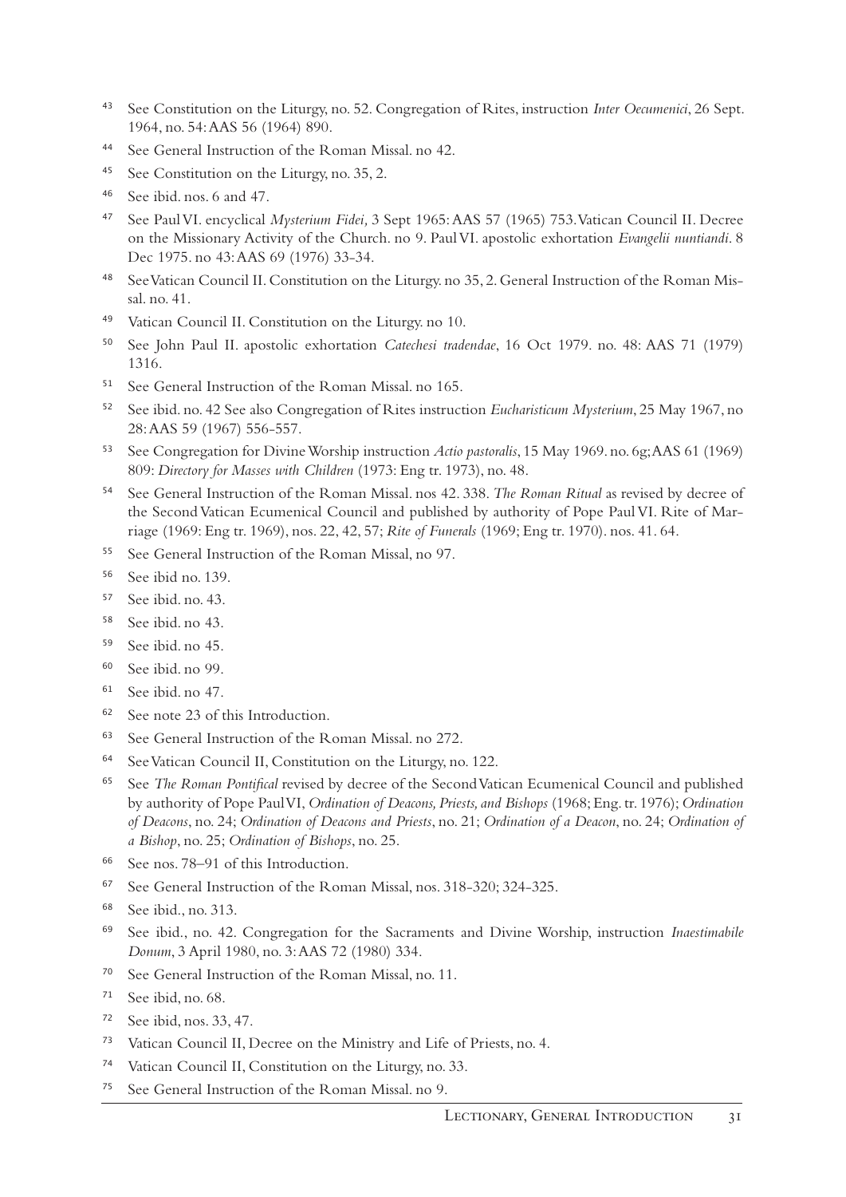[43] See Constitution on the Liturgy, no. 52. Congregation of Rites, instruction *Inter Oecumenici*, 26 Sept. 1964, no. 54: AAS 56 (1964) 890.

[44] See General Instruction of the Roman Missal. no 42.

[45] See Constitution on the Liturgy, no. 35, 2.

[46] See ibid. nos. 6 and 47.

[47] See Paul VI. encyclical *Mysterium Fidei,* 3 Sept 1965: AAS 57 (1965) 753. Vatican Council II. Decree on the Missionary Activity of the Church. no 9. Paul VI. apostolic exhortation *Evangelii nuntiandi*. 8 Dec 1975. no 43: AAS 69 (1976) 33-34.

[48] See Vatican Council II. Constitution on the Liturgy. no 35, 2. General Instruction of the Roman Missal. no. 41.

[49] Vatican Council II. Constitution on the Liturgy. no 10.

[50] See John Paul II. apostolic exhortation *Catechesi tradendae*, 16 Oct 1979. no. 48: AAS 71 (1979) 1316.

[51] See General Instruction of the Roman Missal. no 165.

[52] See ibid. no. 42 See also Congregation of Rites instruction *Eucharisticum Mysterium*, 25 May 1967, no 28: AAS 59 (1967) 556-557.

[53] See Congregation for Divine Worship instruction *Actio pastoralis*, 15 May 1969. no. 6g; AAS 61 (1969) 809: *Directory for Masses with Children* (1973: Eng tr. 1973), no. 48.

[54] See General Instruction of the Roman Missal. nos 42. 338. *The Roman Ritual* as revised by decree of the Second Vatican Ecumenical Council and published by authority of Pope Paul VI. Rite of Marriage (1969: Eng tr. 1969), nos. 22, 42, 57; *Rite of Funerals* (1969; Eng tr. 1970). nos. 41. 64.

[55] See General Instruction of the Roman Missal, no 97.

[56] See ibid no. 139.

[57] See ibid. no. 43.

[58] See ibid. no 43.

[59] See ibid. no 45.

[60] See ibid. no 99.

[61] See ibid. no 47.

[62] See note 23 of this Introduction.

[63] See General Instruction of the Roman Missal. no 272.

[64] See Vatican Council II, Constitution on the Liturgy, no. 122.

[65] See *The Roman Pontifical* revised by decree of the Second Vatican Ecumenical Council and published by authority of Pope Paul VI, *Ordination of Deacons, Priests, and Bishops* (1968; Eng. tr. 1976); *Ordination of Deacons*, no. 24; *Ordination of Deacons and Priests*, no. 21; *Ordination of a Deacon*, no. 24; *Ordination of a Bishop*, no. 25; *Ordination of Bishops*, no. 25.

[66] See nos. 78–91 of this Introduction.

[67] See General Instruction of the Roman Missal, nos. 318-320; 324-325.

[68] See ibid., no. 313.

[69] See ibid., no. 42. Congregation for the Sacraments and Divine Worship, instruction *Inaestimabile Donum*, 3 April 1980, no. 3: AAS 72 (1980) 334.

[70] See General Instruction of the Roman Missal, no. 11.

[71] See ibid, no. 68.

[72] See ibid, nos. 33, 47.

[73] Vatican Council II, Decree on the Ministry and Life of Priests, no. 4.

[74] Vatican Council II, Constitution on the Liturgy, no. 33.

[75] See General Instruction of the Roman Missal. no 9.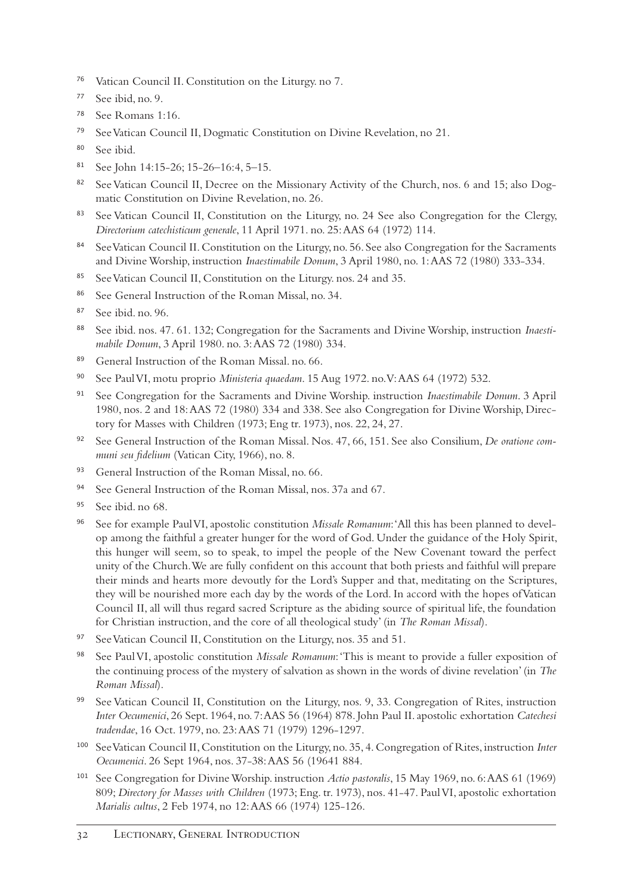76 Vatican Council II. Constitution on the Liturgy. no 7.

77 See ibid, no. 9.

78 See Romans 1:16.

79 See Vatican Council II, Dogmatic Constitution on Divine Revelation, no 21.

80 See ibid.

81 See John 14:15-26; 15-26–16:4, 5–15.

82 See Vatican Council II, Decree on the Missionary Activity of the Church, nos. 6 and 15; also Dogmatic Constitution on Divine Revelation, no. 26.

83 See Vatican Council II, Constitution on the Liturgy, no. 24 See also Congregation for the Clergy, *Directorium catechisticum generale*, 11 April 1971. no. 25: AAS 64 (1972) 114.

84 See Vatican Council II. Constitution on the Liturgy, no. 56. See also Congregation for the Sacraments and Divine Worship, instruction *Inaestimabile Donum*, 3 April 1980, no. 1: AAS 72 (1980) 333-334.

85 See Vatican Council II, Constitution on the Liturgy. nos. 24 and 35.

86 See General Instruction of the Roman Missal, no. 34.

87 See ibid. no. 96.

88 See ibid. nos. 47. 61. 132; Congregation for the Sacraments and Divine Worship, instruction *Inaestimabile Donum*, 3 April 1980. no. 3: AAS 72 (1980) 334.

89 General Instruction of the Roman Missal. no. 66.

90 See Paul VI, motu proprio *Ministeria quaedam*. 15 Aug 1972. no. V: AAS 64 (1972) 532.

91 See Congregation for the Sacraments and Divine Worship. instruction *Inaestimabile Donum*. 3 April 1980, nos. 2 and 18: AAS 72 (1980) 334 and 338. See also Congregation for Divine Worship, Directory for Masses with Children (1973; Eng tr. 1973), nos. 22, 24, 27.

92 See General Instruction of the Roman Missal. Nos. 47, 66, 151. See also Consilium, *De oratione communi seu fidelium* (Vatican City, 1966), no. 8.

93 General Instruction of the Roman Missal, no. 66.

94 See General Instruction of the Roman Missal, nos. 37a and 67.

95 See ibid. no 68.

96 See for example Paul VI, apostolic constitution *Missale Romanum*: 'All this has been planned to develop among the faithful a greater hunger for the word of God. Under the guidance of the Holy Spirit, this hunger will seem, so to speak, to impel the people of the New Covenant toward the perfect unity of the Church. We are fully confident on this account that both priests and faithful will prepare their minds and hearts more devoutly for the Lord's Supper and that, meditating on the Scriptures, they will be nourished more each day by the words of the Lord. In accord with the hopes of Vatican Council II, all will thus regard sacred Scripture as the abiding source of spiritual life, the foundation for Christian instruction, and the core of all theological study' (in *The Roman Missal*).

97 See Vatican Council II, Constitution on the Liturgy, nos. 35 and 51.

98 See Paul VI, apostolic constitution *Missale Romanum*: 'This is meant to provide a fuller exposition of the continuing process of the mystery of salvation as shown in the words of divine revelation' (in *The Roman Missal*).

99 See Vatican Council II, Constitution on the Liturgy, nos. 9, 33. Congregation of Rites, instruction *Inter Oecumenici*, 26 Sept. 1964, no. 7: AAS 56 (1964) 878. John Paul II. apostolic exhortation *Catechesi tradendae*, 16 Oct. 1979, no. 23: AAS 71 (1979) 1296-1297.

100 See Vatican Council II, Constitution on the Liturgy, no. 35, 4. Congregation of Rites, instruction *Inter Oecumenici*. 26 Sept 1964, nos. 37-38: AAS 56 (19641 884.

101 See Congregation for Divine Worship. instruction *Actio pastoralis*, 15 May 1969, no. 6: AAS 61 (1969) 809; *Directory for Masses with Children* (1973; Eng. tr. 1973), nos. 41-47. Paul VI, apostolic exhortation *Marialis cultus*, 2 Feb 1974, no 12: AAS 66 (1974) 125-126.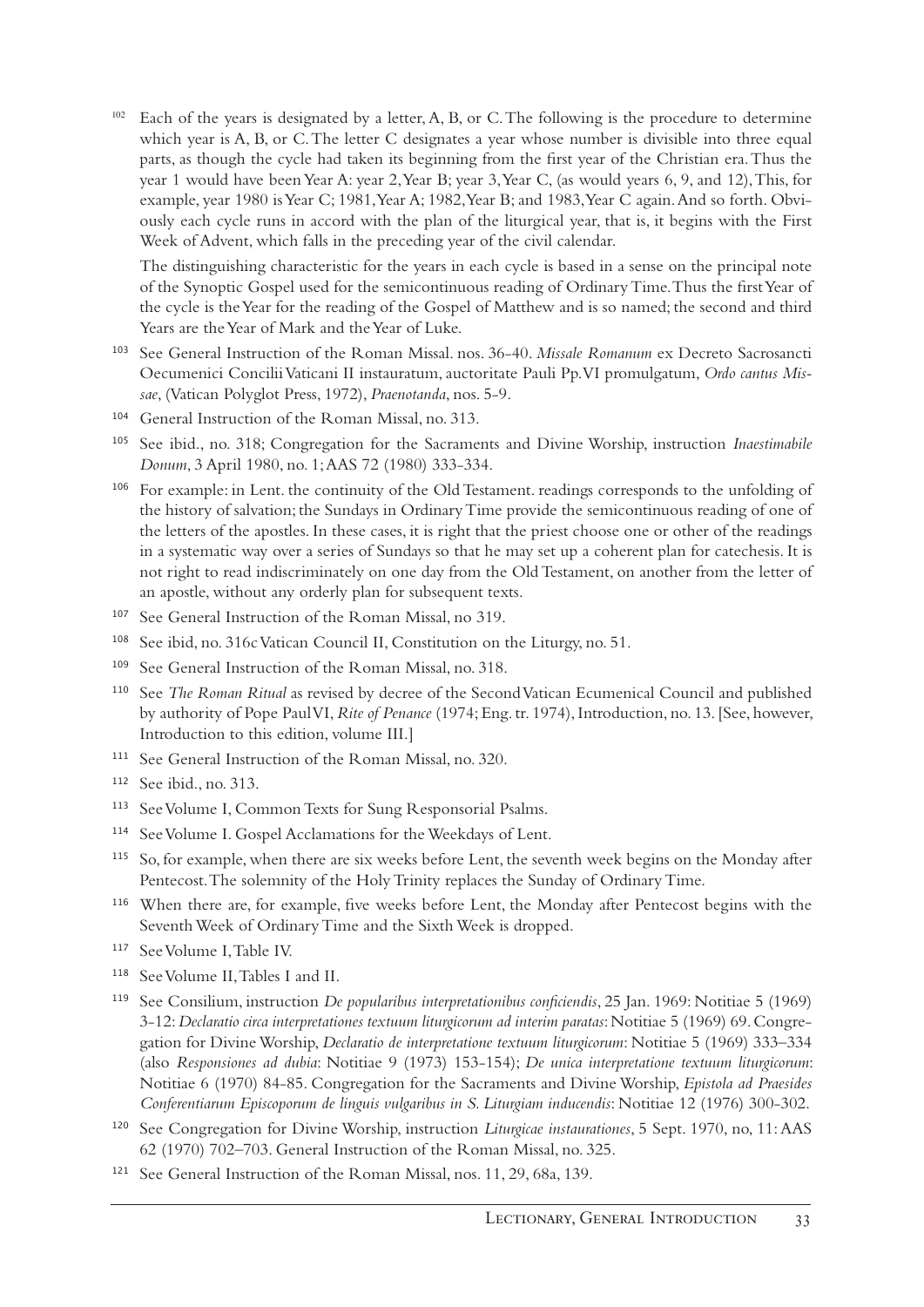[102] Each of the years is designated by a letter, A, B, or C. The following is the procedure to determine which year is A, B, or C. The letter C designates a year whose number is divisible into three equal parts, as though the cycle had taken its beginning from the first year of the Christian era. Thus the year 1 would have been Year A: year 2, Year B; year 3, Year C, (as would years 6, 9, and 12), This, for example, year 1980 is Year C; 1981, Year A; 1982, Year B; and 1983, Year C again. And so forth. Obviously each cycle runs in accord with the plan of the liturgical year, that is, it begins with the First Week of Advent, which falls in the preceding year of the civil calendar.

The distinguishing characteristic for the years in each cycle is based in a sense on the principal note of the Synoptic Gospel used for the semicontinuous reading of Ordinary Time. Thus the first Year of the cycle is the Year for the reading of the Gospel of Matthew and is so named; the second and third Years are the Year of Mark and the Year of Luke.

[103] See General Instruction of the Roman Missal. nos. 36-40. *Missale Romanum* ex Decreto Sacrosancti Oecumenici Concilii Vaticani II instauratum, auctoritate Pauli Pp. VI promulgatum, *Ordo cantus Missae*, (Vatican Polyglot Press, 1972), *Praenotanda*, nos. 5-9.

[104] General Instruction of the Roman Missal, no. 313.

[105] See ibid., no. 318; Congregation for the Sacraments and Divine Worship, instruction *Inaestimabile Donum*, 3 April 1980, no. 1; AAS 72 (1980) 333-334.

[106] For example: in Lent. the continuity of the Old Testament. readings corresponds to the unfolding of the history of salvation; the Sundays in Ordinary Time provide the semicontinuous reading of one of the letters of the apostles. In these cases, it is right that the priest choose one or other of the readings in a systematic way over a series of Sundays so that he may set up a coherent plan for catechesis. It is not right to read indiscriminately on one day from the Old Testament, on another from the letter of an apostle, without any orderly plan for subsequent texts.

[107] See General Instruction of the Roman Missal, no 319.

[108] See ibid, no. 316c Vatican Council II, Constitution on the Liturgy, no. 51.

[109] See General Instruction of the Roman Missal, no. 318.

[110] See *The Roman Ritual* as revised by decree of the Second Vatican Ecumenical Council and published by authority of Pope Paul VI, *Rite of Penance* (1974; Eng. tr. 1974), Introduction, no. 13. [See, however, Introduction to this edition, volume III.]

[111] See General Instruction of the Roman Missal, no. 320.

[112] See ibid., no. 313.

[113] See Volume I, Common Texts for Sung Responsorial Psalms.

[114] See Volume I. Gospel Acclamations for the Weekdays of Lent.

[115] So, for example, when there are six weeks before Lent, the seventh week begins on the Monday after Pentecost. The solemnity of the Holy Trinity replaces the Sunday of Ordinary Time.

[116] When there are, for example, five weeks before Lent, the Monday after Pentecost begins with the Seventh Week of Ordinary Time and the Sixth Week is dropped.

[117] See Volume I, Table IV.

[118] See Volume II, Tables I and II.

[119] See Consilium, instruction *De popularibus interpretationibus conficiendis*, 25 Jan. 1969: Notitiae 5 (1969) 3-12: *Declaratio circa interpretationes textuum liturgicorum ad interim paratas*: Notitiae 5 (1969) 69. Congregation for Divine Worship, *Declaratio de interpretatione textuum liturgicorum*: Notitiae 5 (1969) 333–334 (also *Responsiones ad dubia*: Notitiae 9 (1973) 153-154); *De unica interpretatione textuum liturgicorum*: Notitiae 6 (1970) 84-85. Congregation for the Sacraments and Divine Worship, *Epistola ad Praesides Conferentiarum Episcoporum de linguis vulgaribus in S. Liturgiam inducendis*: Notitiae 12 (1976) 300-302.

[120] See Congregation for Divine Worship, instruction *Liturgicae instaurationes*, 5 Sept. 1970, no, 11: AAS 62 (1970) 702–703. General Instruction of the Roman Missal, no. 325.

[121] See General Instruction of the Roman Missal, nos. 11, 29, 68a, 139.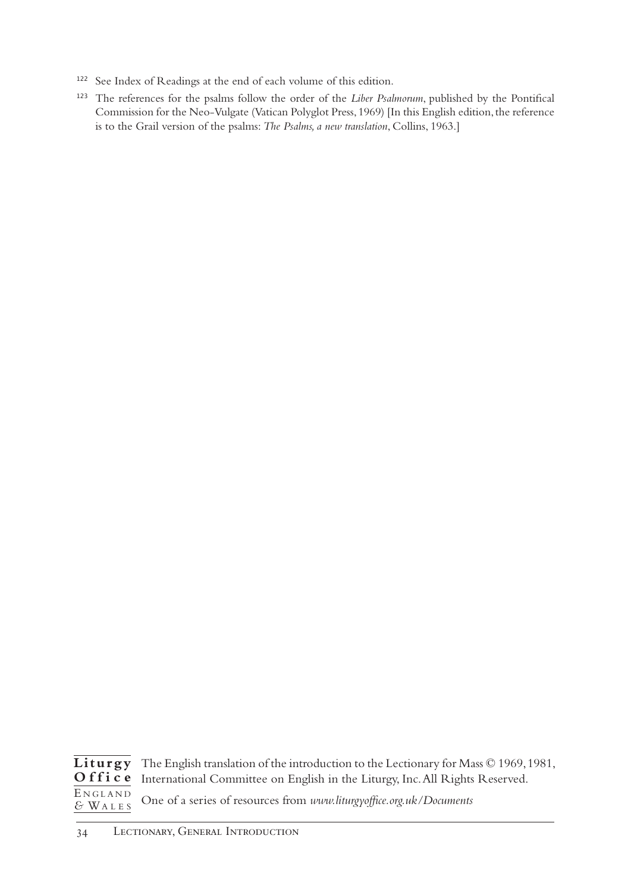[122] See Index of Readings at the end of each volume of this edition.

[123] The references for the psalms follow the order of the *Liber Psalmorum*, published by the Pontifical Commission for the Neo-Vulgate (Vatican Polyglot Press, 1969) [In this English edition, the reference is to the Grail version of the psalms: *The Psalms, a new translation*, Collins, 1963.]

**Liturgy Office** ENGLAND & WALES

The English translation of the introduction to the Lectionary for Mass © 1969, 1981, International Committee on English in the Liturgy, Inc. All Rights Reserved.

One of a series of resources from *www.liturgyoffice.org.uk/Documents*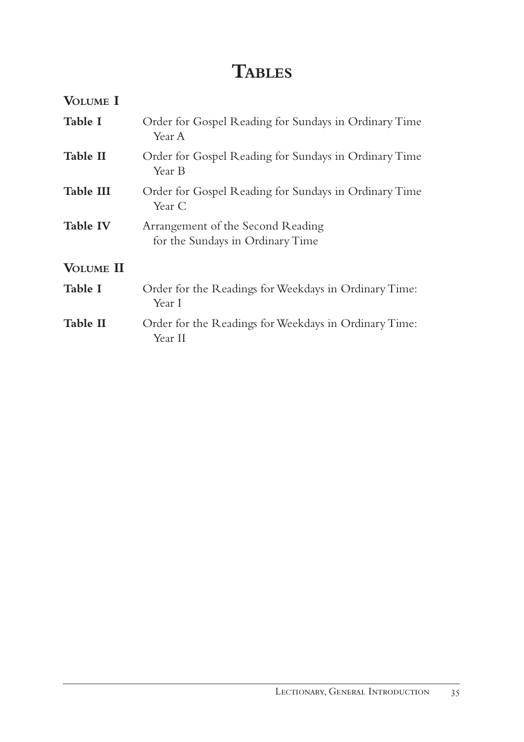# Tables

## Volume I

**Table I** Order for Gospel Reading for Sundays in Ordinary Time Year A

**Table II** Order for Gospel Reading for Sundays in Ordinary Time Year B

**Table III** Order for Gospel Reading for Sundays in Ordinary Time Year C

**Table IV** Arrangement of the Second Reading for the Sundays in Ordinary Time

## Volume II

**Table I** Order for the Readings for Weekdays in Ordinary Time: Year I

**Table II** Order for the Readings for Weekdays in Ordinary Time: Year II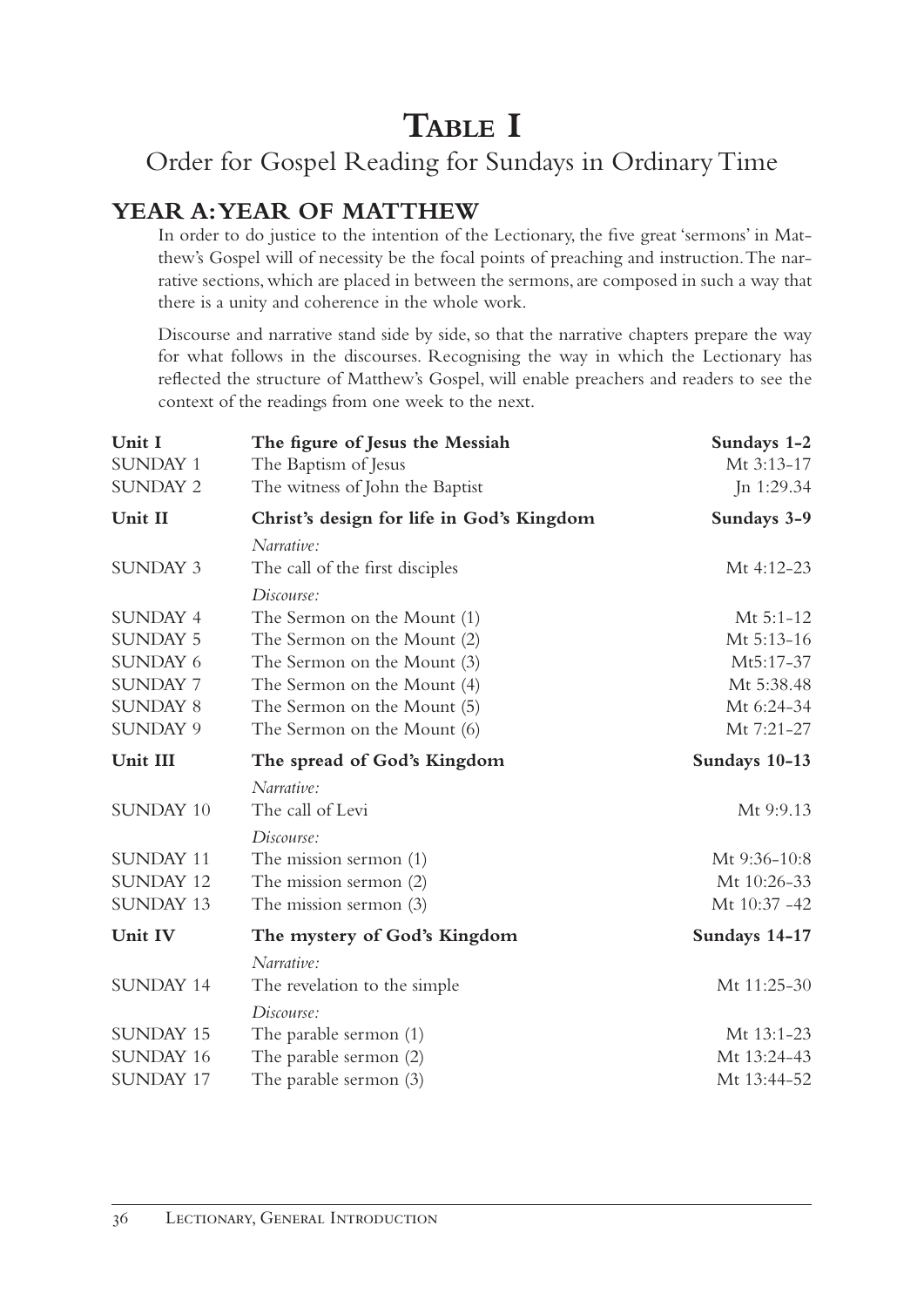# Table I

## Order for Gospel Reading for Sundays in Ordinary Time

### YEAR A: YEAR OF MATTHEW

In order to do justice to the intention of the Lectionary, the five great 'sermons' in Matthew's Gospel will of necessity be the focal points of preaching and instruction. The narrative sections, which are placed in between the sermons, are composed in such a way that there is a unity and coherence in the whole work.

Discourse and narrative stand side by side, so that the narrative chapters prepare the way for what follows in the discourses. Recognising the way in which the Lectionary has reflected the structure of Matthew's Gospel, will enable preachers and readers to see the context of the readings from one week to the next.

| | | |
|---|---|---|
| **Unit I** | **The figure of Jesus the Messiah** | **Sundays 1-2** |
| SUNDAY 1 | The Baptism of Jesus | Mt 3:13-17 |
| SUNDAY 2 | The witness of John the Baptist | Jn 1:29.34 |
| **Unit II** | **Christ's design for life in God's Kingdom** | **Sundays 3-9** |
| | *Narrative:* | |
| SUNDAY 3 | The call of the first disciples | Mt 4:12-23 |
| | *Discourse:* | |
| SUNDAY 4 | The Sermon on the Mount (1) | Mt 5:1-12 |
| SUNDAY 5 | The Sermon on the Mount (2) | Mt 5:13-16 |
| SUNDAY 6 | The Sermon on the Mount (3) | Mt5:17-37 |
| SUNDAY 7 | The Sermon on the Mount (4) | Mt 5:38.48 |
| SUNDAY 8 | The Sermon on the Mount (5) | Mt 6:24-34 |
| SUNDAY 9 | The Sermon on the Mount (6) | Mt 7:21-27 |
| **Unit III** | **The spread of God's Kingdom** | **Sundays 10-13** |
| | *Narrative:* | |
| SUNDAY 10 | The call of Levi | Mt 9:9.13 |
| | *Discourse:* | |
| SUNDAY 11 | The mission sermon (1) | Mt 9:36-10:8 |
| SUNDAY 12 | The mission sermon (2) | Mt 10:26-33 |
| SUNDAY 13 | The mission sermon (3) | Mt 10:37 -42 |
| **Unit IV** | **The mystery of God's Kingdom** | **Sundays 14-17** |
| | *Narrative:* | |
| SUNDAY 14 | The revelation to the simple | Mt 11:25-30 |
| | *Discourse:* | |
| SUNDAY 15 | The parable sermon (1) | Mt 13:1-23 |
| SUNDAY 16 | The parable sermon (2) | Mt 13:24-43 |
| SUNDAY 17 | The parable sermon (3) | Mt 13:44-52 |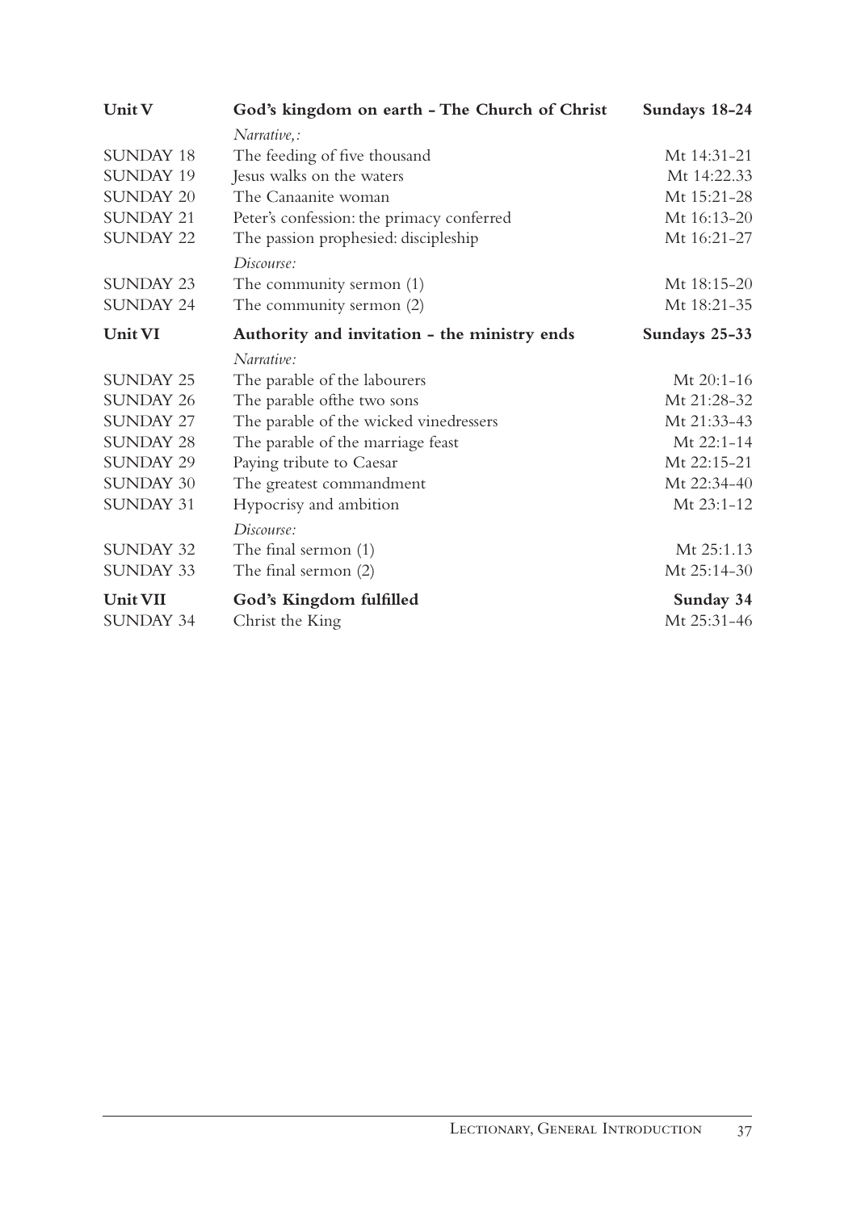| Unit V | God's kingdom on earth - The Church of Christ | Sundays 18-24 |
|---|---|---|
| | *Narrative,:* | |
| SUNDAY 18 | The feeding of five thousand | Mt 14:31-21 |
| SUNDAY 19 | Jesus walks on the waters | Mt 14:22.33 |
| SUNDAY 20 | The Canaanite woman | Mt 15:21-28 |
| SUNDAY 21 | Peter's confession: the primacy conferred | Mt 16:13-20 |
| SUNDAY 22 | The passion prophesied: discipleship | Mt 16:21-27 |
| | *Discourse:* | |
| SUNDAY 23 | The community sermon (1) | Mt 18:15-20 |
| SUNDAY 24 | The community sermon (2) | Mt 18:21-35 |
| **Unit VI** | **Authority and invitation - the ministry ends** | **Sundays 25-33** |
| | *Narrative:* | |
| SUNDAY 25 | The parable of the labourers | Mt 20:1-16 |
| SUNDAY 26 | The parable ofthe two sons | Mt 21:28-32 |
| SUNDAY 27 | The parable of the wicked vinedressers | Mt 21:33-43 |
| SUNDAY 28 | The parable of the marriage feast | Mt 22:1-14 |
| SUNDAY 29 | Paying tribute to Caesar | Mt 22:15-21 |
| SUNDAY 30 | The greatest commandment | Mt 22:34-40 |
| SUNDAY 31 | Hypocrisy and ambition | Mt 23:1-12 |
| | *Discourse:* | |
| SUNDAY 32 | The final sermon (1) | Mt 25:1.13 |
| SUNDAY 33 | The final sermon (2) | Mt 25:14-30 |
| **Unit VII** | **God's Kingdom fulfilled** | **Sunday 34** |
| SUNDAY 34 | Christ the King | Mt 25:31-46 |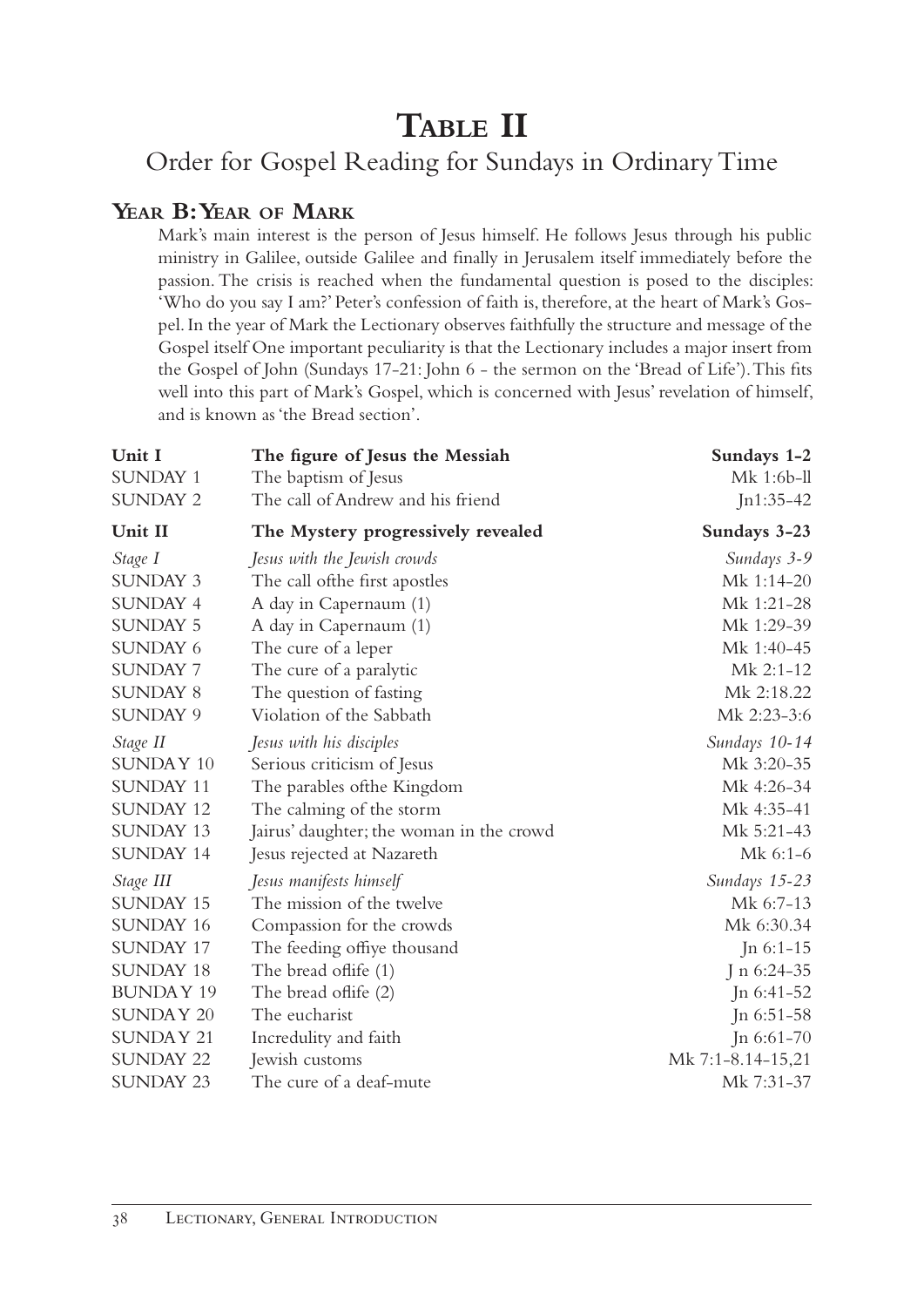# Table II

## Order for Gospel Reading for Sundays in Ordinary Time

### Year B: Year of Mark

Mark's main interest is the person of Jesus himself. He follows Jesus through his public ministry in Galilee, outside Galilee and finally in Jerusalem itself immediately before the passion. The crisis is reached when the fundamental question is posed to the disciples: 'Who do you say I am?' Peter's confession of faith is, therefore, at the heart of Mark's Gospel. In the year of Mark the Lectionary observes faithfully the structure and message of the Gospel itself One important peculiarity is that the Lectionary includes a major insert from the Gospel of John (Sundays 17-21: John 6 - the sermon on the 'Bread of Life'). This fits well into this part of Mark's Gospel, which is concerned with Jesus' revelation of himself, and is known as 'the Bread section'.

| | | |
|---|---|---|
| **Unit I** | **The figure of Jesus the Messiah** | **Sundays 1-2** |
| SUNDAY 1 | The baptism of Jesus | Mk 1:6b-ll |
| SUNDAY 2 | The call of Andrew and his friend | Jn1:35-42 |
| **Unit II** | **The Mystery progressively revealed** | **Sundays 3-23** |
| *Stage I* | *Jesus with the Jewish crowds* | *Sundays 3-9* |
| SUNDAY 3 | The call ofthe first apostles | Mk 1:14-20 |
| SUNDAY 4 | A day in Capernaum (1) | Mk 1:21-28 |
| SUNDAY 5 | A day in Capernaum (1) | Mk 1:29-39 |
| SUNDAY 6 | The cure of a leper | Mk 1:40-45 |
| SUNDAY 7 | The cure of a paralytic | Mk 2:1-12 |
| SUNDAY 8 | The question of fasting | Mk 2:18.22 |
| SUNDAY 9 | Violation of the Sabbath | Mk 2:23-3:6 |
| *Stage II* | *Jesus with his disciples* | *Sundays 10-14* |
| SUNDAY 10 | Serious criticism of Jesus | Mk 3:20-35 |
| SUNDAY 11 | The parables ofthe Kingdom | Mk 4:26-34 |
| SUNDAY 12 | The calming of the storm | Mk 4:35-41 |
| SUNDAY 13 | Jairus' daughter; the woman in the crowd | Mk 5:21-43 |
| SUNDAY 14 | Jesus rejected at Nazareth | Mk 6:1-6 |
| *Stage III* | *Jesus manifests himself* | *Sundays 15-23* |
| SUNDAY 15 | The mission of the twelve | Mk 6:7-13 |
| SUNDAY 16 | Compassion for the crowds | Mk 6:30.34 |
| SUNDAY 17 | The feeding offiye thousand | Jn 6:1-15 |
| SUNDAY 18 | The bread oflife (1) | J n 6:24-35 |
| BUNDAY 19 | The bread oflife (2) | Jn 6:41-52 |
| SUNDAY 20 | The eucharist | Jn 6:51-58 |
| SUNDAY 21 | Incredulity and faith | Jn 6:61-70 |
| SUNDAY 22 | Jewish customs | Mk 7:1-8.14-15,21 |
| SUNDAY 23 | The cure of a deaf-mute | Mk 7:31-37 |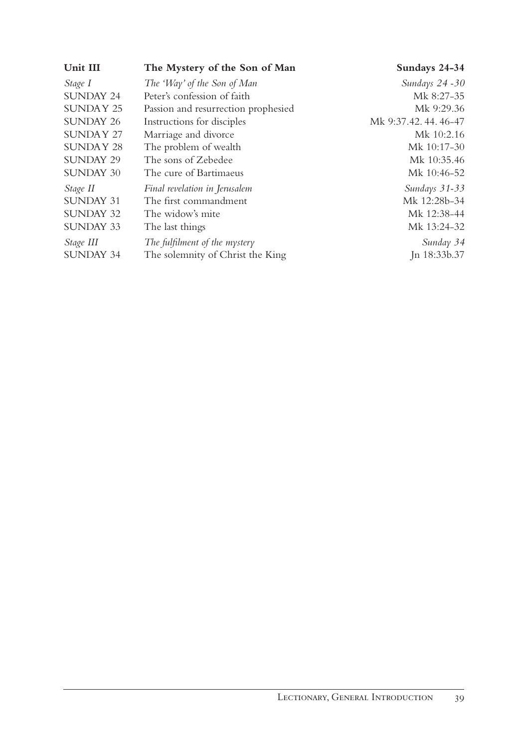| Unit III | The Mystery of the Son of Man | Sundays 24-34 |
|---|---|---|
| *Stage I* | *The 'Way' of the Son of Man* | *Sundays 24 -30* |
| SUNDAY 24 | Peter's confession of faith | Mk 8:27-35 |
| SUNDAY 25 | Passion and resurrection prophesied | Mk 9:29.36 |
| SUNDAY 26 | Instructions for disciples | Mk 9:37.42. 44. 46-47 |
| SUNDAY 27 | Marriage and divorce | Mk 10:2.16 |
| SUNDAY 28 | The problem of wealth | Mk 10:17-30 |
| SUNDAY 29 | The sons of Zebedee | Mk 10:35.46 |
| SUNDAY 30 | The cure of Bartimaeus | Mk 10:46-52 |
| *Stage II* | *Final revelation in Jerusalem* | *Sundays 31-33* |
| SUNDAY 31 | The first commandment | Mk 12:28b-34 |
| SUNDAY 32 | The widow's mite | Mk 12:38-44 |
| SUNDAY 33 | The last things | Mk 13:24-32 |
| *Stage III* | *The fulfilment of the mystery* | *Sunday 34* |
| SUNDAY 34 | The solemnity of Christ the King | Jn 18:33b.37 |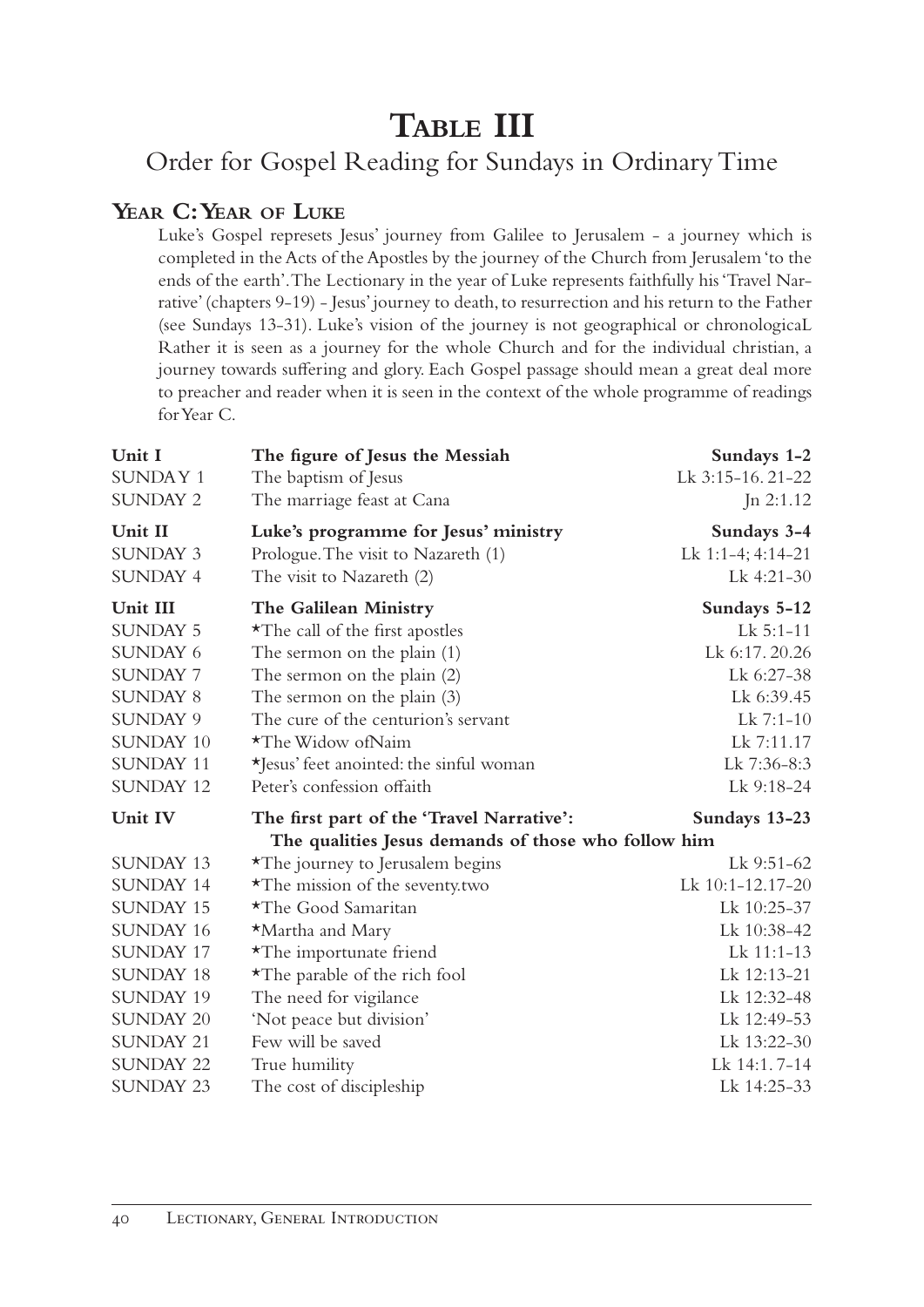# TABLE III

## Order for Gospel Reading for Sundays in Ordinary Time

### YEAR C: YEAR OF LUKE

Luke's Gospel represets Jesus' journey from Galilee to Jerusalem - a journey which is completed in the Acts of the Apostles by the journey of the Church from Jerusalem 'to the ends of the earth'. The Lectionary in the year of Luke represents faithfully his 'Travel Narrative' (chapters 9-19) - Jesus' journey to death, to resurrection and his return to the Father (see Sundays 13-31). Luke's vision of the journey is not geographical or chronologicaL Rather it is seen as a journey for the whole Church and for the individual christian, a journey towards suffering and glory. Each Gospel passage should mean a great deal more to preacher and reader when it is seen in the context of the whole programme of readings for Year C.

| | | |
|---|---|---|
| **Unit I** | **The figure of Jesus the Messiah** | **Sundays 1-2** |
| SUNDAY 1 | The baptism of Jesus | Lk 3:15-16. 21-22 |
| SUNDAY 2 | The marriage feast at Cana | Jn 2:1.12 |
| **Unit II** | **Luke's programme for Jesus' ministry** | **Sundays 3-4** |
| SUNDAY 3 | Prologue. The visit to Nazareth (1) | Lk 1:1-4; 4:14-21 |
| SUNDAY 4 | The visit to Nazareth (2) | Lk 4:21-30 |
| **Unit III** | **The Galilean Ministry** | **Sundays 5-12** |
| SUNDAY 5 | *The call of the first apostles | Lk 5:1-11 |
| SUNDAY 6 | The sermon on the plain (1) | Lk 6:17. 20.26 |
| SUNDAY 7 | The sermon on the plain (2) | Lk 6:27-38 |
| SUNDAY 8 | The sermon on the plain (3) | Lk 6:39.45 |
| SUNDAY 9 | The cure of the centurion's servant | Lk 7:1-10 |
| SUNDAY 10 | *The Widow ofNaim | Lk 7:11.17 |
| SUNDAY 11 | *Jesus' feet anointed: the sinful woman | Lk 7:36-8:3 |
| SUNDAY 12 | Peter's confession offaith | Lk 9:18-24 |
| **Unit IV** | **The first part of the 'Travel Narrative': The qualities Jesus demands of those who follow him** | **Sundays 13-23** |
| SUNDAY 13 | *The journey to Jerusalem begins | Lk 9:51-62 |
| SUNDAY 14 | *The mission of the seventy.two | Lk 10:1-12.17-20 |
| SUNDAY 15 | *The Good Samaritan | Lk 10:25-37 |
| SUNDAY 16 | *Martha and Mary | Lk 10:38-42 |
| SUNDAY 17 | *The importunate friend | Lk 11:1-13 |
| SUNDAY 18 | *The parable of the rich fool | Lk 12:13-21 |
| SUNDAY 19 | The need for vigilance | Lk 12:32-48 |
| SUNDAY 20 | 'Not peace but division' | Lk 12:49-53 |
| SUNDAY 21 | Few will be saved | Lk 13:22-30 |
| SUNDAY 22 | True humility | Lk 14:1. 7-14 |
| SUNDAY 23 | The cost of discipleship | Lk 14:25-33 |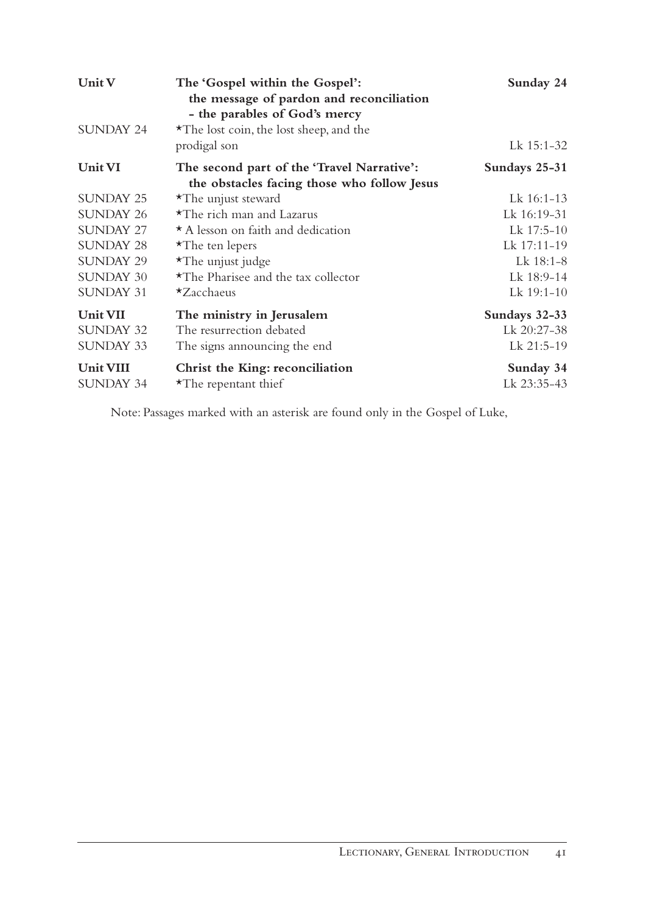| | | |
|---|---|---|
| **Unit V** | **The 'Gospel within the Gospel': the message of pardon and reconciliation - the parables of God's mercy** | **Sunday 24** |
| SUNDAY 24 | *The lost coin, the lost sheep, and the prodigal son | Lk 15:1-32 |
| **Unit VI** | **The second part of the 'Travel Narrative': the obstacles facing those who follow Jesus** | **Sundays 25-31** |
| SUNDAY 25 | *The unjust steward | Lk 16:1-13 |
| SUNDAY 26 | *The rich man and Lazarus | Lk 16:19-31 |
| SUNDAY 27 | * A lesson on faith and dedication | Lk 17:5-10 |
| SUNDAY 28 | *The ten lepers | Lk 17:11-19 |
| SUNDAY 29 | *The unjust judge | Lk 18:1-8 |
| SUNDAY 30 | *The Pharisee and the tax collector | Lk 18:9-14 |
| SUNDAY 31 | *Zacchaeus | Lk 19:1-10 |
| **Unit VII** | **The ministry in Jerusalem** | **Sundays 32-33** |
| SUNDAY 32 | The resurrection debated | Lk 20:27-38 |
| SUNDAY 33 | The signs announcing the end | Lk 21:5-19 |
| **Unit VIII** | **Christ the King: reconciliation** | **Sunday 34** |
| SUNDAY 34 | *The repentant thief | Lk 23:35-43 |

Note: Passages marked with an asterisk are found only in the Gospel of Luke,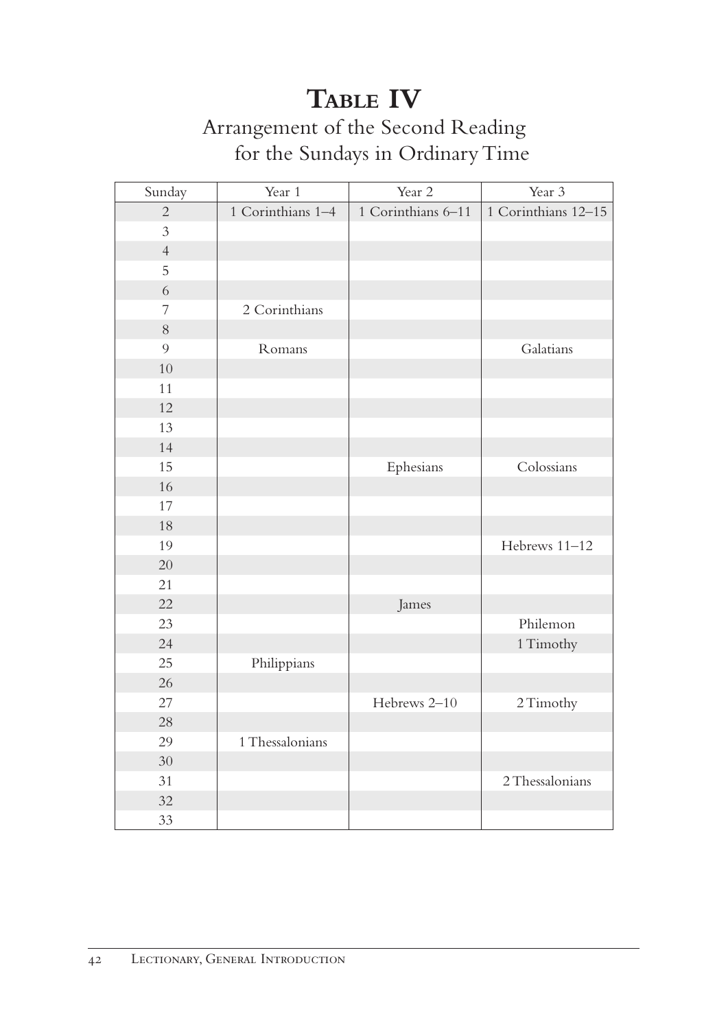# Table IV

## Arrangement of the Second Reading for the Sundays in Ordinary Time

| Sunday | Year 1 | Year 2 | Year 3 |
| --- | --- | --- | --- |
| 2 | 1 Corinthians 1–4 | 1 Corinthians 6–11 | 1 Corinthians 12–15 |
| 3 | | | |
| 4 | | | |
| 5 | | | |
| 6 | | | |
| 7 | 2 Corinthians | | |
| 8 | | | |
| 9 | Romans | | Galatians |
| 10 | | | |
| 11 | | | |
| 12 | | | |
| 13 | | | |
| 14 | | | |
| 15 | | Ephesians | Colossians |
| 16 | | | |
| 17 | | | |
| 18 | | | |
| 19 | | | Hebrews 11–12 |
| 20 | | | |
| 21 | | | |
| 22 | | James | |
| 23 | | | Philemon |
| 24 | | | 1 Timothy |
| 25 | Philippians | | |
| 26 | | | |
| 27 | | Hebrews 2–10 | 2 Timothy |
| 28 | | | |
| 29 | 1 Thessalonians | | |
| 30 | | | |
| 31 | | | 2 Thessalonians |
| 32 | | | |
| 33 | | | |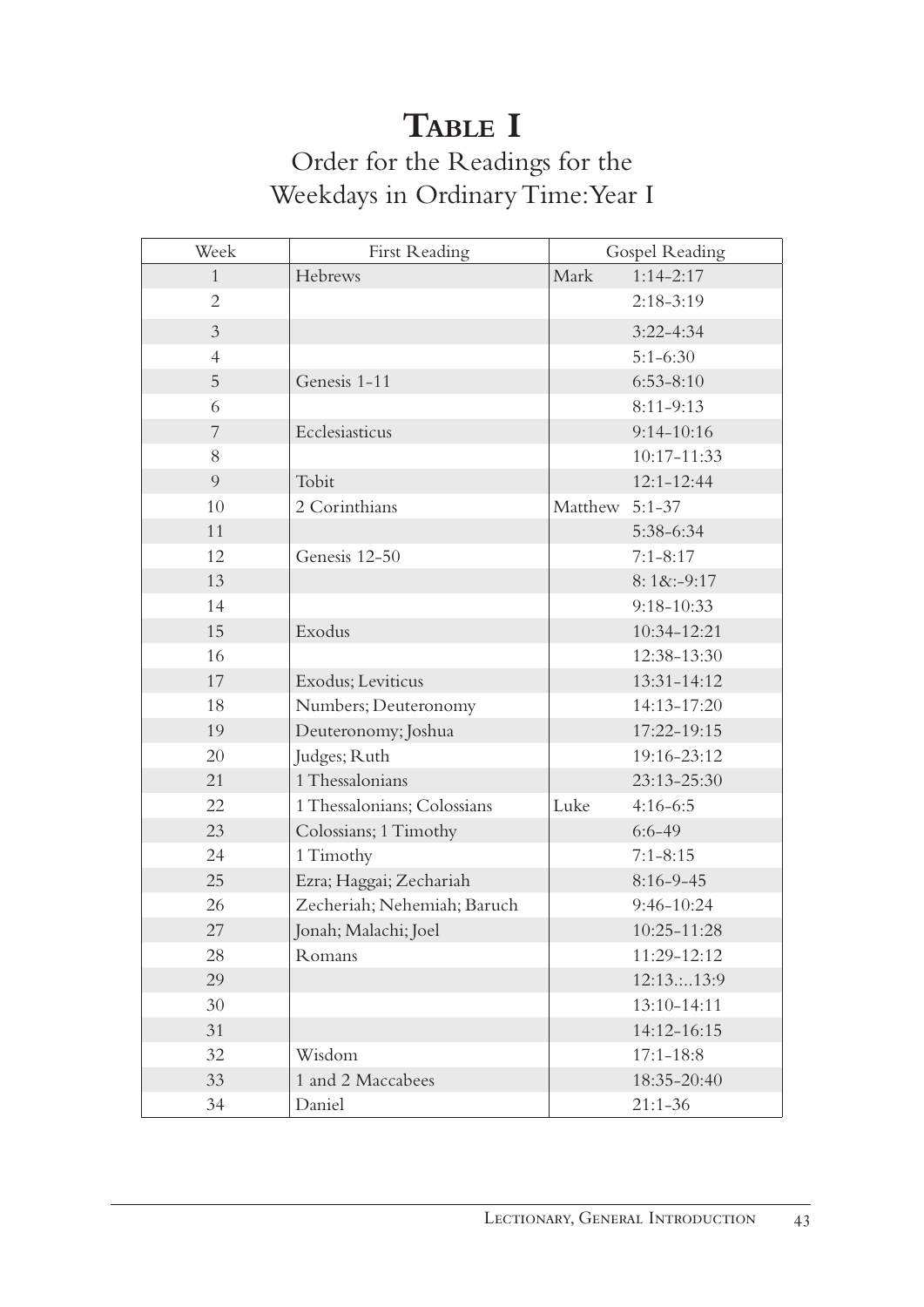# Table I

## Order for the Readings for the Weekdays in Ordinary Time: Year I

| Week | First Reading | Gospel Reading | |
|---|---|---|---|
| 1 | Hebrews | Mark | 1:14-2:17 |
| 2 | | | 2:18-3:19 |
| 3 | | | 3:22-4:34 |
| 4 | | | 5:1-6:30 |
| 5 | Genesis 1-11 | | 6:53-8:10 |
| 6 | | | 8:11-9:13 |
| 7 | Ecclesiasticus | | 9:14-10:16 |
| 8 | | | 10:17-11:33 |
| 9 | Tobit | | 12:1-12:44 |
| 10 | 2 Corinthians | Matthew | 5:1-37 |
| 11 | | | 5:38-6:34 |
| 12 | Genesis 12-50 | | 7:1-8:17 |
| 13 | | | 8: 1&:-9:17 |
| 14 | | | 9:18-10:33 |
| 15 | Exodus | | 10:34-12:21 |
| 16 | | | 12:38-13:30 |
| 17 | Exodus; Leviticus | | 13:31-14:12 |
| 18 | Numbers; Deuteronomy | | 14:13-17:20 |
| 19 | Deuteronomy; Joshua | | 17:22-19:15 |
| 20 | Judges; Ruth | | 19:16-23:12 |
| 21 | 1 Thessalonians | | 23:13-25:30 |
| 22 | 1 Thessalonians; Colossians | Luke | 4:16-6:5 |
| 23 | Colossians; 1 Timothy | | 6:6-49 |
| 24 | 1 Timothy | | 7:1-8:15 |
| 25 | Ezra; Haggai; Zechariah | | 8:16-9-45 |
| 26 | Zecheriah; Nehemiah; Baruch | | 9:46-10:24 |
| 27 | Jonah; Malachi; Joel | | 10:25-11:28 |
| 28 | Romans | | 11:29-12:12 |
| 29 | | | 12:13.:..13:9 |
| 30 | | | 13:10-14:11 |
| 31 | | | 14:12-16:15 |
| 32 | Wisdom | | 17:1-18:8 |
| 33 | 1 and 2 Maccabees | | 18:35-20:40 |
| 34 | Daniel | | 21:1-36 |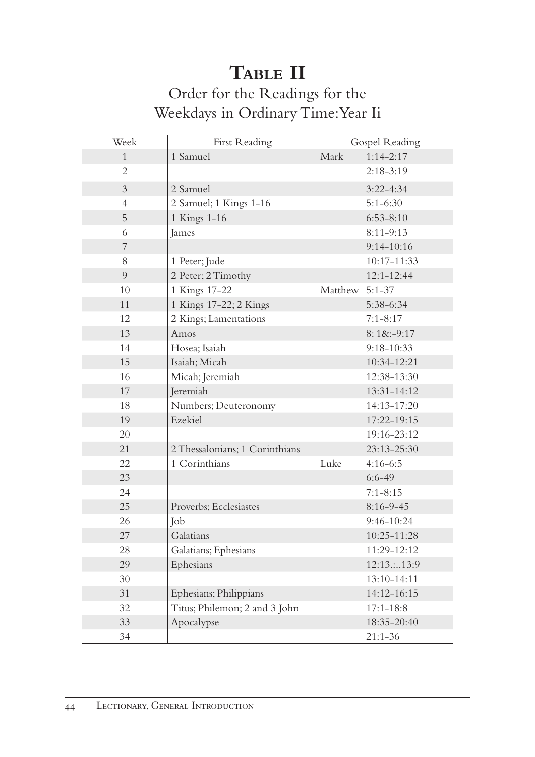# Table II

## Order for the Readings for the Weekdays in Ordinary Time: Year Ii

| Week | First Reading | Gospel Reading | |
|---|---|---|---|
| 1 | 1 Samuel | Mark | 1:14-2:17 |
| 2 | | | 2:18-3:19 |
| 3 | 2 Samuel | | 3:22-4:34 |
| 4 | 2 Samuel; 1 Kings 1-16 | | 5:1-6:30 |
| 5 | 1 Kings 1-16 | | 6:53-8:10 |
| 6 | James | | 8:11-9:13 |
| 7 | | | 9:14-10:16 |
| 8 | 1 Peter; Jude | | 10:17-11:33 |
| 9 | 2 Peter; 2 Timothy | | 12:1-12:44 |
| 10 | 1 Kings 17-22 | Matthew | 5:1-37 |
| 11 | 1 Kings 17-22; 2 Kings | | 5:38-6:34 |
| 12 | 2 Kings; Lamentations | | 7:1-8:17 |
| 13 | Amos | | 8: 1&:-9:17 |
| 14 | Hosea; Isaiah | | 9:18-10:33 |
| 15 | Isaiah; Micah | | 10:34-12:21 |
| 16 | Micah; Jeremiah | | 12:38-13:30 |
| 17 | Jeremiah | | 13:31-14:12 |
| 18 | Numbers; Deuteronomy | | 14:13-17:20 |
| 19 | Ezekiel | | 17:22-19:15 |
| 20 | | | 19:16-23:12 |
| 21 | 2 Thessalonians; 1 Corinthians | | 23:13-25:30 |
| 22 | 1 Corinthians | Luke | 4:16-6:5 |
| 23 | | | 6:6-49 |
| 24 | | | 7:1-8:15 |
| 25 | Proverbs; Ecclesiastes | | 8:16-9-45 |
| 26 | Job | | 9:46-10:24 |
| 27 | Galatians | | 10:25-11:28 |
| 28 | Galatians; Ephesians | | 11:29-12:12 |
| 29 | Ephesians | | 12:13.:..13:9 |
| 30 | | | 13:10-14:11 |
| 31 | Ephesians; Philippians | | 14:12-16:15 |
| 32 | Titus; Philemon; 2 and 3 John | | 17:1-18:8 |
| 33 | Apocalypse | | 18:35-20:40 |
| 34 | | | 21:1-36 |